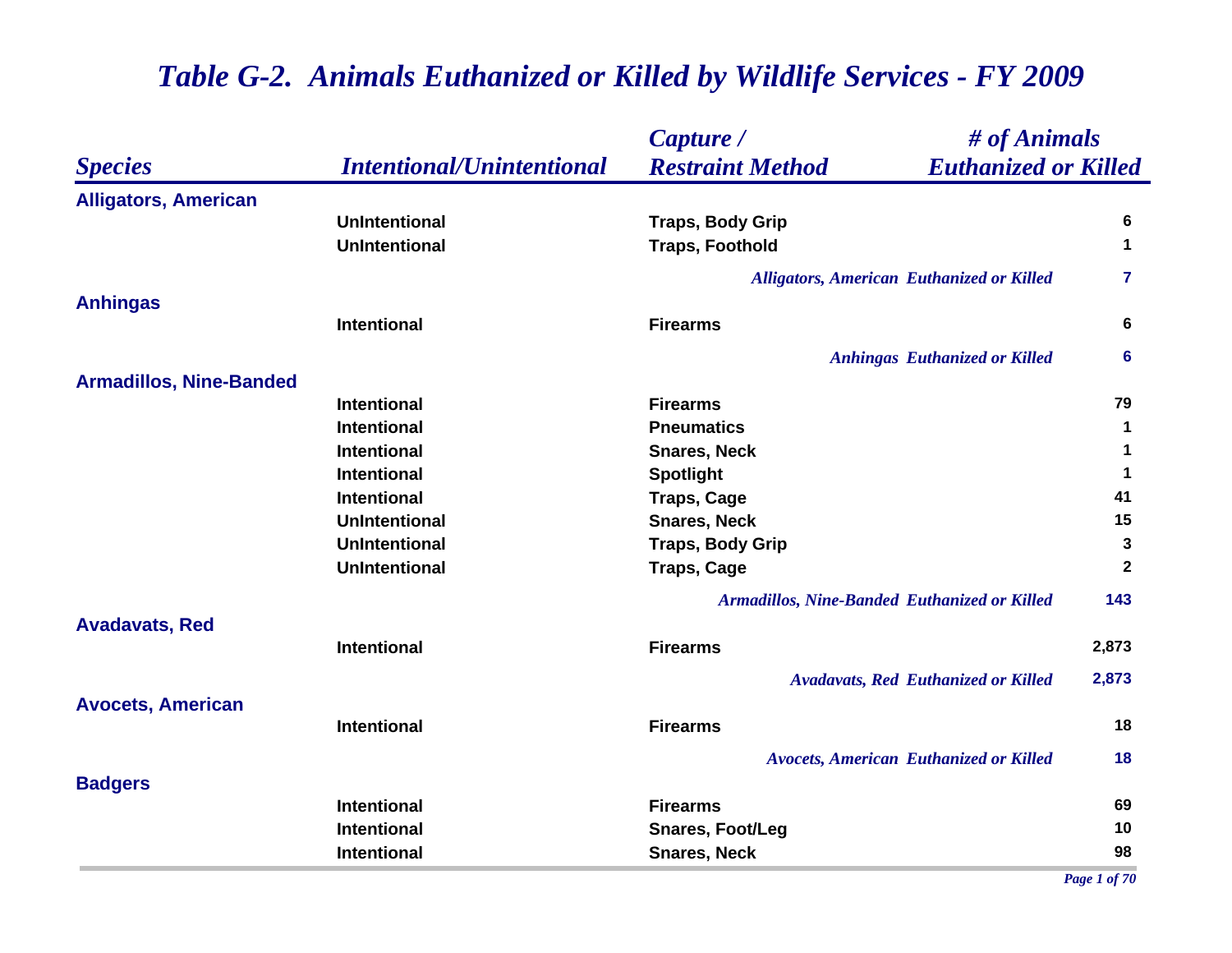# *Table G-2. Animals Euthanized or Killed by Wildlife Services - FY 2009*

| *Species* | *Intentional/Unintentional* | *Capture / Restraint Method* | *# of Animals Euthanized or Killed* |
|---|---|---|---|
| **Alligators, American** | | | |
| | UnIntentional | Traps, Body Grip | 6 |
| | UnIntentional | Traps, Foothold | 1 |
| | | *Alligators, American Euthanized or Killed* | 7 |
| **Anhingas** | | | |
| | Intentional | Firearms | 6 |
| | | *Anhingas Euthanized or Killed* | 6 |
| **Armadillos, Nine-Banded** | | | |
| | Intentional | Firearms | 79 |
| | Intentional | Pneumatics | 1 |
| | Intentional | Snares, Neck | 1 |
| | Intentional | Spotlight | 1 |
| | Intentional | Traps, Cage | 41 |
| | UnIntentional | Snares, Neck | 15 |
| | UnIntentional | Traps, Body Grip | 3 |
| | UnIntentional | Traps, Cage | 2 |
| | | *Armadillos, Nine-Banded Euthanized or Killed* | 143 |
| **Avadavats, Red** | | | |
| | Intentional | Firearms | 2,873 |
| | | *Avadavats, Red Euthanized or Killed* | 2,873 |
| **Avocets, American** | | | |
| | Intentional | Firearms | 18 |
| | | *Avocets, American Euthanized or Killed* | 18 |
| **Badgers** | | | |
| | Intentional | Firearms | 69 |
| | Intentional | Snares, Foot/Leg | 10 |
| | Intentional | Snares, Neck | 98 |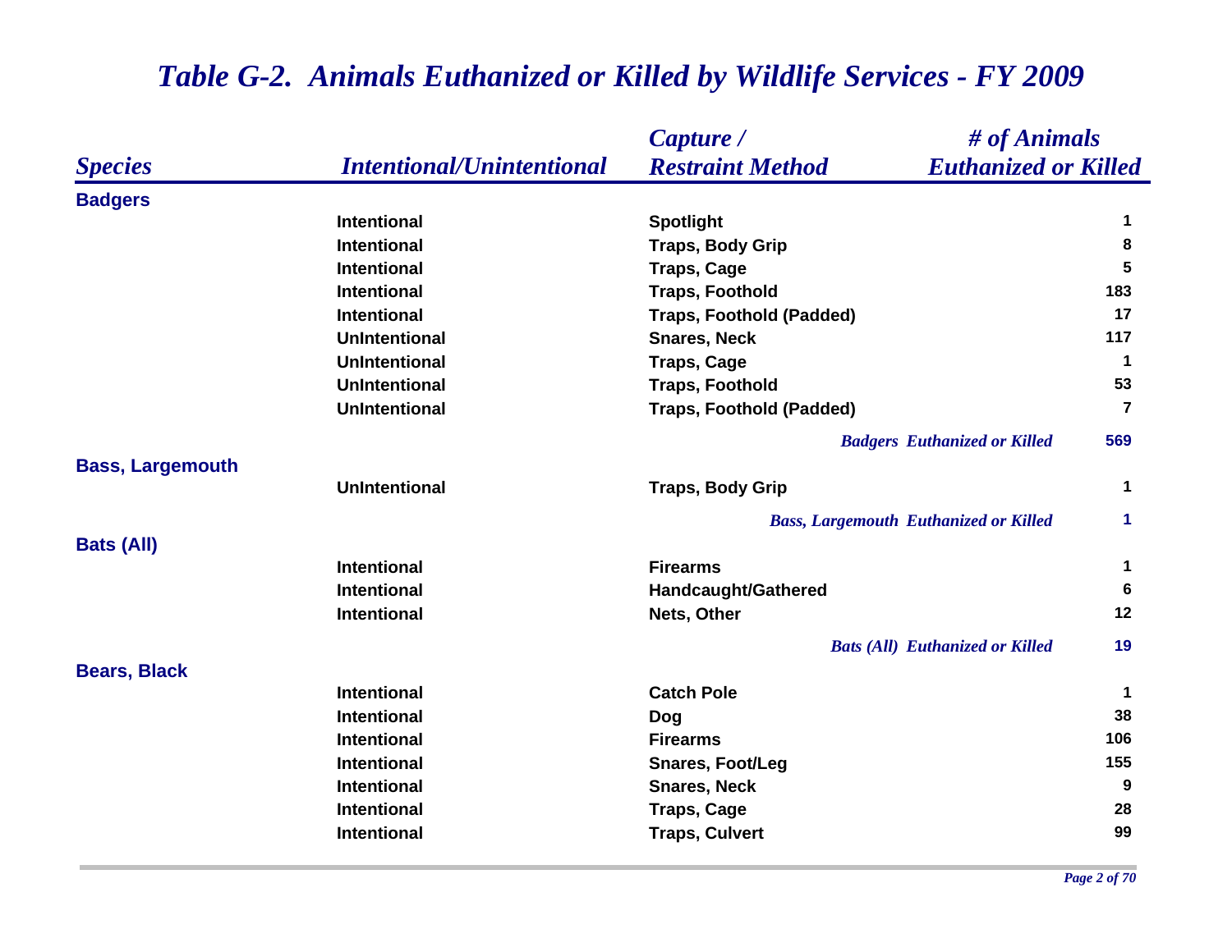# *Table G-2. Animals Euthanized or Killed by Wildlife Services - FY 2009*

| *Species* | *Intentional/Unintentional* | *Capture / Restraint Method* | *# of Animals Euthanized or Killed* |
|---|---|---|---|
| **Badgers** | | | |
| | Intentional | Spotlight | 1 |
| | Intentional | Traps, Body Grip | 8 |
| | Intentional | Traps, Cage | 5 |
| | Intentional | Traps, Foothold | 183 |
| | Intentional | Traps, Foothold (Padded) | 17 |
| | UnIntentional | Snares, Neck | 117 |
| | UnIntentional | Traps, Cage | 1 |
| | UnIntentional | Traps, Foothold | 53 |
| | UnIntentional | Traps, Foothold (Padded) | 7 |
| | | *Badgers Euthanized or Killed* | **569** |
| **Bass, Largemouth** | | | |
| | UnIntentional | Traps, Body Grip | 1 |
| | | *Bass, Largemouth Euthanized or Killed* | **1** |
| **Bats (All)** | | | |
| | Intentional | Firearms | 1 |
| | Intentional | Handcaught/Gathered | 6 |
| | Intentional | Nets, Other | 12 |
| | | *Bats (All) Euthanized or Killed* | **19** |
| **Bears, Black** | | | |
| | Intentional | Catch Pole | 1 |
| | Intentional | Dog | 38 |
| | Intentional | Firearms | 106 |
| | Intentional | Snares, Foot/Leg | 155 |
| | Intentional | Snares, Neck | 9 |
| | Intentional | Traps, Cage | 28 |
| | Intentional | Traps, Culvert | 99 |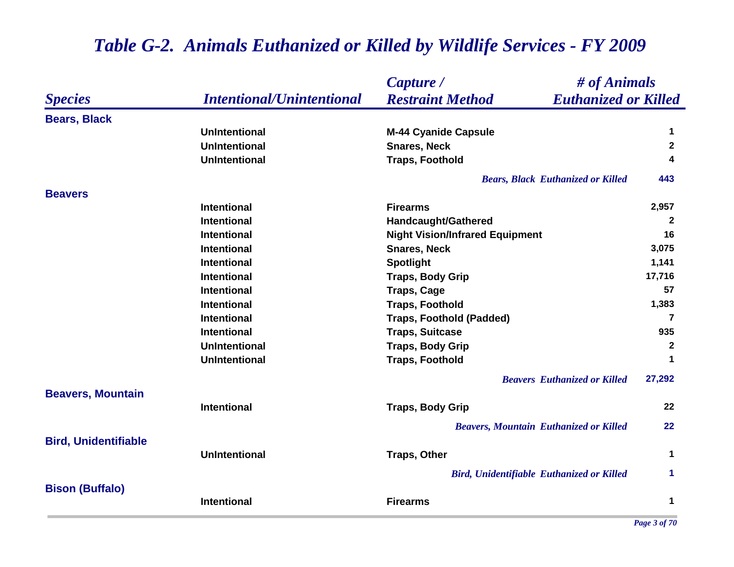# *Table G-2. Animals Euthanized or Killed by Wildlife Services - FY 2009*

| *Species* | *Intentional/Unintentional* | *Capture / Restraint Method* | *# of Animals Euthanized or Killed* |
|---|---|---|---|
| **Bears, Black** | | | |
| | UnIntentional | M-44 Cyanide Capsule | 1 |
| | UnIntentional | Snares, Neck | 2 |
| | UnIntentional | Traps, Foothold | 4 |
| | | *Bears, Black Euthanized or Killed* | 443 |
| **Beavers** | | | |
| | Intentional | Firearms | 2,957 |
| | Intentional | Handcaught/Gathered | 2 |
| | Intentional | Night Vision/Infrared Equipment | 16 |
| | Intentional | Snares, Neck | 3,075 |
| | Intentional | Spotlight | 1,141 |
| | Intentional | Traps, Body Grip | 17,716 |
| | Intentional | Traps, Cage | 57 |
| | Intentional | Traps, Foothold | 1,383 |
| | Intentional | Traps, Foothold (Padded) | 7 |
| | Intentional | Traps, Suitcase | 935 |
| | UnIntentional | Traps, Body Grip | 2 |
| | UnIntentional | Traps, Foothold | 1 |
| | | *Beavers Euthanized or Killed* | 27,292 |
| **Beavers, Mountain** | | | |
| | Intentional | Traps, Body Grip | 22 |
| | | *Beavers, Mountain Euthanized or Killed* | 22 |
| **Bird, Unidentifiable** | | | |
| | UnIntentional | Traps, Other | 1 |
| | | *Bird, Unidentifiable Euthanized or Killed* | 1 |
| **Bison (Buffalo)** | | | |
| | Intentional | Firearms | 1 |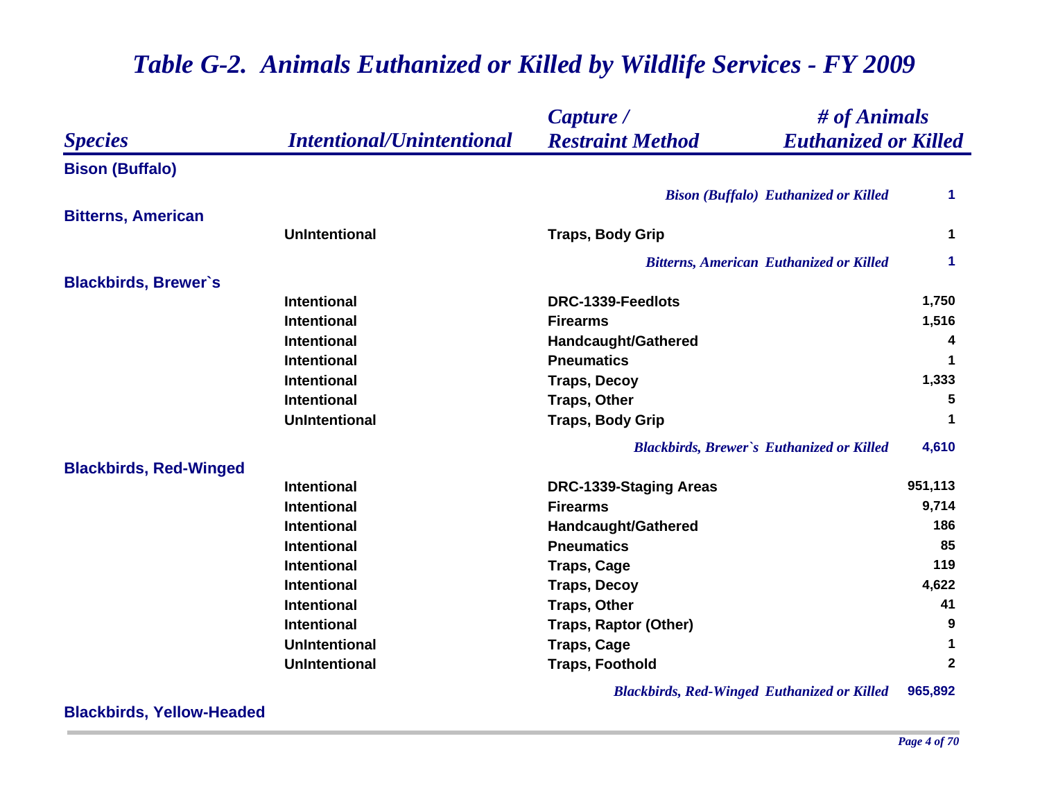# *Table G-2. Animals Euthanized or Killed by Wildlife Services - FY 2009*

| *Species* | *Intentional/Unintentional* | *Capture / Restraint Method* | *# of Animals Euthanized or Killed* |
|---|---|---|---|
| **Bison (Buffalo)** | | | |
| | | *Bison (Buffalo) Euthanized or Killed* | **1** |
| **Bitterns, American** | | | |
| | UnIntentional | Traps, Body Grip | 1 |
| | | *Bitterns, American Euthanized or Killed* | **1** |
| **Blackbirds, Brewer`s** | | | |
| | Intentional | DRC-1339-Feedlots | 1,750 |
| | Intentional | Firearms | 1,516 |
| | Intentional | Handcaught/Gathered | 4 |
| | Intentional | Pneumatics | 1 |
| | Intentional | Traps, Decoy | 1,333 |
| | Intentional | Traps, Other | 5 |
| | UnIntentional | Traps, Body Grip | 1 |
| | | *Blackbirds, Brewer`s Euthanized or Killed* | **4,610** |
| **Blackbirds, Red-Winged** | | | |
| | Intentional | DRC-1339-Staging Areas | 951,113 |
| | Intentional | Firearms | 9,714 |
| | Intentional | Handcaught/Gathered | 186 |
| | Intentional | Pneumatics | 85 |
| | Intentional | Traps, Cage | 119 |
| | Intentional | Traps, Decoy | 4,622 |
| | Intentional | Traps, Other | 41 |
| | Intentional | Traps, Raptor (Other) | 9 |
| | UnIntentional | Traps, Cage | 1 |
| | UnIntentional | Traps, Foothold | 2 |
| | | *Blackbirds, Red-Winged Euthanized or Killed* | **965,892** |
| **Blackbirds, Yellow-Headed** | | | |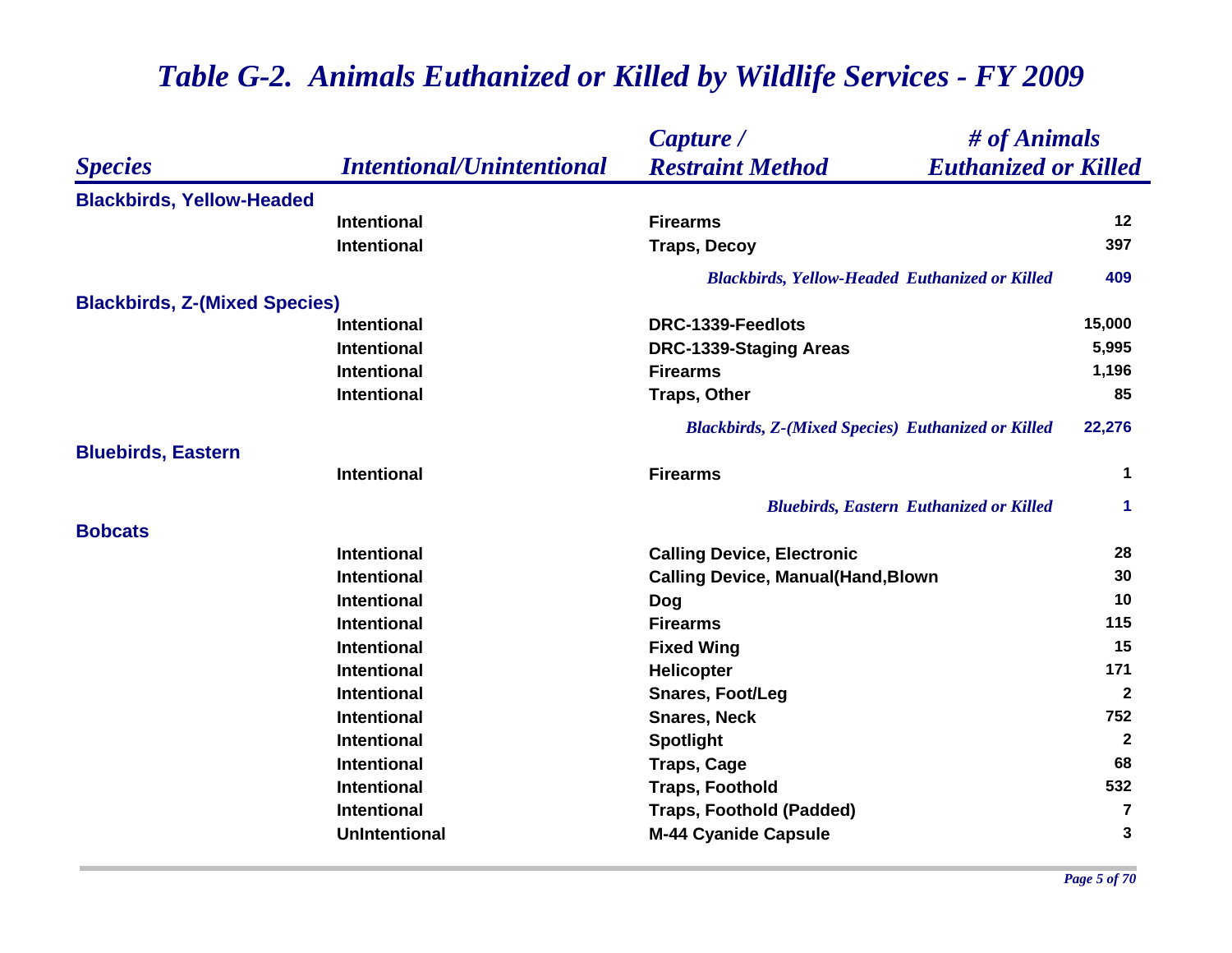# *Table G-2. Animals Euthanized or Killed by Wildlife Services - FY 2009*

| *Species* | *Intentional/Unintentional* | *Capture / Restraint Method* | *# of Animals Euthanized or Killed* |
|---|---|---|---|
| **Blackbirds, Yellow-Headed** | | | |
| | Intentional | Firearms | 12 |
| | Intentional | Traps, Decoy | 397 |
| | | *Blackbirds, Yellow-Headed Euthanized or Killed* | 409 |
| **Blackbirds, Z-(Mixed Species)** | | | |
| | Intentional | DRC-1339-Feedlots | 15,000 |
| | Intentional | DRC-1339-Staging Areas | 5,995 |
| | Intentional | Firearms | 1,196 |
| | Intentional | Traps, Other | 85 |
| | | *Blackbirds, Z-(Mixed Species) Euthanized or Killed* | 22,276 |
| **Bluebirds, Eastern** | | | |
| | Intentional | Firearms | 1 |
| | | *Bluebirds, Eastern Euthanized or Killed* | 1 |
| **Bobcats** | | | |
| | Intentional | Calling Device, Electronic | 28 |
| | Intentional | Calling Device, Manual(Hand,Blown | 30 |
| | Intentional | Dog | 10 |
| | Intentional | Firearms | 115 |
| | Intentional | Fixed Wing | 15 |
| | Intentional | Helicopter | 171 |
| | Intentional | Snares, Foot/Leg | 2 |
| | Intentional | Snares, Neck | 752 |
| | Intentional | Spotlight | 2 |
| | Intentional | Traps, Cage | 68 |
| | Intentional | Traps, Foothold | 532 |
| | Intentional | Traps, Foothold (Padded) | 7 |
| | UnIntentional | M-44 Cyanide Capsule | 3 |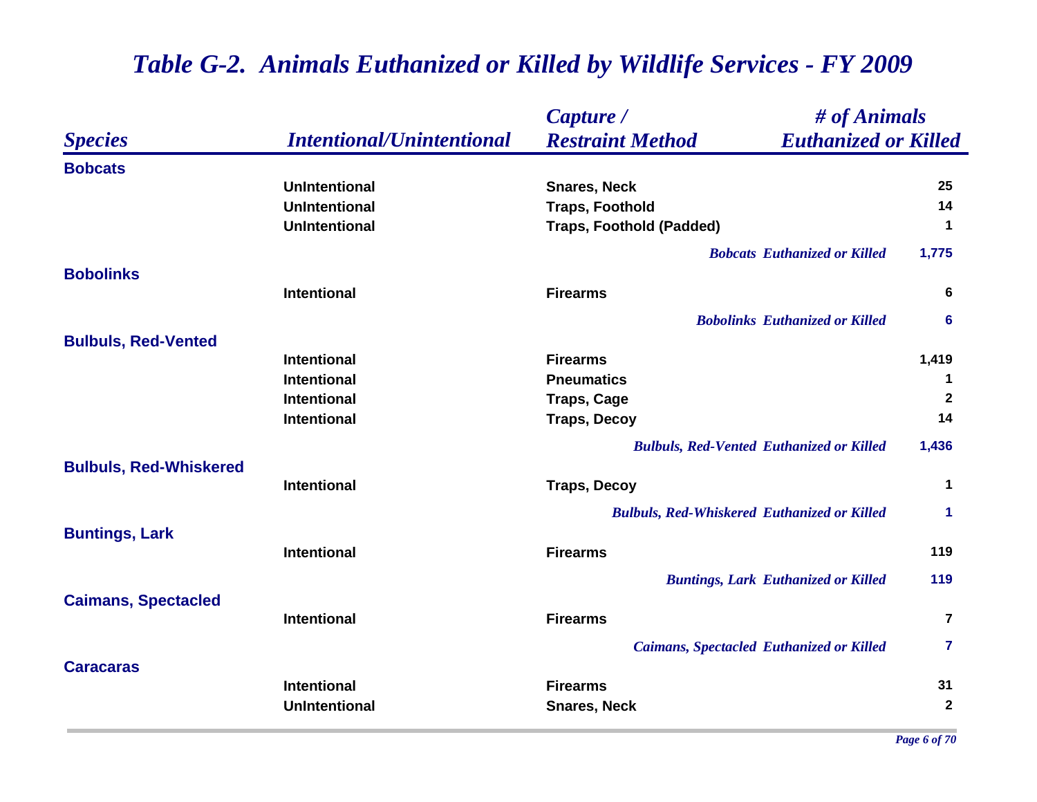# *Table G-2. Animals Euthanized or Killed by Wildlife Services - FY 2009*

| *Species* | *Intentional/Unintentional* | *Capture / Restraint Method* | *# of Animals Euthanized or Killed* |
|---|---|---|---|
| **Bobcats** | | | |
| | UnIntentional | Snares, Neck | 25 |
| | UnIntentional | Traps, Foothold | 14 |
| | UnIntentional | Traps, Foothold (Padded) | 1 |
| | | *Bobcats Euthanized or Killed* | 1,775 |
| **Bobolinks** | | | |
| | Intentional | Firearms | 6 |
| | | *Bobolinks Euthanized or Killed* | 6 |
| **Bulbuls, Red-Vented** | | | |
| | Intentional | Firearms | 1,419 |
| | Intentional | Pneumatics | 1 |
| | Intentional | Traps, Cage | 2 |
| | Intentional | Traps, Decoy | 14 |
| | | *Bulbuls, Red-Vented Euthanized or Killed* | 1,436 |
| **Bulbuls, Red-Whiskered** | | | |
| | Intentional | Traps, Decoy | 1 |
| | | *Bulbuls, Red-Whiskered Euthanized or Killed* | 1 |
| **Buntings, Lark** | | | |
| | Intentional | Firearms | 119 |
| | | *Buntings, Lark Euthanized or Killed* | 119 |
| **Caimans, Spectacled** | | | |
| | Intentional | Firearms | 7 |
| | | *Caimans, Spectacled Euthanized or Killed* | 7 |
| **Caracaras** | | | |
| | Intentional | Firearms | 31 |
| | UnIntentional | Snares, Neck | 2 |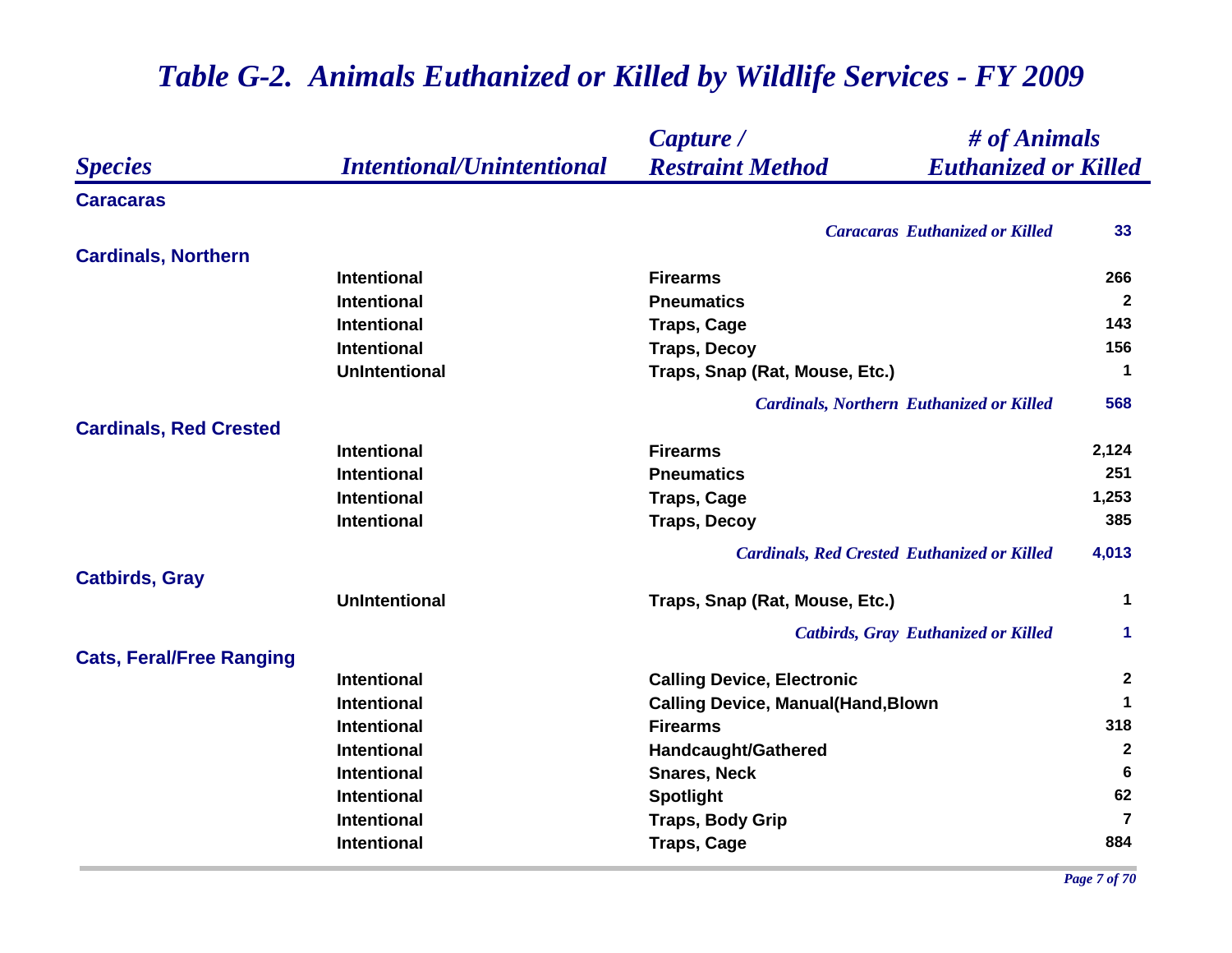# *Table G-2. Animals Euthanized or Killed by Wildlife Services - FY 2009*

| *Species* | *Intentional/Unintentional* | *Capture / Restraint Method* | *# of Animals Euthanized or Killed* |
|---|---|---|---|
| **Caracaras** | | | |
| | | *Caracaras Euthanized or Killed* | **33** |
| **Cardinals, Northern** | | | |
| | Intentional | Firearms | 266 |
| | Intentional | Pneumatics | 2 |
| | Intentional | Traps, Cage | 143 |
| | Intentional | Traps, Decoy | 156 |
| | UnIntentional | Traps, Snap (Rat, Mouse, Etc.) | 1 |
| | | *Cardinals, Northern Euthanized or Killed* | **568** |
| **Cardinals, Red Crested** | | | |
| | Intentional | Firearms | 2,124 |
| | Intentional | Pneumatics | 251 |
| | Intentional | Traps, Cage | 1,253 |
| | Intentional | Traps, Decoy | 385 |
| | | *Cardinals, Red Crested Euthanized or Killed* | **4,013** |
| **Catbirds, Gray** | | | |
| | UnIntentional | Traps, Snap (Rat, Mouse, Etc.) | 1 |
| | | *Catbirds, Gray Euthanized or Killed* | **1** |
| **Cats, Feral/Free Ranging** | | | |
| | Intentional | Calling Device, Electronic | 2 |
| | Intentional | Calling Device, Manual(Hand,Blown | 1 |
| | Intentional | Firearms | 318 |
| | Intentional | Handcaught/Gathered | 2 |
| | Intentional | Snares, Neck | 6 |
| | Intentional | Spotlight | 62 |
| | Intentional | Traps, Body Grip | 7 |
| | Intentional | Traps, Cage | 884 |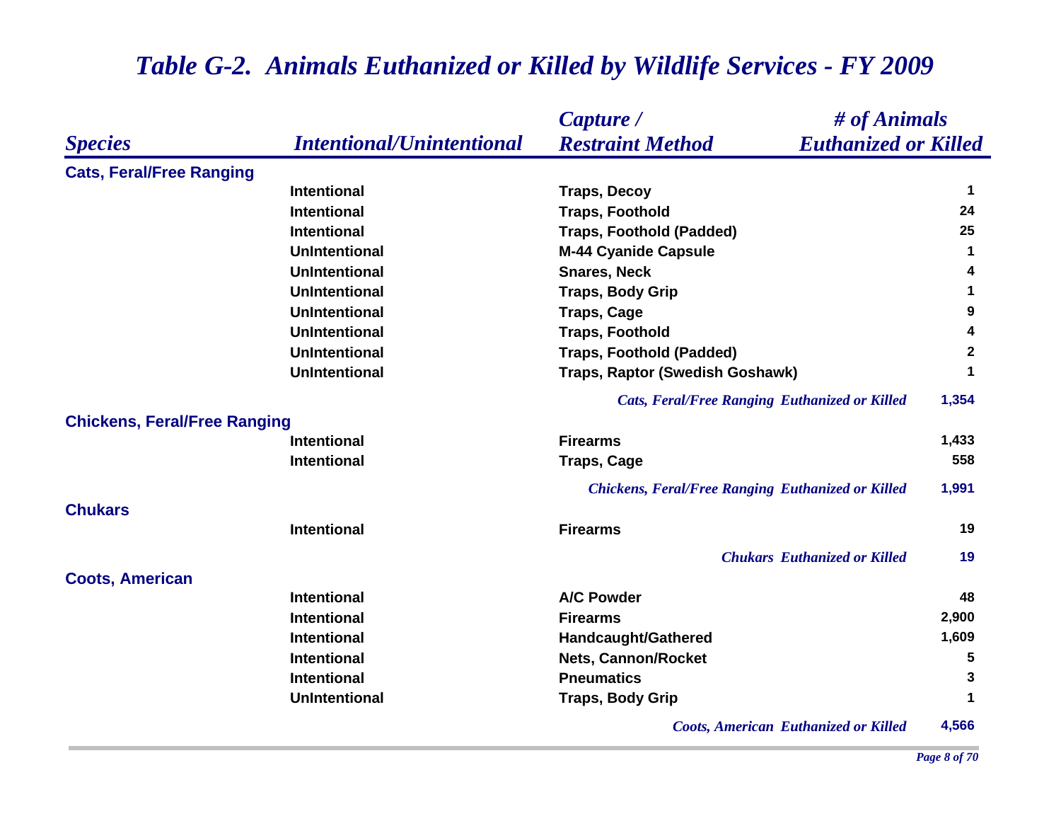## *Table G-2. Animals Euthanized or Killed by Wildlife Services - FY 2009*

| *Species* | *Intentional/Unintentional* | *Capture / Restraint Method* | *# of Animals Euthanized or Killed* |
|---|---|---|---|
| **Cats, Feral/Free Ranging** | | | |
| | Intentional | Traps, Decoy | 1 |
| | Intentional | Traps, Foothold | 24 |
| | Intentional | Traps, Foothold (Padded) | 25 |
| | UnIntentional | M-44 Cyanide Capsule | 1 |
| | UnIntentional | Snares, Neck | 4 |
| | UnIntentional | Traps, Body Grip | 1 |
| | UnIntentional | Traps, Cage | 9 |
| | UnIntentional | Traps, Foothold | 4 |
| | UnIntentional | Traps, Foothold (Padded) | 2 |
| | UnIntentional | Traps, Raptor (Swedish Goshawk) | 1 |
| | | *Cats, Feral/Free Ranging Euthanized or Killed* | 1,354 |
| **Chickens, Feral/Free Ranging** | | | |
| | Intentional | Firearms | 1,433 |
| | Intentional | Traps, Cage | 558 |
| | | *Chickens, Feral/Free Ranging Euthanized or Killed* | 1,991 |
| **Chukars** | | | |
| | Intentional | Firearms | 19 |
| | | *Chukars Euthanized or Killed* | 19 |
| **Coots, American** | | | |
| | Intentional | A/C Powder | 48 |
| | Intentional | Firearms | 2,900 |
| | Intentional | Handcaught/Gathered | 1,609 |
| | Intentional | Nets, Cannon/Rocket | 5 |
| | Intentional | Pneumatics | 3 |
| | UnIntentional | Traps, Body Grip | 1 |
| | | *Coots, American Euthanized or Killed* | 4,566 |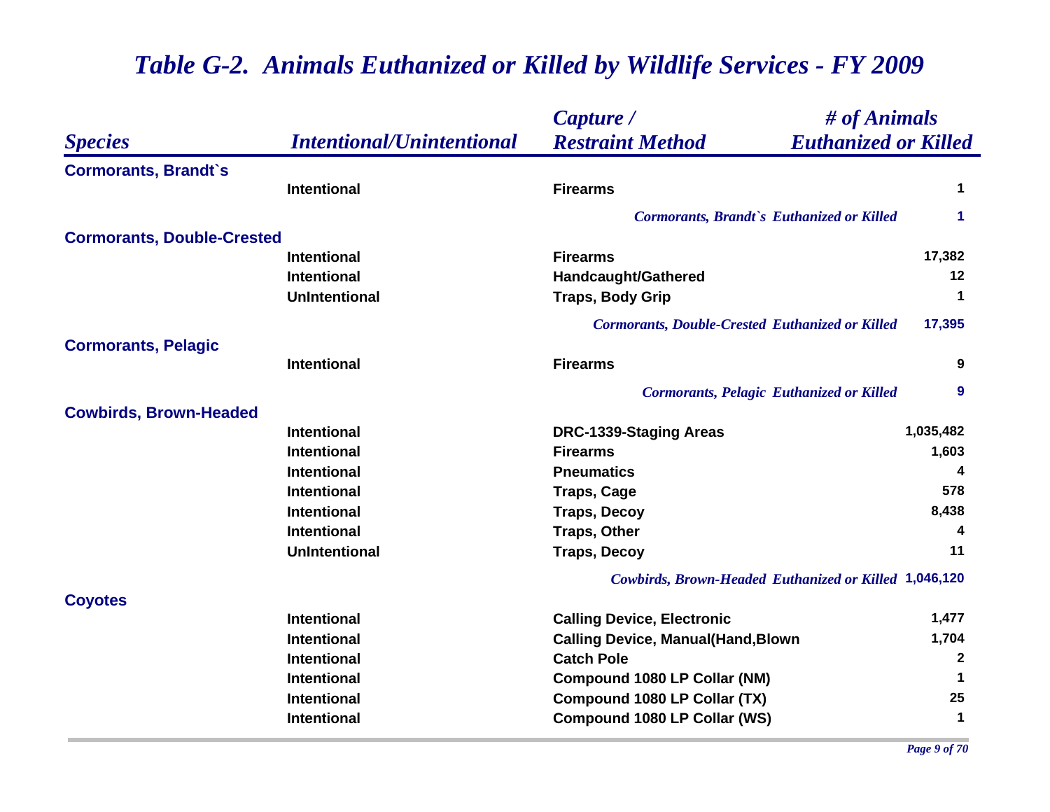# *Table G-2. Animals Euthanized or Killed by Wildlife Services - FY 2009*

| *Species* | *Intentional/Unintentional* | *Capture / Restraint Method* | *# of Animals Euthanized or Killed* |
|---|---|---|---|
| **Cormorants, Brandt`s** | | | |
| | Intentional | Firearms | 1 |
| | | *Cormorants, Brandt`s Euthanized or Killed* | **1** |
| **Cormorants, Double-Crested** | | | |
| | Intentional | Firearms | 17,382 |
| | Intentional | Handcaught/Gathered | 12 |
| | UnIntentional | Traps, Body Grip | 1 |
| | | *Cormorants, Double-Crested Euthanized or Killed* | **17,395** |
| **Cormorants, Pelagic** | | | |
| | Intentional | Firearms | 9 |
| | | *Cormorants, Pelagic Euthanized or Killed* | **9** |
| **Cowbirds, Brown-Headed** | | | |
| | Intentional | DRC-1339-Staging Areas | 1,035,482 |
| | Intentional | Firearms | 1,603 |
| | Intentional | Pneumatics | 4 |
| | Intentional | Traps, Cage | 578 |
| | Intentional | Traps, Decoy | 8,438 |
| | Intentional | Traps, Other | 4 |
| | UnIntentional | Traps, Decoy | 11 |
| | | *Cowbirds, Brown-Headed Euthanized or Killed* | **1,046,120** |
| **Coyotes** | | | |
| | Intentional | Calling Device, Electronic | 1,477 |
| | Intentional | Calling Device, Manual(Hand,Blown | 1,704 |
| | Intentional | Catch Pole | 2 |
| | Intentional | Compound 1080 LP Collar (NM) | 1 |
| | Intentional | Compound 1080 LP Collar (TX) | 25 |
| | Intentional | Compound 1080 LP Collar (WS) | 1 |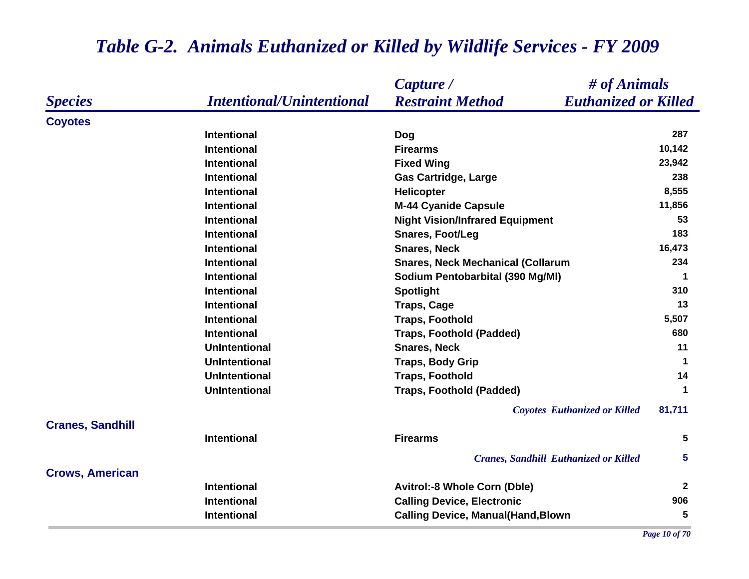# *Table G-2. Animals Euthanized or Killed by Wildlife Services - FY 2009*

| *Species* | *Intentional/Unintentional* | *Capture / Restraint Method* | *# of Animals Euthanized or Killed* |
|---|---|---|---|
| **Coyotes** | | | |
| | Intentional | Dog | 287 |
| | Intentional | Firearms | 10,142 |
| | Intentional | Fixed Wing | 23,942 |
| | Intentional | Gas Cartridge, Large | 238 |
| | Intentional | Helicopter | 8,555 |
| | Intentional | M-44 Cyanide Capsule | 11,856 |
| | Intentional | Night Vision/Infrared Equipment | 53 |
| | Intentional | Snares, Foot/Leg | 183 |
| | Intentional | Snares, Neck | 16,473 |
| | Intentional | Snares, Neck Mechanical (Collarum | 234 |
| | Intentional | Sodium Pentobarbital (390 Mg/Ml) | 1 |
| | Intentional | Spotlight | 310 |
| | Intentional | Traps, Cage | 13 |
| | Intentional | Traps, Foothold | 5,507 |
| | Intentional | Traps, Foothold (Padded) | 680 |
| | UnIntentional | Snares, Neck | 11 |
| | UnIntentional | Traps, Body Grip | 1 |
| | UnIntentional | Traps, Foothold | 14 |
| | UnIntentional | Traps, Foothold (Padded) | 1 |
| | | *Coyotes Euthanized or Killed* | 81,711 |
| **Cranes, Sandhill** | | | |
| | Intentional | Firearms | 5 |
| | | *Cranes, Sandhill Euthanized or Killed* | 5 |
| **Crows, American** | | | |
| | Intentional | Avitrol:-8 Whole Corn (Dble) | 2 |
| | Intentional | Calling Device, Electronic | 906 |
| | Intentional | Calling Device, Manual(Hand,Blown | 5 |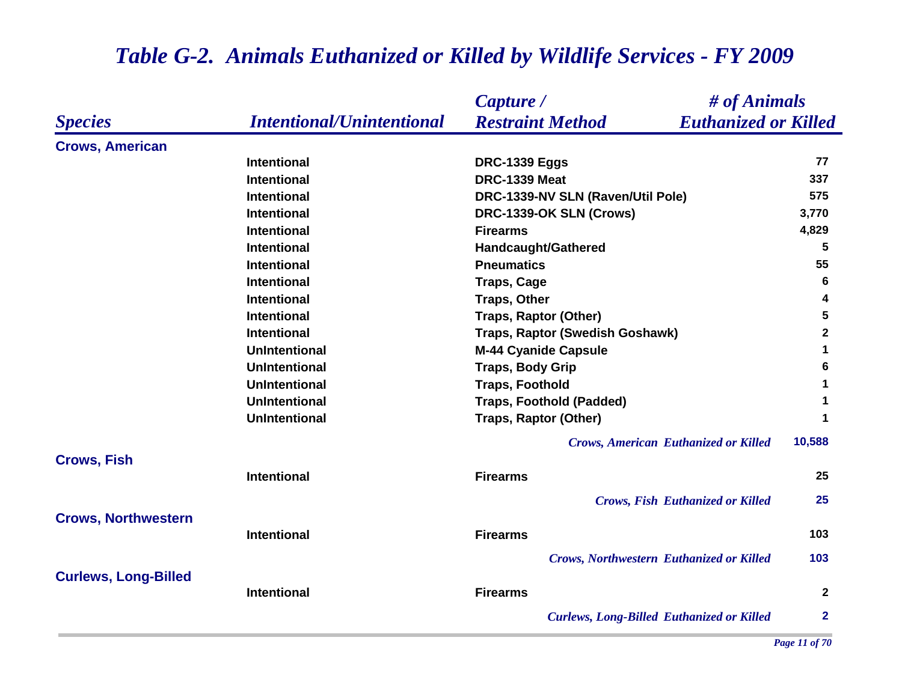# Table G-2. Animals Euthanized or Killed by Wildlife Services - FY 2009

| Species | Intentional/Unintentional | Capture / Restraint Method | # of Animals Euthanized or Killed |
|---|---|---|---|
| **Crows, American** | | | |
| | Intentional | DRC-1339 Eggs | 77 |
| | Intentional | DRC-1339 Meat | 337 |
| | Intentional | DRC-1339-NV SLN (Raven/Util Pole) | 575 |
| | Intentional | DRC-1339-OK SLN (Crows) | 3,770 |
| | Intentional | Firearms | 4,829 |
| | Intentional | Handcaught/Gathered | 5 |
| | Intentional | Pneumatics | 55 |
| | Intentional | Traps, Cage | 6 |
| | Intentional | Traps, Other | 4 |
| | Intentional | Traps, Raptor (Other) | 5 |
| | Intentional | Traps, Raptor (Swedish Goshawk) | 2 |
| | UnIntentional | M-44 Cyanide Capsule | 1 |
| | UnIntentional | Traps, Body Grip | 6 |
| | UnIntentional | Traps, Foothold | 1 |
| | UnIntentional | Traps, Foothold (Padded) | 1 |
| | UnIntentional | Traps, Raptor (Other) | 1 |
| | | *Crows, American Euthanized or Killed* | **10,588** |
| **Crows, Fish** | | | |
| | Intentional | Firearms | 25 |
| | | *Crows, Fish Euthanized or Killed* | **25** |
| **Crows, Northwestern** | | | |
| | Intentional | Firearms | 103 |
| | | *Crows, Northwestern Euthanized or Killed* | **103** |
| **Curlews, Long-Billed** | | | |
| | Intentional | Firearms | 2 |
| | | *Curlews, Long-Billed Euthanized or Killed* | **2** |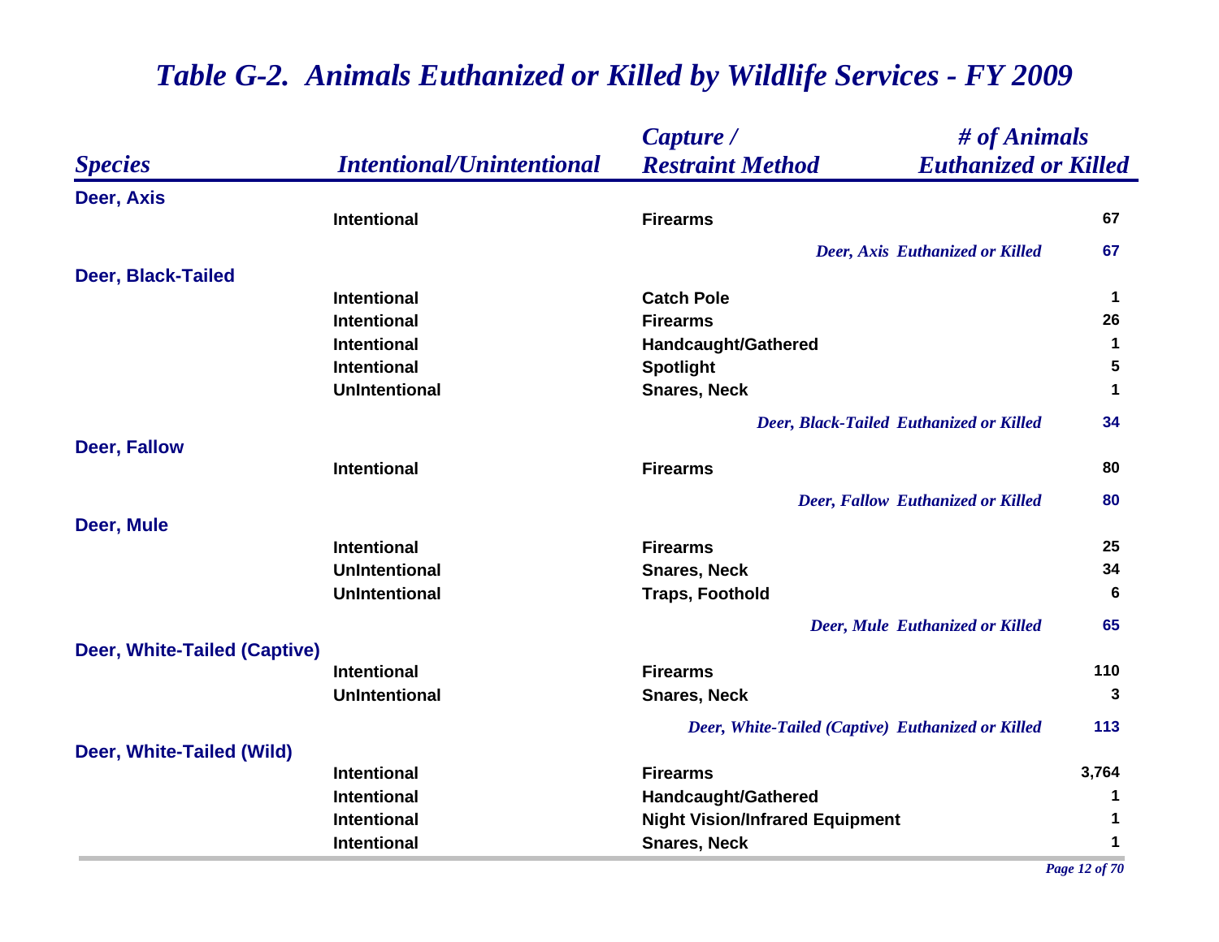# *Table G-2. Animals Euthanized or Killed by Wildlife Services - FY 2009*

| *Species* | *Intentional/Unintentional* | *Capture / Restraint Method* | *# of Animals Euthanized or Killed* |
|---|---|---|---|
| **Deer, Axis** | | | |
| | Intentional | Firearms | 67 |
| | | *Deer, Axis Euthanized or Killed* | 67 |
| **Deer, Black-Tailed** | | | |
| | Intentional | Catch Pole | 1 |
| | Intentional | Firearms | 26 |
| | Intentional | Handcaught/Gathered | 1 |
| | Intentional | Spotlight | 5 |
| | UnIntentional | Snares, Neck | 1 |
| | | *Deer, Black-Tailed Euthanized or Killed* | 34 |
| **Deer, Fallow** | | | |
| | Intentional | Firearms | 80 |
| | | *Deer, Fallow Euthanized or Killed* | 80 |
| **Deer, Mule** | | | |
| | Intentional | Firearms | 25 |
| | UnIntentional | Snares, Neck | 34 |
| | UnIntentional | Traps, Foothold | 6 |
| | | *Deer, Mule Euthanized or Killed* | 65 |
| **Deer, White-Tailed (Captive)** | | | |
| | Intentional | Firearms | 110 |
| | UnIntentional | Snares, Neck | 3 |
| | | *Deer, White-Tailed (Captive) Euthanized or Killed* | 113 |
| **Deer, White-Tailed (Wild)** | | | |
| | Intentional | Firearms | 3,764 |
| | Intentional | Handcaught/Gathered | 1 |
| | Intentional | Night Vision/Infrared Equipment | 1 |
| | Intentional | Snares, Neck | 1 |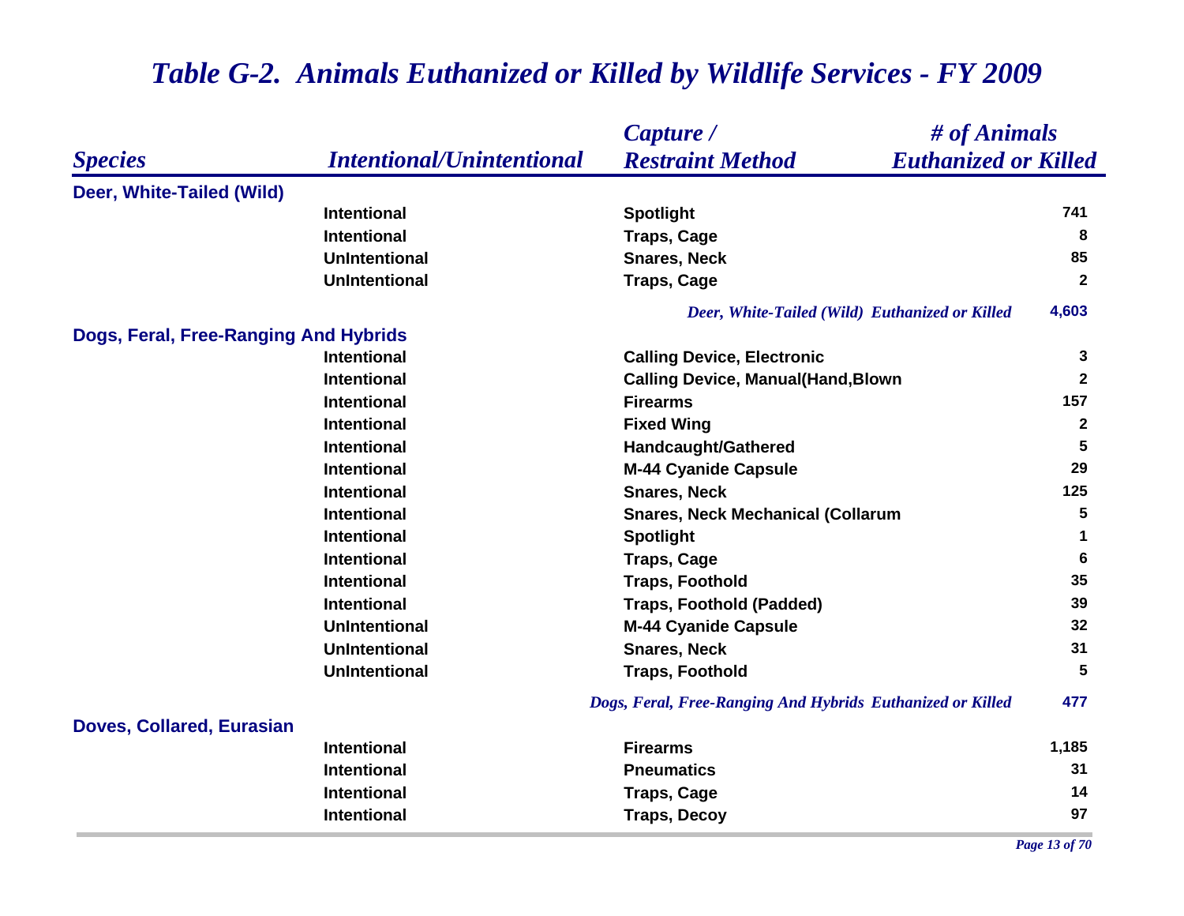# *Table G-2. Animals Euthanized or Killed by Wildlife Services - FY 2009*

| *Species* | *Intentional/Unintentional* | *Capture / Restraint Method* | *# of Animals Euthanized or Killed* |
|---|---|---|---|
| **Deer, White-Tailed (Wild)** | | | |
| | Intentional | Spotlight | 741 |
| | Intentional | Traps, Cage | 8 |
| | UnIntentional | Snares, Neck | 85 |
| | UnIntentional | Traps, Cage | 2 |
| | | *Deer, White-Tailed (Wild) Euthanized or Killed* | 4,603 |
| **Dogs, Feral, Free-Ranging And Hybrids** | | | |
| | Intentional | Calling Device, Electronic | 3 |
| | Intentional | Calling Device, Manual(Hand,Blown | 2 |
| | Intentional | Firearms | 157 |
| | Intentional | Fixed Wing | 2 |
| | Intentional | Handcaught/Gathered | 5 |
| | Intentional | M-44 Cyanide Capsule | 29 |
| | Intentional | Snares, Neck | 125 |
| | Intentional | Snares, Neck Mechanical (Collarum | 5 |
| | Intentional | Spotlight | 1 |
| | Intentional | Traps, Cage | 6 |
| | Intentional | Traps, Foothold | 35 |
| | Intentional | Traps, Foothold (Padded) | 39 |
| | UnIntentional | M-44 Cyanide Capsule | 32 |
| | UnIntentional | Snares, Neck | 31 |
| | UnIntentional | Traps, Foothold | 5 |
| | | *Dogs, Feral, Free-Ranging And Hybrids Euthanized or Killed* | 477 |
| **Doves, Collared, Eurasian** | | | |
| | Intentional | Firearms | 1,185 |
| | Intentional | Pneumatics | 31 |
| | Intentional | Traps, Cage | 14 |
| | Intentional | Traps, Decoy | 97 |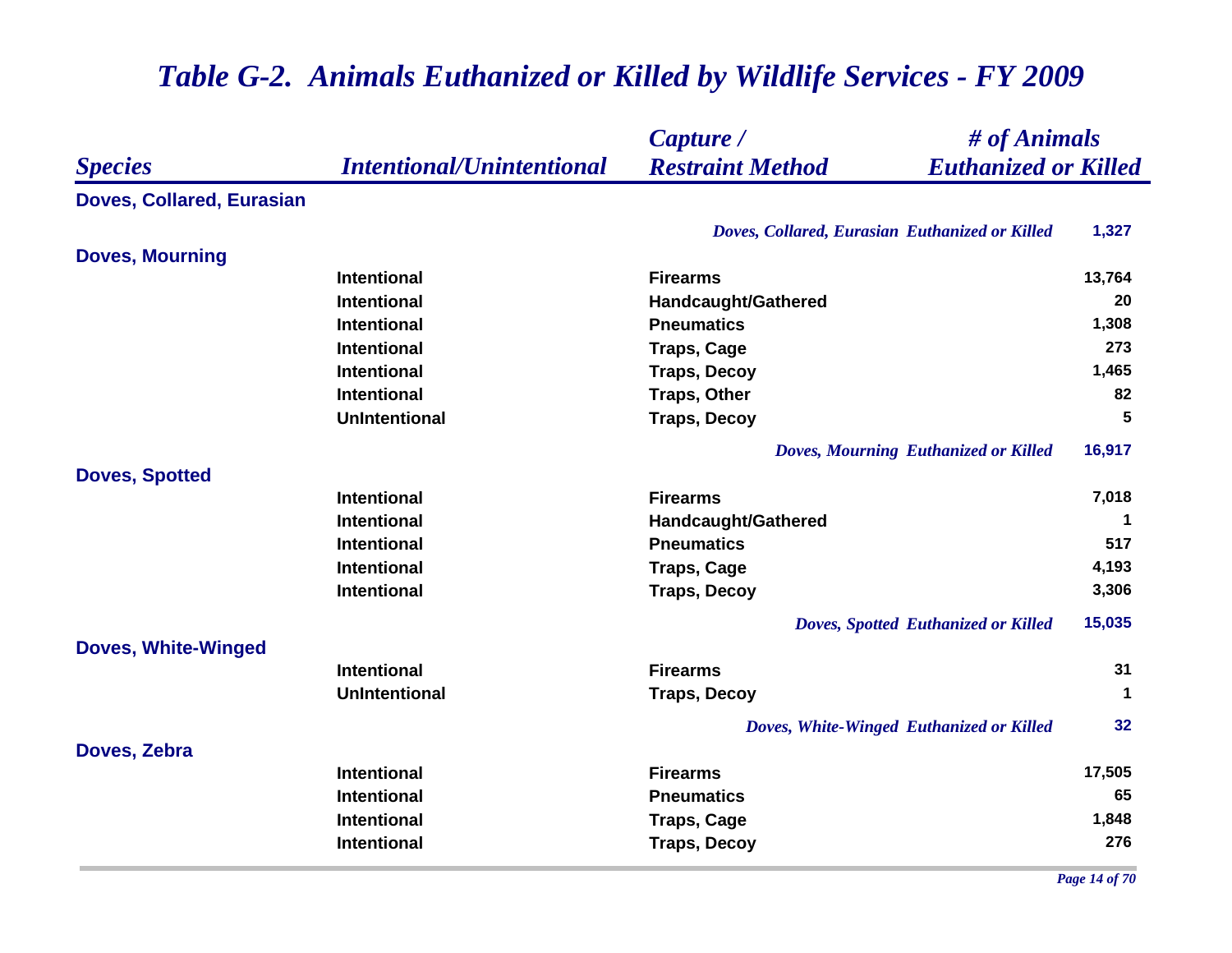# *Table G-2. Animals Euthanized or Killed by Wildlife Services - FY 2009*

| *Species* | *Intentional/Unintentional* | *Capture / Restraint Method* | *# of Animals Euthanized or Killed* |
|---|---|---|---|
| **Doves, Collared, Eurasian** | | | |
| | | *Doves, Collared, Eurasian Euthanized or Killed* | **1,327** |
| **Doves, Mourning** | | | |
| | Intentional | Firearms | 13,764 |
| | Intentional | Handcaught/Gathered | 20 |
| | Intentional | Pneumatics | 1,308 |
| | Intentional | Traps, Cage | 273 |
| | Intentional | Traps, Decoy | 1,465 |
| | Intentional | Traps, Other | 82 |
| | UnIntentional | Traps, Decoy | 5 |
| | | *Doves, Mourning Euthanized or Killed* | **16,917** |
| **Doves, Spotted** | | | |
| | Intentional | Firearms | 7,018 |
| | Intentional | Handcaught/Gathered | 1 |
| | Intentional | Pneumatics | 517 |
| | Intentional | Traps, Cage | 4,193 |
| | Intentional | Traps, Decoy | 3,306 |
| | | *Doves, Spotted Euthanized or Killed* | **15,035** |
| **Doves, White-Winged** | | | |
| | Intentional | Firearms | 31 |
| | UnIntentional | Traps, Decoy | 1 |
| | | *Doves, White-Winged Euthanized or Killed* | **32** |
| **Doves, Zebra** | | | |
| | Intentional | Firearms | 17,505 |
| | Intentional | Pneumatics | 65 |
| | Intentional | Traps, Cage | 1,848 |
| | Intentional | Traps, Decoy | 276 |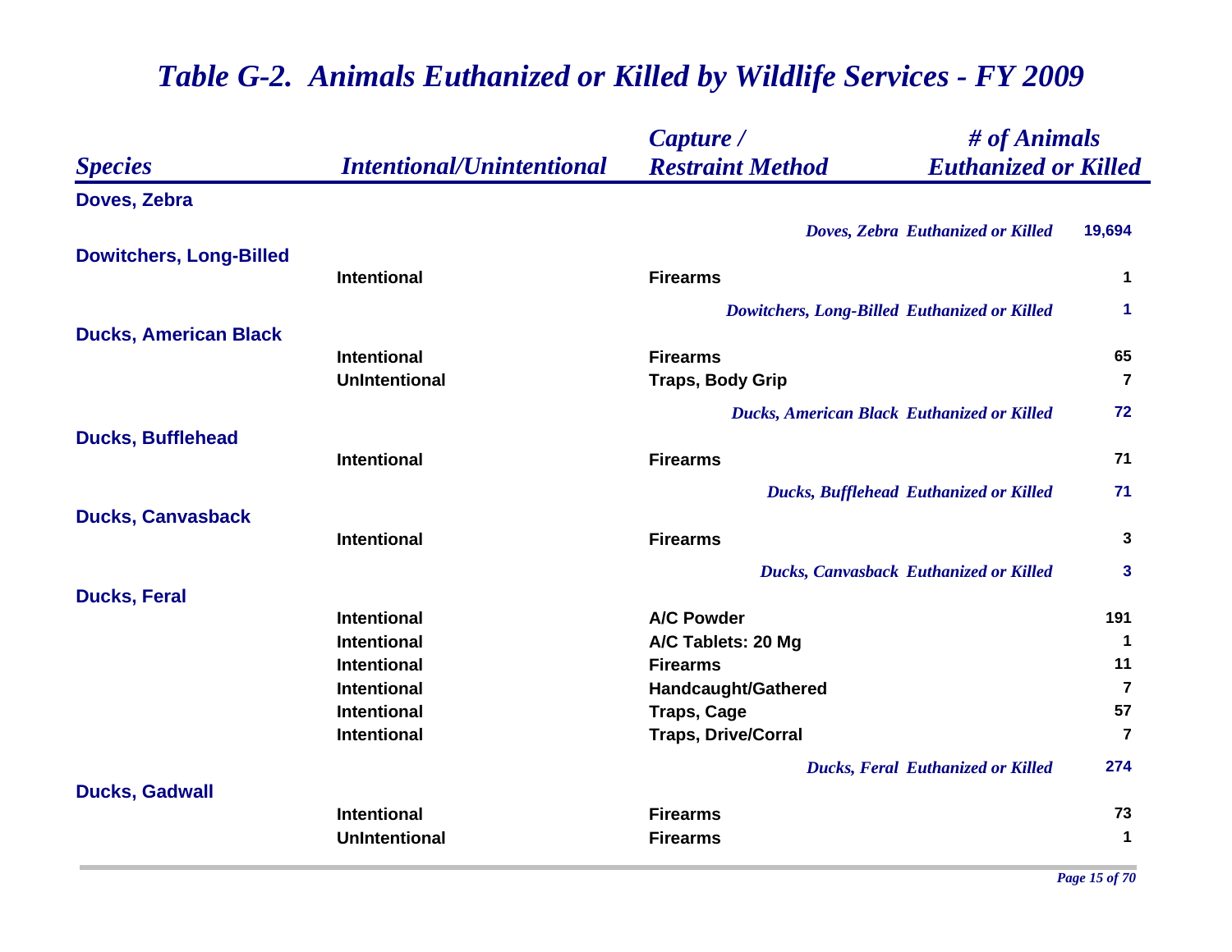# Table G-2. Animals Euthanized or Killed by Wildlife Services - FY 2009

| Species | Intentional/Unintentional | Capture / Restraint Method | # of Animals Euthanized or Killed |
|---|---|---|---|
| **Doves, Zebra** | | | |
| | | *Doves, Zebra Euthanized or Killed* | 19,694 |
| **Dowitchers, Long-Billed** | | | |
| | Intentional | Firearms | 1 |
| | | *Dowitchers, Long-Billed Euthanized or Killed* | 1 |
| **Ducks, American Black** | | | |
| | Intentional | Firearms | 65 |
| | UnIntentional | Traps, Body Grip | 7 |
| | | *Ducks, American Black Euthanized or Killed* | 72 |
| **Ducks, Bufflehead** | | | |
| | Intentional | Firearms | 71 |
| | | *Ducks, Bufflehead Euthanized or Killed* | 71 |
| **Ducks, Canvasback** | | | |
| | Intentional | Firearms | 3 |
| | | *Ducks, Canvasback Euthanized or Killed* | 3 |
| **Ducks, Feral** | | | |
| | Intentional | A/C Powder | 191 |
| | Intentional | A/C Tablets: 20 Mg | 1 |
| | Intentional | Firearms | 11 |
| | Intentional | Handcaught/Gathered | 7 |
| | Intentional | Traps, Cage | 57 |
| | Intentional | Traps, Drive/Corral | 7 |
| | | *Ducks, Feral Euthanized or Killed* | 274 |
| **Ducks, Gadwall** | | | |
| | Intentional | Firearms | 73 |
| | UnIntentional | Firearms | 1 |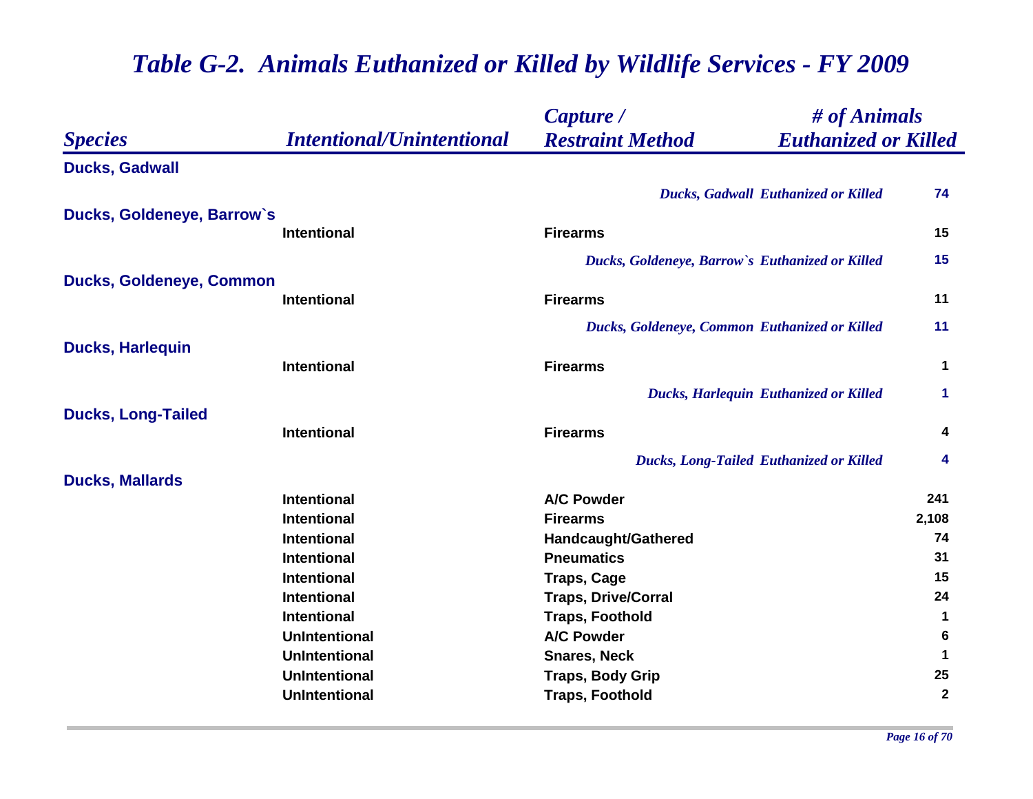## *Table G-2. Animals Euthanized or Killed by Wildlife Services - FY 2009*

| *Species* | *Intentional/Unintentional* | *Capture / Restraint Method* | *# of Animals Euthanized or Killed* |
|---|---|---|---|
| **Ducks, Gadwall** | | | |
| | | *Ducks, Gadwall Euthanized or Killed* | **74** |
| **Ducks, Goldeneye, Barrow`s** | | | |
| | Intentional | Firearms | 15 |
| | | *Ducks, Goldeneye, Barrow`s Euthanized or Killed* | **15** |
| **Ducks, Goldeneye, Common** | | | |
| | Intentional | Firearms | 11 |
| | | *Ducks, Goldeneye, Common Euthanized or Killed* | **11** |
| **Ducks, Harlequin** | | | |
| | Intentional | Firearms | 1 |
| | | *Ducks, Harlequin Euthanized or Killed* | **1** |
| **Ducks, Long-Tailed** | | | |
| | Intentional | Firearms | 4 |
| | | *Ducks, Long-Tailed Euthanized or Killed* | **4** |
| **Ducks, Mallards** | | | |
| | Intentional | A/C Powder | 241 |
| | Intentional | Firearms | 2,108 |
| | Intentional | Handcaught/Gathered | 74 |
| | Intentional | Pneumatics | 31 |
| | Intentional | Traps, Cage | 15 |
| | Intentional | Traps, Drive/Corral | 24 |
| | Intentional | Traps, Foothold | 1 |
| | UnIntentional | A/C Powder | 6 |
| | UnIntentional | Snares, Neck | 1 |
| | UnIntentional | Traps, Body Grip | 25 |
| | UnIntentional | Traps, Foothold | 2 |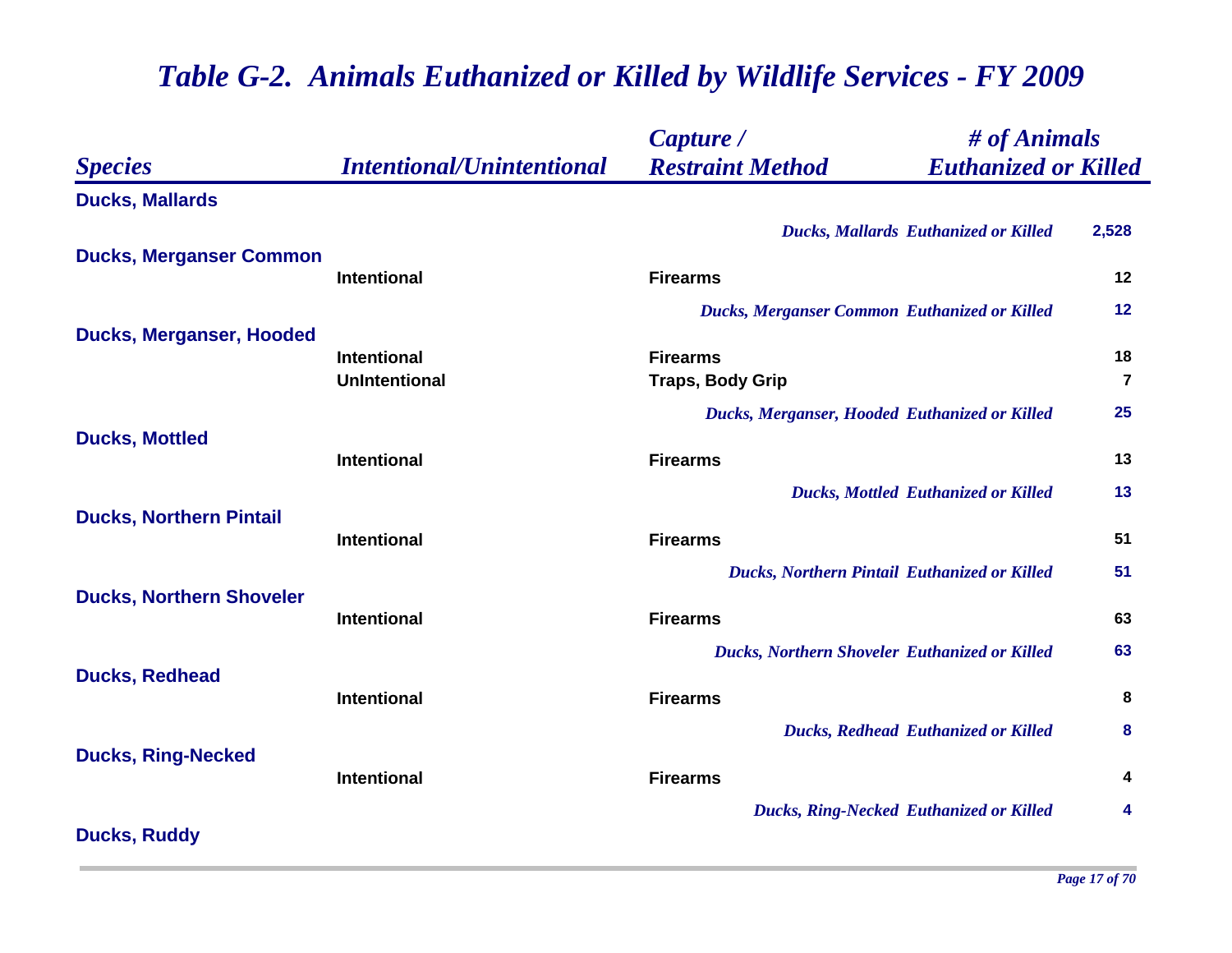# *Table G-2. Animals Euthanized or Killed by Wildlife Services - FY 2009*

| *Species* | *Intentional/Unintentional* | *Capture / Restraint Method* | *# of Animals Euthanized or Killed* |
|---|---|---|---|
| **Ducks, Mallards** | | | |
| | | *Ducks, Mallards Euthanized or Killed* | **2,528** |
| **Ducks, Merganser Common** | | | |
| | **Intentional** | **Firearms** | **12** |
| | | *Ducks, Merganser Common Euthanized or Killed* | **12** |
| **Ducks, Merganser, Hooded** | | | |
| | **Intentional** | **Firearms** | **18** |
| | **UnIntentional** | **Traps, Body Grip** | **7** |
| | | *Ducks, Merganser, Hooded Euthanized or Killed* | **25** |
| **Ducks, Mottled** | | | |
| | **Intentional** | **Firearms** | **13** |
| | | *Ducks, Mottled Euthanized or Killed* | **13** |
| **Ducks, Northern Pintail** | | | |
| | **Intentional** | **Firearms** | **51** |
| | | *Ducks, Northern Pintail Euthanized or Killed* | **51** |
| **Ducks, Northern Shoveler** | | | |
| | **Intentional** | **Firearms** | **63** |
| | | *Ducks, Northern Shoveler Euthanized or Killed* | **63** |
| **Ducks, Redhead** | | | |
| | **Intentional** | **Firearms** | **8** |
| | | *Ducks, Redhead Euthanized or Killed* | **8** |
| **Ducks, Ring-Necked** | | | |
| | **Intentional** | **Firearms** | **4** |
| | | *Ducks, Ring-Necked Euthanized or Killed* | **4** |
| **Ducks, Ruddy** | | | |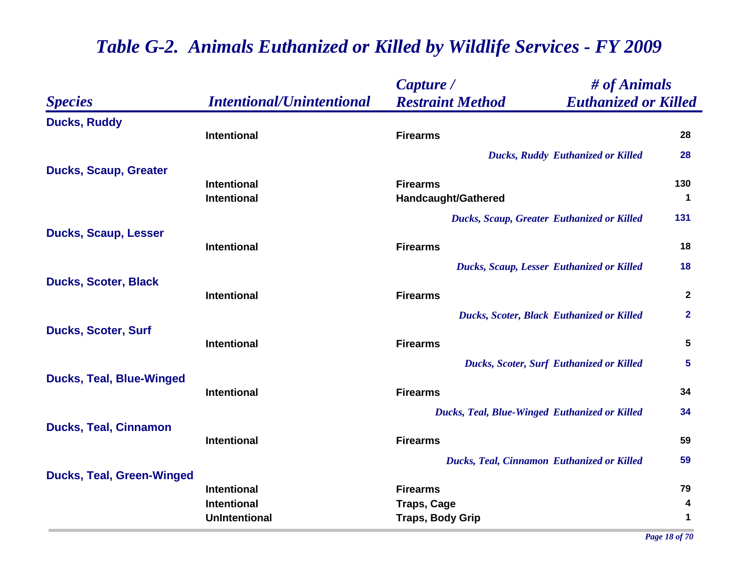# *Table G-2. Animals Euthanized or Killed by Wildlife Services - FY 2009*

| *Species* | *Intentional/Unintentional* | *Capture / Restraint Method* | *# of Animals Euthanized or Killed* |
|---|---|---|---|
| **Ducks, Ruddy** | | | |
| | Intentional | Firearms | 28 |
| | | *Ducks, Ruddy Euthanized or Killed* | **28** |
| **Ducks, Scaup, Greater** | | | |
| | Intentional | Firearms | 130 |
| | Intentional | Handcaught/Gathered | 1 |
| | | *Ducks, Scaup, Greater Euthanized or Killed* | **131** |
| **Ducks, Scaup, Lesser** | | | |
| | Intentional | Firearms | 18 |
| | | *Ducks, Scaup, Lesser Euthanized or Killed* | **18** |
| **Ducks, Scoter, Black** | | | |
| | Intentional | Firearms | 2 |
| | | *Ducks, Scoter, Black Euthanized or Killed* | **2** |
| **Ducks, Scoter, Surf** | | | |
| | Intentional | Firearms | 5 |
| | | *Ducks, Scoter, Surf Euthanized or Killed* | **5** |
| **Ducks, Teal, Blue-Winged** | | | |
| | Intentional | Firearms | 34 |
| | | *Ducks, Teal, Blue-Winged Euthanized or Killed* | **34** |
| **Ducks, Teal, Cinnamon** | | | |
| | Intentional | Firearms | 59 |
| | | *Ducks, Teal, Cinnamon Euthanized or Killed* | **59** |
| **Ducks, Teal, Green-Winged** | | | |
| | Intentional | Firearms | 79 |
| | Intentional | Traps, Cage | 4 |
| | UnIntentional | Traps, Body Grip | 1 |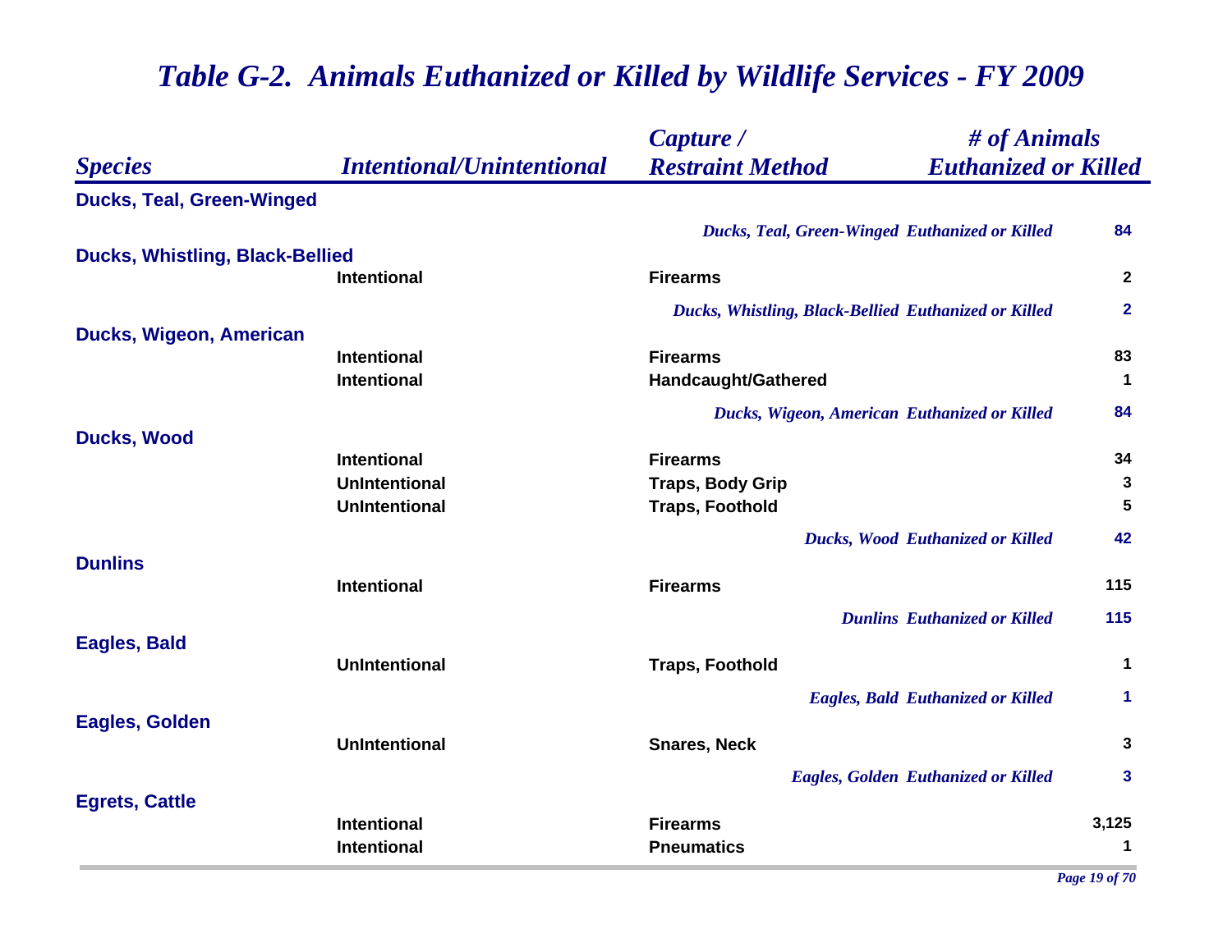# Table G-2. Animals Euthanized or Killed by Wildlife Services - FY 2009

| Species | Intentional/Unintentional | Capture / Restraint Method | # of Animals Euthanized or Killed |
|---|---|---|---|
| **Ducks, Teal, Green-Winged** | | | |
| | | *Ducks, Teal, Green-Winged Euthanized or Killed* | 84 |
| **Ducks, Whistling, Black-Bellied** | | | |
| | Intentional | Firearms | 2 |
| | | *Ducks, Whistling, Black-Bellied Euthanized or Killed* | 2 |
| **Ducks, Wigeon, American** | | | |
| | Intentional | Firearms | 83 |
| | Intentional | Handcaught/Gathered | 1 |
| | | *Ducks, Wigeon, American Euthanized or Killed* | 84 |
| **Ducks, Wood** | | | |
| | Intentional | Firearms | 34 |
| | UnIntentional | Traps, Body Grip | 3 |
| | UnIntentional | Traps, Foothold | 5 |
| | | *Ducks, Wood Euthanized or Killed* | 42 |
| **Dunlins** | | | |
| | Intentional | Firearms | 115 |
| | | *Dunlins Euthanized or Killed* | 115 |
| **Eagles, Bald** | | | |
| | UnIntentional | Traps, Foothold | 1 |
| | | *Eagles, Bald Euthanized or Killed* | 1 |
| **Eagles, Golden** | | | |
| | UnIntentional | Snares, Neck | 3 |
| | | *Eagles, Golden Euthanized or Killed* | 3 |
| **Egrets, Cattle** | | | |
| | Intentional | Firearms | 3,125 |
| | Intentional | Pneumatics | 1 |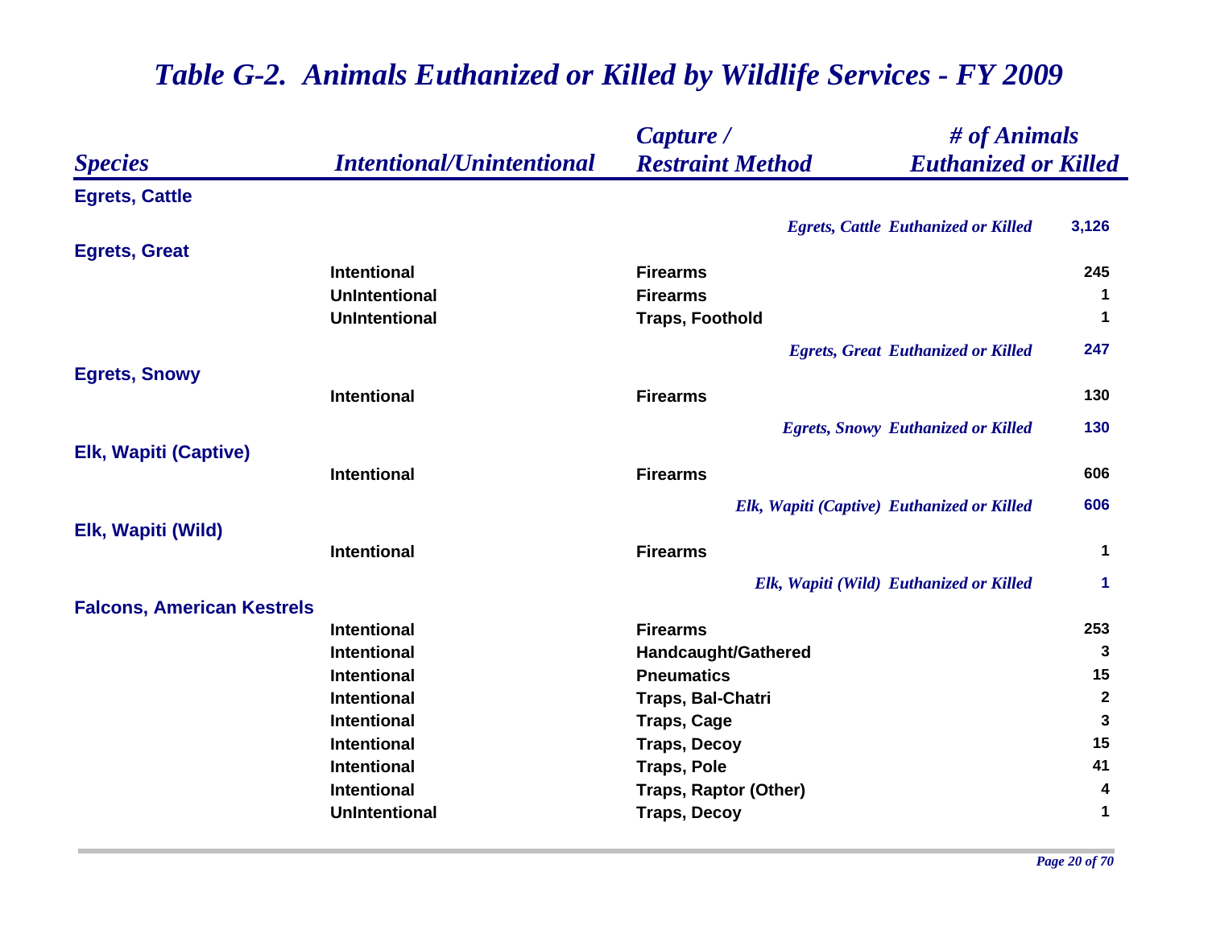# *Table G-2. Animals Euthanized or Killed by Wildlife Services - FY 2009*

| *Species* | *Intentional/Unintentional* | *Capture / Restraint Method* | *# of Animals Euthanized or Killed* |
|---|---|---|---|
| **Egrets, Cattle** | | | |
| | | *Egrets, Cattle Euthanized or Killed* | **3,126** |
| **Egrets, Great** | | | |
| | Intentional | Firearms | 245 |
| | UnIntentional | Firearms | 1 |
| | UnIntentional | Traps, Foothold | 1 |
| | | *Egrets, Great Euthanized or Killed* | **247** |
| **Egrets, Snowy** | | | |
| | Intentional | Firearms | 130 |
| | | *Egrets, Snowy Euthanized or Killed* | **130** |
| **Elk, Wapiti (Captive)** | | | |
| | Intentional | Firearms | 606 |
| | | *Elk, Wapiti (Captive) Euthanized or Killed* | **606** |
| **Elk, Wapiti (Wild)** | | | |
| | Intentional | Firearms | 1 |
| | | *Elk, Wapiti (Wild) Euthanized or Killed* | **1** |
| **Falcons, American Kestrels** | | | |
| | Intentional | Firearms | 253 |
| | Intentional | Handcaught/Gathered | 3 |
| | Intentional | Pneumatics | 15 |
| | Intentional | Traps, Bal-Chatri | 2 |
| | Intentional | Traps, Cage | 3 |
| | Intentional | Traps, Decoy | 15 |
| | Intentional | Traps, Pole | 41 |
| | Intentional | Traps, Raptor (Other) | 4 |
| | UnIntentional | Traps, Decoy | 1 |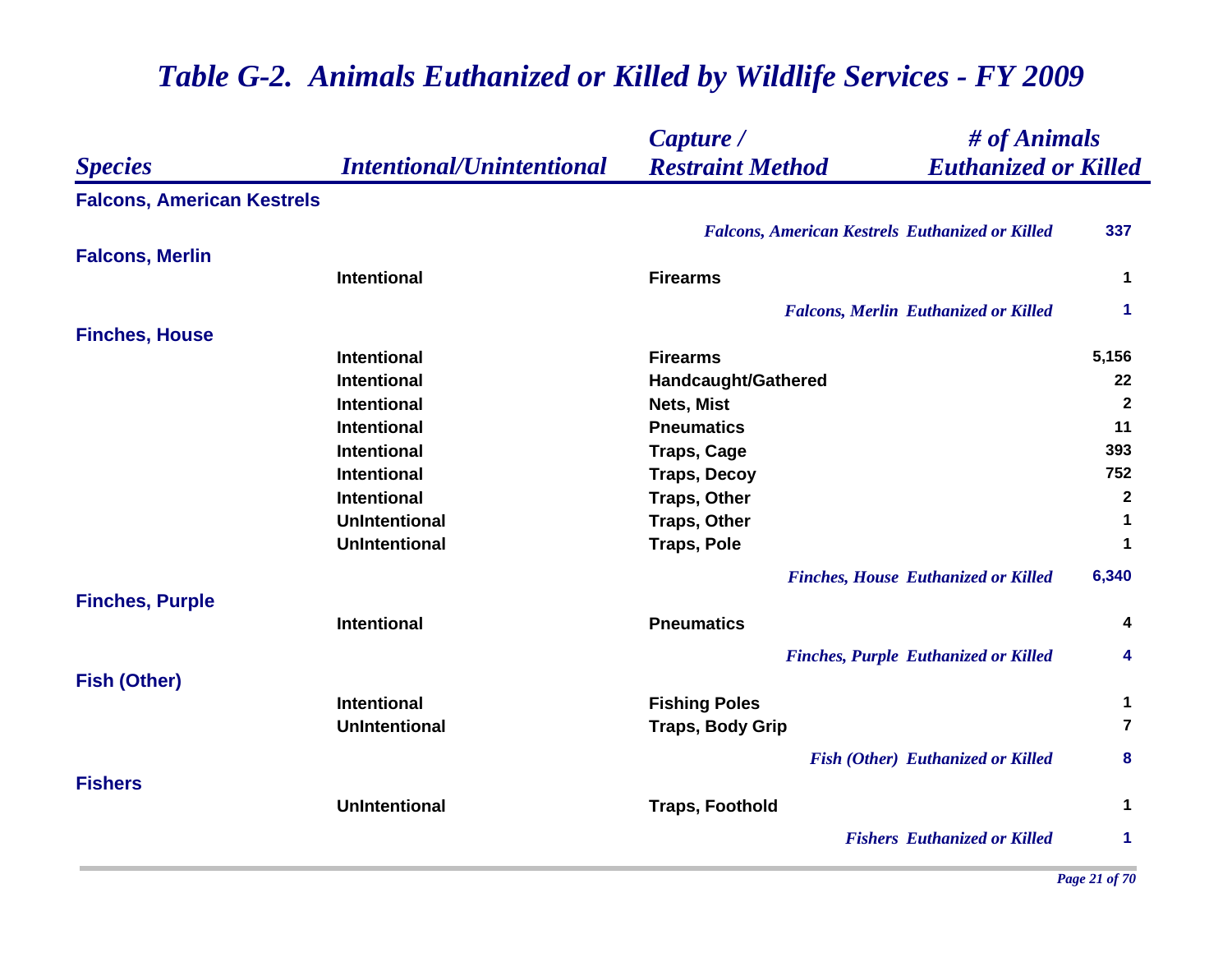# *Table G-2. Animals Euthanized or Killed by Wildlife Services - FY 2009*

| *Species* | *Intentional/Unintentional* | *Capture / Restraint Method* | *# of Animals Euthanized or Killed* |
|---|---|---|---|
| **Falcons, American Kestrels** | | | |
| | | *Falcons, American Kestrels Euthanized or Killed* | **337** |
| **Falcons, Merlin** | | | |
| | Intentional | Firearms | 1 |
| | | *Falcons, Merlin Euthanized or Killed* | **1** |
| **Finches, House** | | | |
| | Intentional | Firearms | 5,156 |
| | Intentional | Handcaught/Gathered | 22 |
| | Intentional | Nets, Mist | 2 |
| | Intentional | Pneumatics | 11 |
| | Intentional | Traps, Cage | 393 |
| | Intentional | Traps, Decoy | 752 |
| | Intentional | Traps, Other | 2 |
| | UnIntentional | Traps, Other | 1 |
| | UnIntentional | Traps, Pole | 1 |
| | | *Finches, House Euthanized or Killed* | **6,340** |
| **Finches, Purple** | | | |
| | Intentional | Pneumatics | 4 |
| | | *Finches, Purple Euthanized or Killed* | **4** |
| **Fish (Other)** | | | |
| | Intentional | Fishing Poles | 1 |
| | UnIntentional | Traps, Body Grip | 7 |
| | | *Fish (Other) Euthanized or Killed* | **8** |
| **Fishers** | | | |
| | UnIntentional | Traps, Foothold | 1 |
| | | *Fishers Euthanized or Killed* | **1** |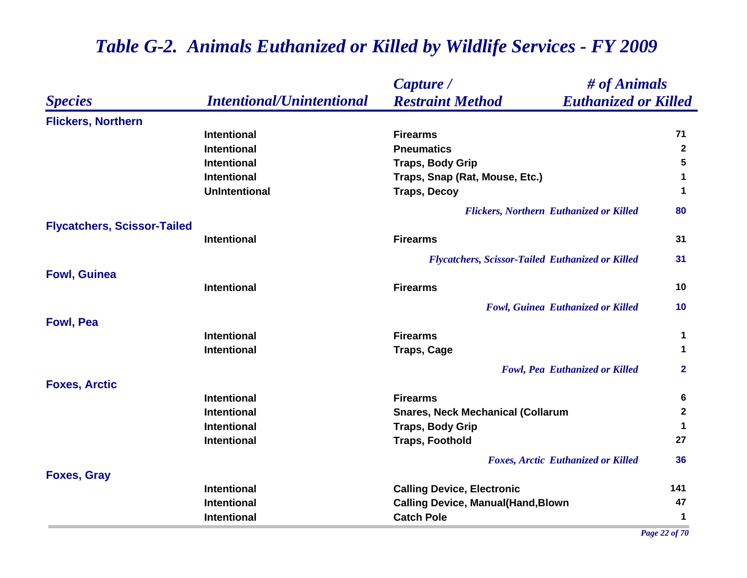# *Table G-2. Animals Euthanized or Killed by Wildlife Services - FY 2009*

| *Species* | *Intentional/Unintentional* | *Capture / Restraint Method* | *# of Animals Euthanized or Killed* |
|---|---|---|---|
| **Flickers, Northern** | | | |
| | Intentional | Firearms | 71 |
| | Intentional | Pneumatics | 2 |
| | Intentional | Traps, Body Grip | 5 |
| | Intentional | Traps, Snap (Rat, Mouse, Etc.) | 1 |
| | UnIntentional | Traps, Decoy | 1 |
| | | *Flickers, Northern Euthanized or Killed* | 80 |
| **Flycatchers, Scissor-Tailed** | | | |
| | Intentional | Firearms | 31 |
| | | *Flycatchers, Scissor-Tailed Euthanized or Killed* | 31 |
| **Fowl, Guinea** | | | |
| | Intentional | Firearms | 10 |
| | | *Fowl, Guinea Euthanized or Killed* | 10 |
| **Fowl, Pea** | | | |
| | Intentional | Firearms | 1 |
| | Intentional | Traps, Cage | 1 |
| | | *Fowl, Pea Euthanized or Killed* | 2 |
| **Foxes, Arctic** | | | |
| | Intentional | Firearms | 6 |
| | Intentional | Snares, Neck Mechanical (Collarum | 2 |
| | Intentional | Traps, Body Grip | 1 |
| | Intentional | Traps, Foothold | 27 |
| | | *Foxes, Arctic Euthanized or Killed* | 36 |
| **Foxes, Gray** | | | |
| | Intentional | Calling Device, Electronic | 141 |
| | Intentional | Calling Device, Manual(Hand,Blown | 47 |
| | Intentional | Catch Pole | 1 |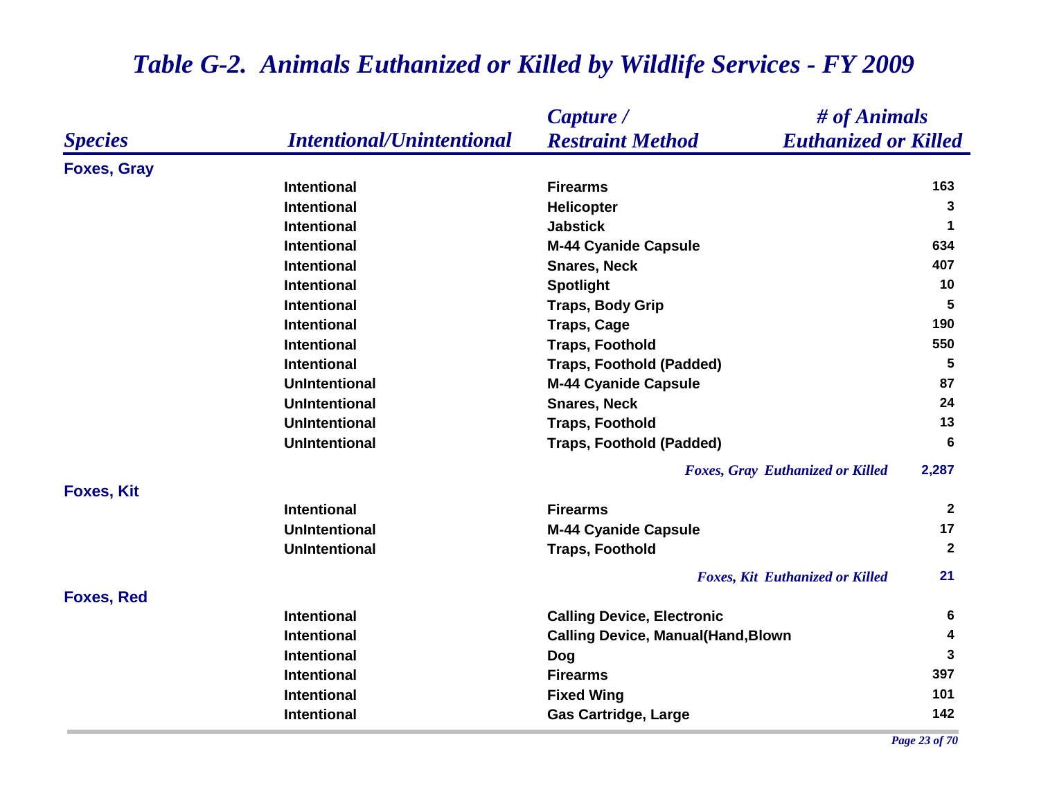# Table G-2. Animals Euthanized or Killed by Wildlife Services - FY 2009

| Species | Intentional/Unintentional | Capture / Restraint Method | # of Animals Euthanized or Killed |
|---|---|---|---|
| **Foxes, Gray** | | | |
| | Intentional | Firearms | 163 |
| | Intentional | Helicopter | 3 |
| | Intentional | Jabstick | 1 |
| | Intentional | M-44 Cyanide Capsule | 634 |
| | Intentional | Snares, Neck | 407 |
| | Intentional | Spotlight | 10 |
| | Intentional | Traps, Body Grip | 5 |
| | Intentional | Traps, Cage | 190 |
| | Intentional | Traps, Foothold | 550 |
| | Intentional | Traps, Foothold (Padded) | 5 |
| | UnIntentional | M-44 Cyanide Capsule | 87 |
| | UnIntentional | Snares, Neck | 24 |
| | UnIntentional | Traps, Foothold | 13 |
| | UnIntentional | Traps, Foothold (Padded) | 6 |
| | | *Foxes, Gray Euthanized or Killed* | 2,287 |
| **Foxes, Kit** | | | |
| | Intentional | Firearms | 2 |
| | UnIntentional | M-44 Cyanide Capsule | 17 |
| | UnIntentional | Traps, Foothold | 2 |
| | | *Foxes, Kit Euthanized or Killed* | 21 |
| **Foxes, Red** | | | |
| | Intentional | Calling Device, Electronic | 6 |
| | Intentional | Calling Device, Manual(Hand,Blown | 4 |
| | Intentional | Dog | 3 |
| | Intentional | Firearms | 397 |
| | Intentional | Fixed Wing | 101 |
| | Intentional | Gas Cartridge, Large | 142 |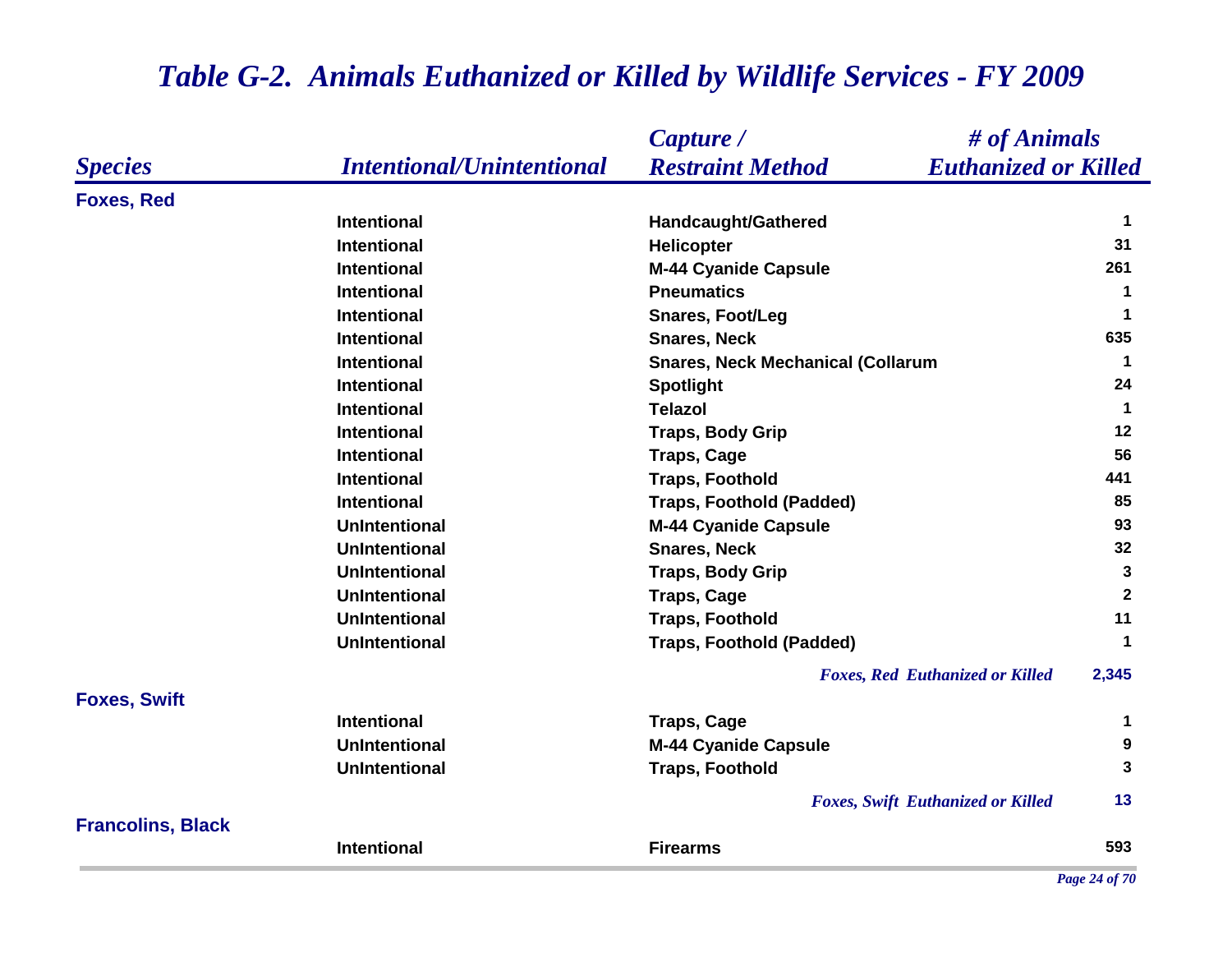# *Table G-2. Animals Euthanized or Killed by Wildlife Services - FY 2009*

| *Species* | *Intentional/Unintentional* | *Capture / Restraint Method* | *# of Animals Euthanized or Killed* |
|---|---|---|---|
| **Foxes, Red** | | | |
| | Intentional | Handcaught/Gathered | 1 |
| | Intentional | Helicopter | 31 |
| | Intentional | M-44 Cyanide Capsule | 261 |
| | Intentional | Pneumatics | 1 |
| | Intentional | Snares, Foot/Leg | 1 |
| | Intentional | Snares, Neck | 635 |
| | Intentional | Snares, Neck Mechanical (Collarum | 1 |
| | Intentional | Spotlight | 24 |
| | Intentional | Telazol | 1 |
| | Intentional | Traps, Body Grip | 12 |
| | Intentional | Traps, Cage | 56 |
| | Intentional | Traps, Foothold | 441 |
| | Intentional | Traps, Foothold (Padded) | 85 |
| | UnIntentional | M-44 Cyanide Capsule | 93 |
| | UnIntentional | Snares, Neck | 32 |
| | UnIntentional | Traps, Body Grip | 3 |
| | UnIntentional | Traps, Cage | 2 |
| | UnIntentional | Traps, Foothold | 11 |
| | UnIntentional | Traps, Foothold (Padded) | 1 |
| | | *Foxes, Red Euthanized or Killed* | 2,345 |
| **Foxes, Swift** | | | |
| | Intentional | Traps, Cage | 1 |
| | UnIntentional | M-44 Cyanide Capsule | 9 |
| | UnIntentional | Traps, Foothold | 3 |
| | | *Foxes, Swift Euthanized or Killed* | 13 |
| **Francolins, Black** | | | |
| | Intentional | Firearms | 593 |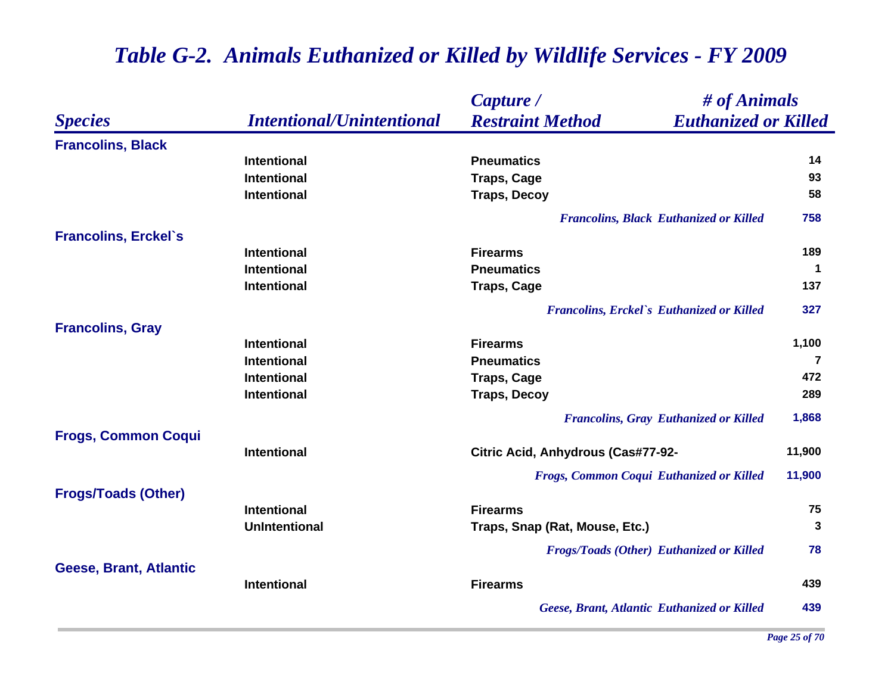# *Table G-2. Animals Euthanized or Killed by Wildlife Services - FY 2009*

| *Species* | *Intentional/Unintentional* | *Capture / Restraint Method* | *# of Animals Euthanized or Killed* |
|---|---|---|---|
| **Francolins, Black** | | | |
| | Intentional | Pneumatics | 14 |
| | Intentional | Traps, Cage | 93 |
| | Intentional | Traps, Decoy | 58 |
| | | *Francolins, Black Euthanized or Killed* | 758 |
| **Francolins, Erckel`s** | | | |
| | Intentional | Firearms | 189 |
| | Intentional | Pneumatics | 1 |
| | Intentional | Traps, Cage | 137 |
| | | *Francolins, Erckel`s Euthanized or Killed* | 327 |
| **Francolins, Gray** | | | |
| | Intentional | Firearms | 1,100 |
| | Intentional | Pneumatics | 7 |
| | Intentional | Traps, Cage | 472 |
| | Intentional | Traps, Decoy | 289 |
| | | *Francolins, Gray Euthanized or Killed* | 1,868 |
| **Frogs, Common Coqui** | | | |
| | Intentional | Citric Acid, Anhydrous (Cas#77-92- | 11,900 |
| | | *Frogs, Common Coqui Euthanized or Killed* | 11,900 |
| **Frogs/Toads (Other)** | | | |
| | Intentional | Firearms | 75 |
| | UnIntentional | Traps, Snap (Rat, Mouse, Etc.) | 3 |
| | | *Frogs/Toads (Other) Euthanized or Killed* | 78 |
| **Geese, Brant, Atlantic** | | | |
| | Intentional | Firearms | 439 |
| | | *Geese, Brant, Atlantic Euthanized or Killed* | 439 |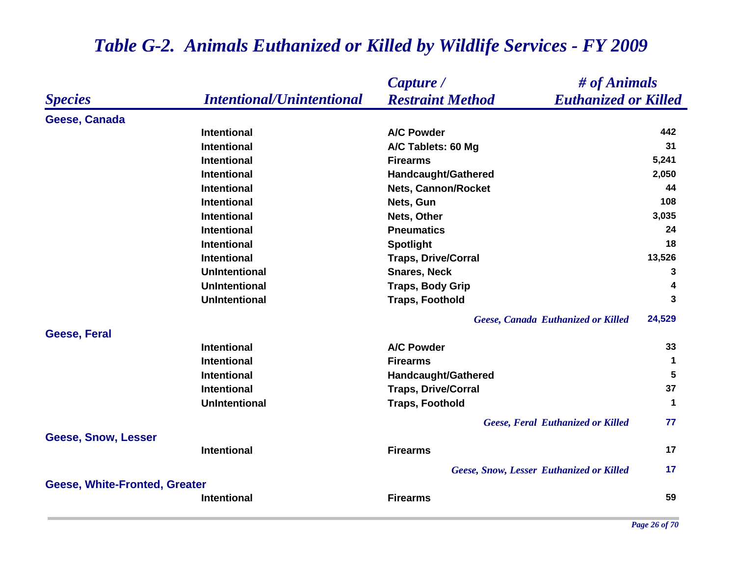# *Table G-2. Animals Euthanized or Killed by Wildlife Services - FY 2009*

| *Species* | *Intentional/Unintentional* | *Capture / Restraint Method* | *# of Animals Euthanized or Killed* |
|---|---|---|---|
| **Geese, Canada** | | | |
| | Intentional | A/C Powder | 442 |
| | Intentional | A/C Tablets: 60 Mg | 31 |
| | Intentional | Firearms | 5,241 |
| | Intentional | Handcaught/Gathered | 2,050 |
| | Intentional | Nets, Cannon/Rocket | 44 |
| | Intentional | Nets, Gun | 108 |
| | Intentional | Nets, Other | 3,035 |
| | Intentional | Pneumatics | 24 |
| | Intentional | Spotlight | 18 |
| | Intentional | Traps, Drive/Corral | 13,526 |
| | UnIntentional | Snares, Neck | 3 |
| | UnIntentional | Traps, Body Grip | 4 |
| | UnIntentional | Traps, Foothold | 3 |
| | | *Geese, Canada Euthanized or Killed* | 24,529 |
| **Geese, Feral** | | | |
| | Intentional | A/C Powder | 33 |
| | Intentional | Firearms | 1 |
| | Intentional | Handcaught/Gathered | 5 |
| | Intentional | Traps, Drive/Corral | 37 |
| | UnIntentional | Traps, Foothold | 1 |
| | | *Geese, Feral Euthanized or Killed* | 77 |
| **Geese, Snow, Lesser** | | | |
| | Intentional | Firearms | 17 |
| | | *Geese, Snow, Lesser Euthanized or Killed* | 17 |
| **Geese, White-Fronted, Greater** | | | |
| | Intentional | Firearms | 59 |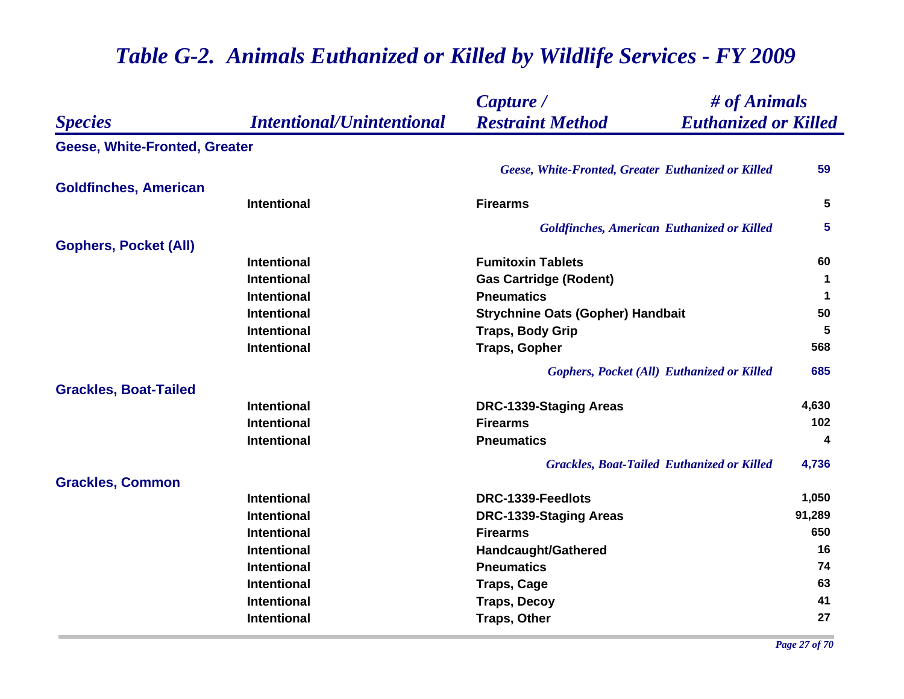# *Table G-2. Animals Euthanized or Killed by Wildlife Services - FY 2009*

| *Species* | *Intentional/Unintentional* | *Capture / Restraint Method* | *# of Animals Euthanized or Killed* |
|---|---|---|---|
| **Geese, White-Fronted, Greater** | | | |
| | | *Geese, White-Fronted, Greater Euthanized or Killed* | **59** |
| **Goldfinches, American** | | | |
| | Intentional | Firearms | 5 |
| | | *Goldfinches, American Euthanized or Killed* | **5** |
| **Gophers, Pocket (All)** | | | |
| | Intentional | Fumitoxin Tablets | 60 |
| | Intentional | Gas Cartridge (Rodent) | 1 |
| | Intentional | Pneumatics | 1 |
| | Intentional | Strychnine Oats (Gopher) Handbait | 50 |
| | Intentional | Traps, Body Grip | 5 |
| | Intentional | Traps, Gopher | 568 |
| | | *Gophers, Pocket (All) Euthanized or Killed* | **685** |
| **Grackles, Boat-Tailed** | | | |
| | Intentional | DRC-1339-Staging Areas | 4,630 |
| | Intentional | Firearms | 102 |
| | Intentional | Pneumatics | 4 |
| | | *Grackles, Boat-Tailed Euthanized or Killed* | **4,736** |
| **Grackles, Common** | | | |
| | Intentional | DRC-1339-Feedlots | 1,050 |
| | Intentional | DRC-1339-Staging Areas | 91,289 |
| | Intentional | Firearms | 650 |
| | Intentional | Handcaught/Gathered | 16 |
| | Intentional | Pneumatics | 74 |
| | Intentional | Traps, Cage | 63 |
| | Intentional | Traps, Decoy | 41 |
| | Intentional | Traps, Other | 27 |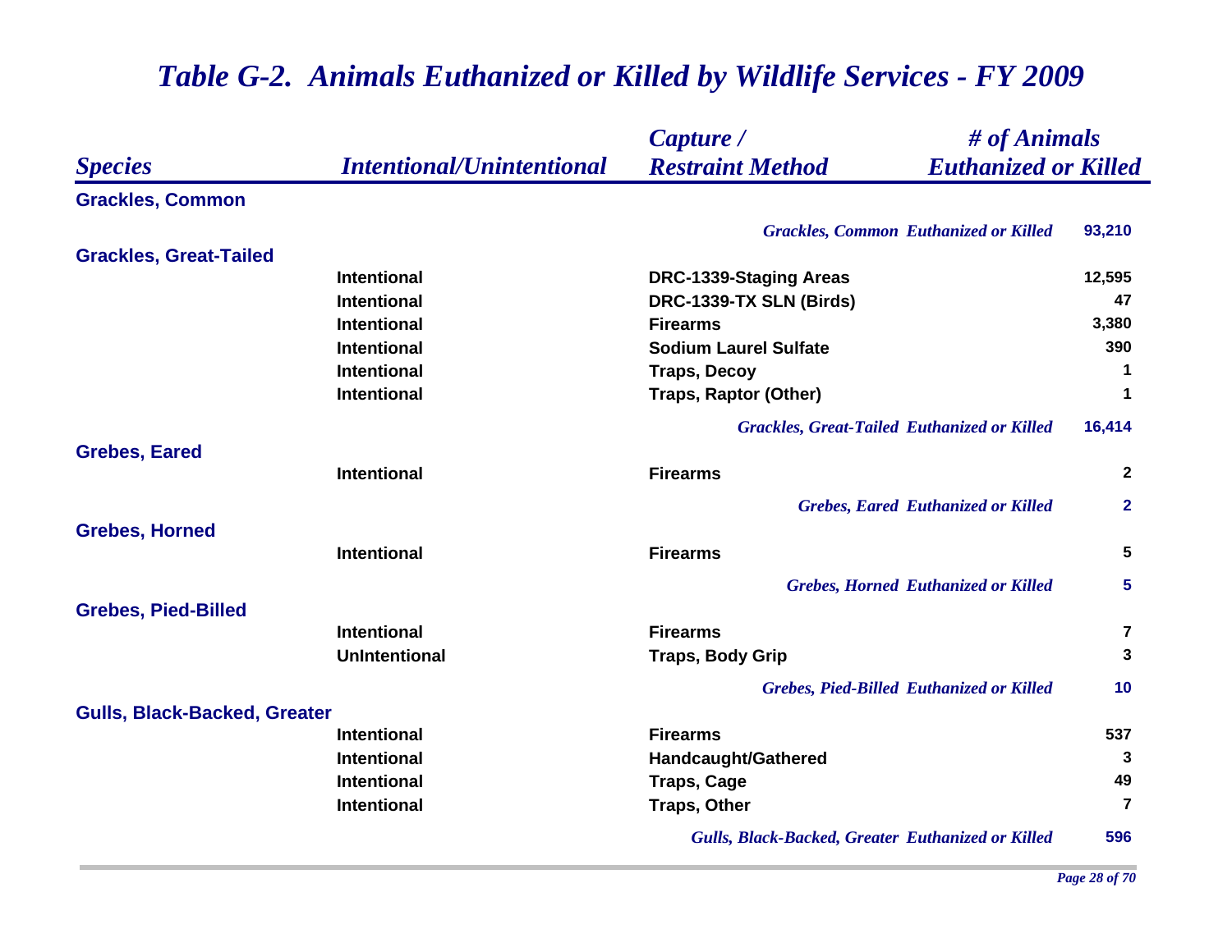# *Table G-2. Animals Euthanized or Killed by Wildlife Services - FY 2009*

| *Species* | *Intentional/Unintentional* | *Capture / Restraint Method* | *# of Animals Euthanized or Killed* |
|---|---|---|---|
| **Grackles, Common** | | | |
| | | *Grackles, Common Euthanized or Killed* | **93,210** |
| **Grackles, Great-Tailed** | | | |
| | Intentional | DRC-1339-Staging Areas | 12,595 |
| | Intentional | DRC-1339-TX SLN (Birds) | 47 |
| | Intentional | Firearms | 3,380 |
| | Intentional | Sodium Laurel Sulfate | 390 |
| | Intentional | Traps, Decoy | 1 |
| | Intentional | Traps, Raptor (Other) | 1 |
| | | *Grackles, Great-Tailed Euthanized or Killed* | **16,414** |
| **Grebes, Eared** | | | |
| | Intentional | Firearms | 2 |
| | | *Grebes, Eared Euthanized or Killed* | **2** |
| **Grebes, Horned** | | | |
| | Intentional | Firearms | 5 |
| | | *Grebes, Horned Euthanized or Killed* | **5** |
| **Grebes, Pied-Billed** | | | |
| | Intentional | Firearms | 7 |
| | UnIntentional | Traps, Body Grip | 3 |
| | | *Grebes, Pied-Billed Euthanized or Killed* | **10** |
| **Gulls, Black-Backed, Greater** | | | |
| | Intentional | Firearms | 537 |
| | Intentional | Handcaught/Gathered | 3 |
| | Intentional | Traps, Cage | 49 |
| | Intentional | Traps, Other | 7 |
| | | *Gulls, Black-Backed, Greater Euthanized or Killed* | **596** |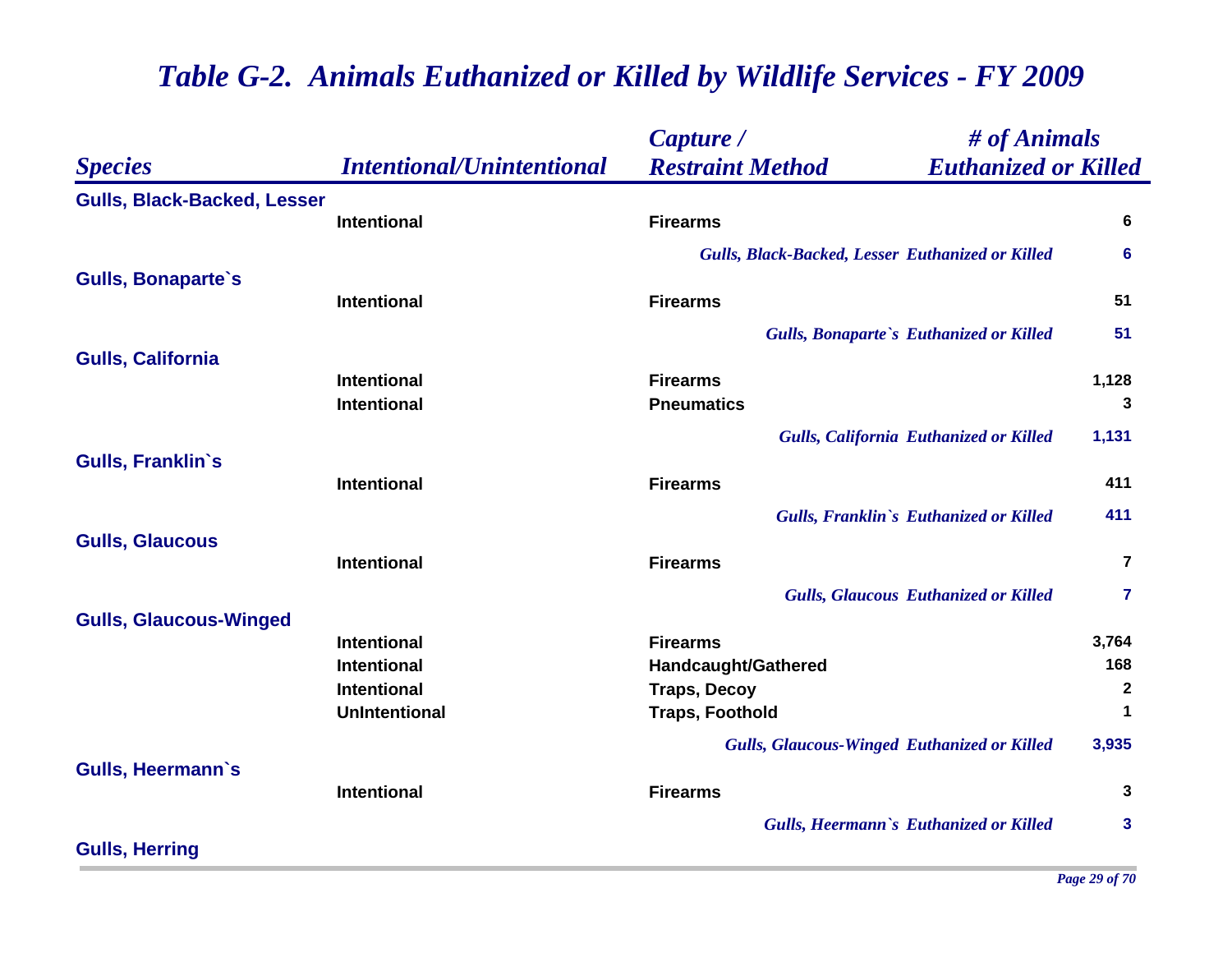# *Table G-2. Animals Euthanized or Killed by Wildlife Services - FY 2009*

| *Species* | *Intentional/Unintentional* | *Capture / Restraint Method* | *# of Animals Euthanized or Killed* |
|---|---|---|---|
| **Gulls, Black-Backed, Lesser** | | | |
| | Intentional | Firearms | 6 |
| | | *Gulls, Black-Backed, Lesser Euthanized or Killed* | **6** |
| **Gulls, Bonaparte`s** | | | |
| | Intentional | Firearms | 51 |
| | | *Gulls, Bonaparte`s Euthanized or Killed* | **51** |
| **Gulls, California** | | | |
| | Intentional | Firearms | 1,128 |
| | Intentional | Pneumatics | 3 |
| | | *Gulls, California Euthanized or Killed* | **1,131** |
| **Gulls, Franklin`s** | | | |
| | Intentional | Firearms | 411 |
| | | *Gulls, Franklin`s Euthanized or Killed* | **411** |
| **Gulls, Glaucous** | | | |
| | Intentional | Firearms | 7 |
| | | *Gulls, Glaucous Euthanized or Killed* | **7** |
| **Gulls, Glaucous-Winged** | | | |
| | Intentional | Firearms | 3,764 |
| | Intentional | Handcaught/Gathered | 168 |
| | Intentional | Traps, Decoy | 2 |
| | UnIntentional | Traps, Foothold | 1 |
| | | *Gulls, Glaucous-Winged Euthanized or Killed* | **3,935** |
| **Gulls, Heermann`s** | | | |
| | Intentional | Firearms | 3 |
| | | *Gulls, Heermann`s Euthanized or Killed* | **3** |
| **Gulls, Herring** | | | |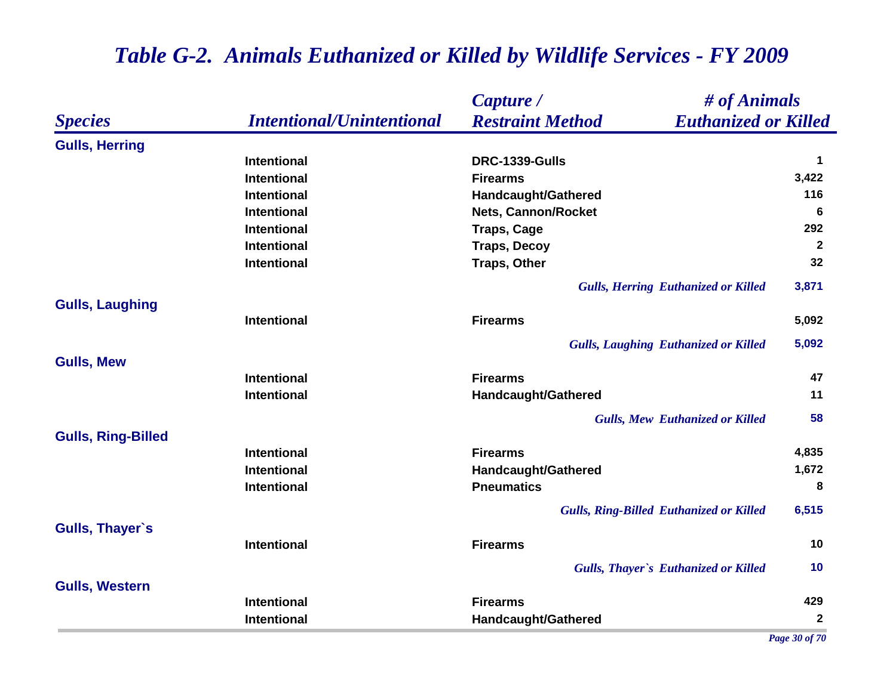# Table G-2. Animals Euthanized or Killed by Wildlife Services - FY 2009

| Species | Intentional/Unintentional | Capture / Restraint Method | # of Animals Euthanized or Killed |
|---|---|---|---|
| **Gulls, Herring** | | | |
| | Intentional | DRC-1339-Gulls | 1 |
| | Intentional | Firearms | 3,422 |
| | Intentional | Handcaught/Gathered | 116 |
| | Intentional | Nets, Cannon/Rocket | 6 |
| | Intentional | Traps, Cage | 292 |
| | Intentional | Traps, Decoy | 2 |
| | Intentional | Traps, Other | 32 |
| | | *Gulls, Herring Euthanized or Killed* | 3,871 |
| **Gulls, Laughing** | | | |
| | Intentional | Firearms | 5,092 |
| | | *Gulls, Laughing Euthanized or Killed* | 5,092 |
| **Gulls, Mew** | | | |
| | Intentional | Firearms | 47 |
| | Intentional | Handcaught/Gathered | 11 |
| | | *Gulls, Mew Euthanized or Killed* | 58 |
| **Gulls, Ring-Billed** | | | |
| | Intentional | Firearms | 4,835 |
| | Intentional | Handcaught/Gathered | 1,672 |
| | Intentional | Pneumatics | 8 |
| | | *Gulls, Ring-Billed Euthanized or Killed* | 6,515 |
| **Gulls, Thayer`s** | | | |
| | Intentional | Firearms | 10 |
| | | *Gulls, Thayer`s Euthanized or Killed* | 10 |
| **Gulls, Western** | | | |
| | Intentional | Firearms | 429 |
| | Intentional | Handcaught/Gathered | 2 |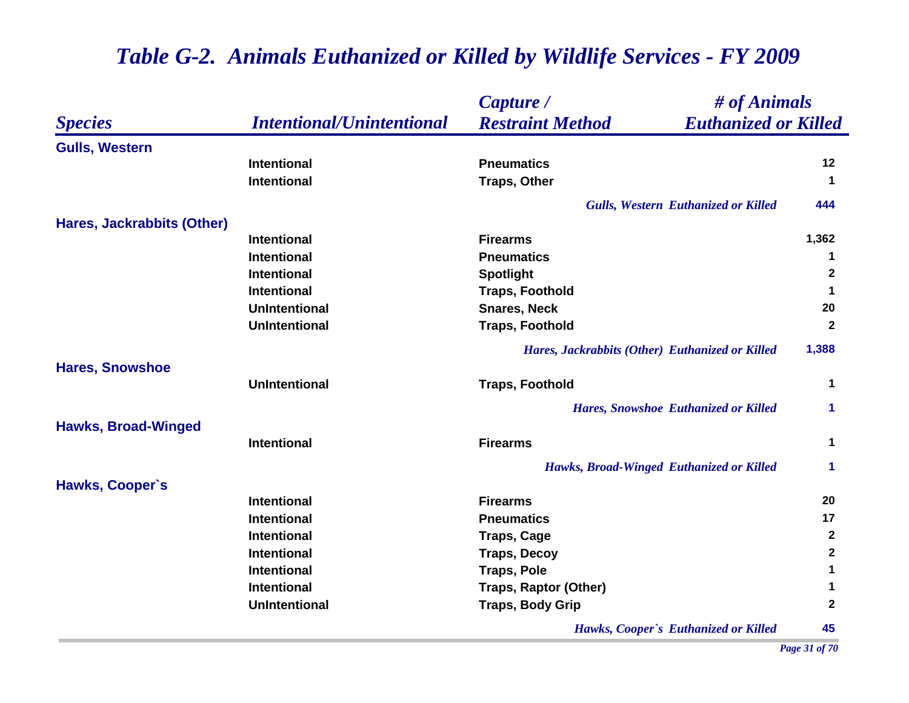# *Table G-2. Animals Euthanized or Killed by Wildlife Services - FY 2009*

| *Species* | *Intentional/Unintentional* | *Capture / Restraint Method* | *# of Animals Euthanized or Killed* |
|---|---|---|---|
| **Gulls, Western** | | | |
| | Intentional | Pneumatics | 12 |
| | Intentional | Traps, Other | 1 |
| | | *Gulls, Western Euthanized or Killed* | 444 |
| **Hares, Jackrabbits (Other)** | | | |
| | Intentional | Firearms | 1,362 |
| | Intentional | Pneumatics | 1 |
| | Intentional | Spotlight | 2 |
| | Intentional | Traps, Foothold | 1 |
| | UnIntentional | Snares, Neck | 20 |
| | UnIntentional | Traps, Foothold | 2 |
| | | *Hares, Jackrabbits (Other) Euthanized or Killed* | 1,388 |
| **Hares, Snowshoe** | | | |
| | UnIntentional | Traps, Foothold | 1 |
| | | *Hares, Snowshoe Euthanized or Killed* | 1 |
| **Hawks, Broad-Winged** | | | |
| | Intentional | Firearms | 1 |
| | | *Hawks, Broad-Winged Euthanized or Killed* | 1 |
| **Hawks, Cooper`s** | | | |
| | Intentional | Firearms | 20 |
| | Intentional | Pneumatics | 17 |
| | Intentional | Traps, Cage | 2 |
| | Intentional | Traps, Decoy | 2 |
| | Intentional | Traps, Pole | 1 |
| | Intentional | Traps, Raptor (Other) | 1 |
| | UnIntentional | Traps, Body Grip | 2 |
| | | *Hawks, Cooper`s Euthanized or Killed* | 45 |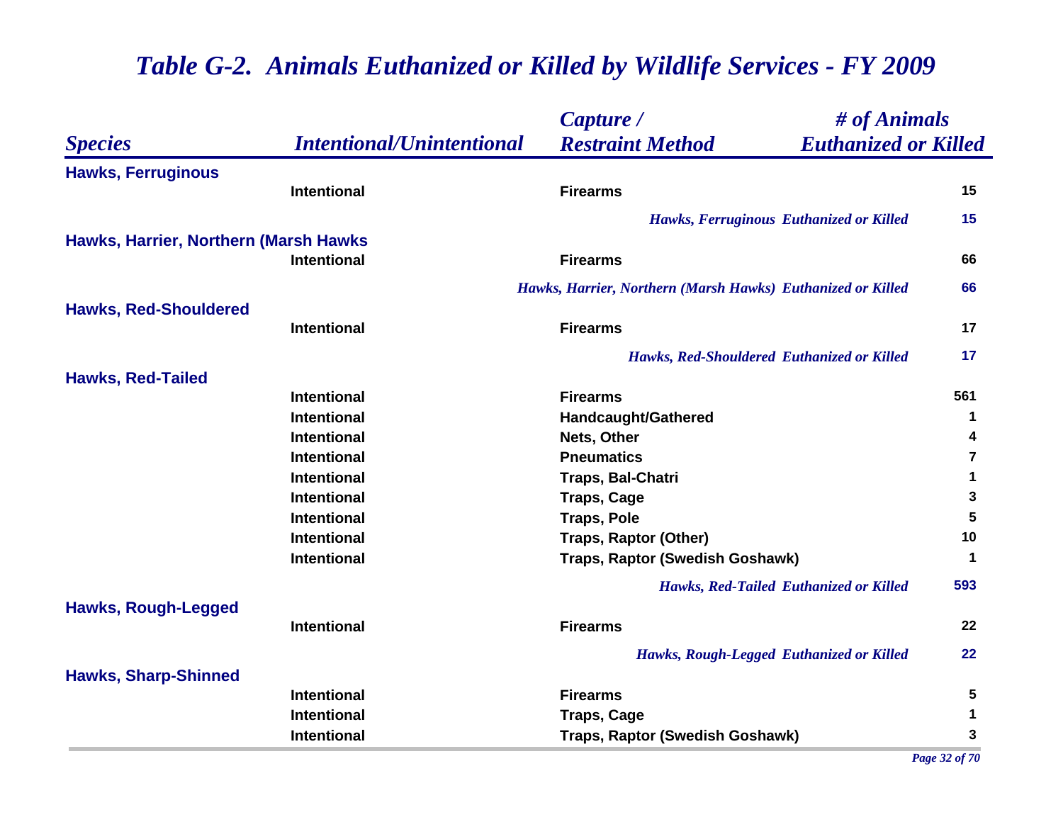# *Table G-2. Animals Euthanized or Killed by Wildlife Services - FY 2009*

| *Species* | *Intentional/Unintentional* | *Capture / Restraint Method* | *# of Animals Euthanized or Killed* |
|---|---|---|---|
| **Hawks, Ferruginous** | | | |
| | Intentional | Firearms | 15 |
| | | *Hawks, Ferruginous Euthanized or Killed* | 15 |
| **Hawks, Harrier, Northern (Marsh Hawks** | | | |
| | Intentional | Firearms | 66 |
| | | *Hawks, Harrier, Northern (Marsh Hawks) Euthanized or Killed* | 66 |
| **Hawks, Red-Shouldered** | | | |
| | Intentional | Firearms | 17 |
| | | *Hawks, Red-Shouldered Euthanized or Killed* | 17 |
| **Hawks, Red-Tailed** | | | |
| | Intentional | Firearms | 561 |
| | Intentional | Handcaught/Gathered | 1 |
| | Intentional | Nets, Other | 4 |
| | Intentional | Pneumatics | 7 |
| | Intentional | Traps, Bal-Chatri | 1 |
| | Intentional | Traps, Cage | 3 |
| | Intentional | Traps, Pole | 5 |
| | Intentional | Traps, Raptor (Other) | 10 |
| | Intentional | Traps, Raptor (Swedish Goshawk) | 1 |
| | | *Hawks, Red-Tailed Euthanized or Killed* | 593 |
| **Hawks, Rough-Legged** | | | |
| | Intentional | Firearms | 22 |
| | | *Hawks, Rough-Legged Euthanized or Killed* | 22 |
| **Hawks, Sharp-Shinned** | | | |
| | Intentional | Firearms | 5 |
| | Intentional | Traps, Cage | 1 |
| | Intentional | Traps, Raptor (Swedish Goshawk) | 3 |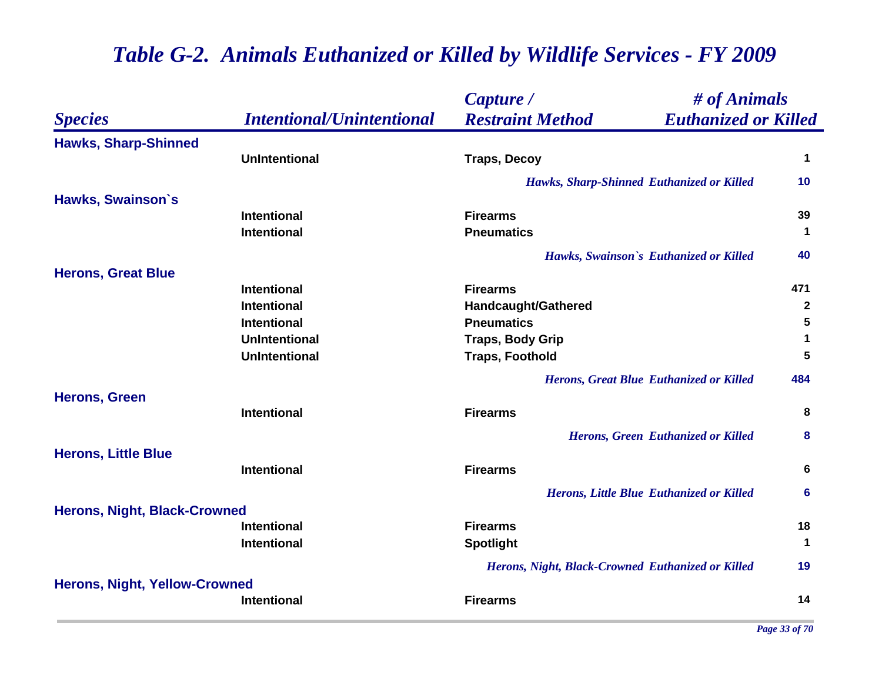# *Table G-2. Animals Euthanized or Killed by Wildlife Services - FY 2009*

| *Species* | *Intentional/Unintentional* | *Capture / Restraint Method* | *# of Animals Euthanized or Killed* |
|---|---|---|---|
| **Hawks, Sharp-Shinned** | | | |
| | **UnIntentional** | **Traps, Decoy** | **1** |
| | | ***Hawks, Sharp-Shinned Euthanized or Killed*** | **10** |
| **Hawks, Swainson`s** | | | |
| | **Intentional** | **Firearms** | **39** |
| | **Intentional** | **Pneumatics** | **1** |
| | | ***Hawks, Swainson`s Euthanized or Killed*** | **40** |
| **Herons, Great Blue** | | | |
| | **Intentional** | **Firearms** | **471** |
| | **Intentional** | **Handcaught/Gathered** | **2** |
| | **Intentional** | **Pneumatics** | **5** |
| | **UnIntentional** | **Traps, Body Grip** | **1** |
| | **UnIntentional** | **Traps, Foothold** | **5** |
| | | ***Herons, Great Blue Euthanized or Killed*** | **484** |
| **Herons, Green** | | | |
| | **Intentional** | **Firearms** | **8** |
| | | ***Herons, Green Euthanized or Killed*** | **8** |
| **Herons, Little Blue** | | | |
| | **Intentional** | **Firearms** | **6** |
| | | ***Herons, Little Blue Euthanized or Killed*** | **6** |
| **Herons, Night, Black-Crowned** | | | |
| | **Intentional** | **Firearms** | **18** |
| | **Intentional** | **Spotlight** | **1** |
| | | ***Herons, Night, Black-Crowned Euthanized or Killed*** | **19** |
| **Herons, Night, Yellow-Crowned** | | | |
| | **Intentional** | **Firearms** | **14** |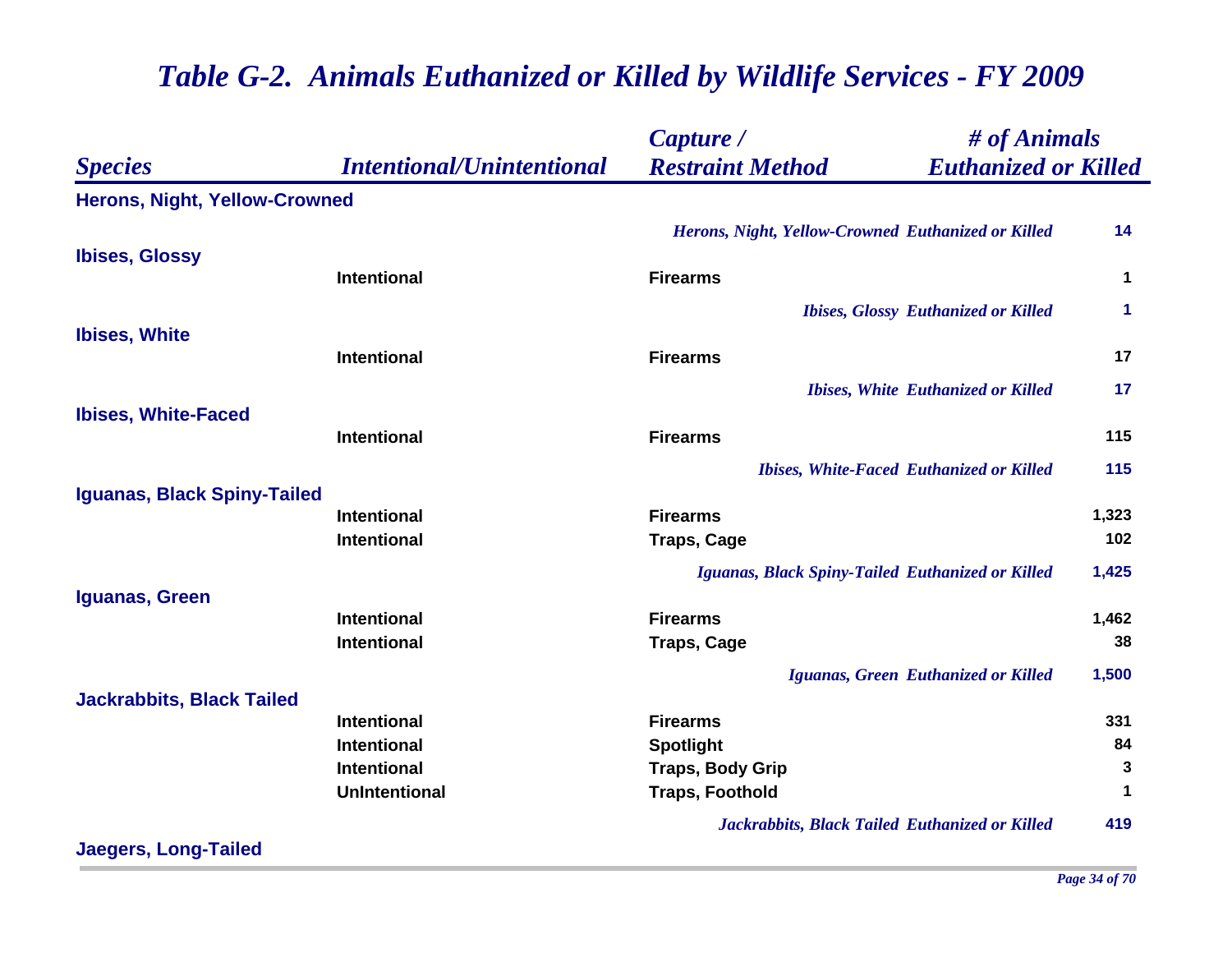# Table G-2. Animals Euthanized or Killed by Wildlife Services - FY 2009

| Species | Intentional/Unintentional | Capture / Restraint Method | # of Animals Euthanized or Killed |
|---|---|---|---|
| **Herons, Night, Yellow-Crowned** | | | |
| | | *Herons, Night, Yellow-Crowned Euthanized or Killed* | 14 |
| **Ibises, Glossy** | | | |
| | Intentional | Firearms | 1 |
| | | *Ibises, Glossy Euthanized or Killed* | 1 |
| **Ibises, White** | | | |
| | Intentional | Firearms | 17 |
| | | *Ibises, White Euthanized or Killed* | 17 |
| **Ibises, White-Faced** | | | |
| | Intentional | Firearms | 115 |
| | | *Ibises, White-Faced Euthanized or Killed* | 115 |
| **Iguanas, Black Spiny-Tailed** | | | |
| | Intentional | Firearms | 1,323 |
| | Intentional | Traps, Cage | 102 |
| | | *Iguanas, Black Spiny-Tailed Euthanized or Killed* | 1,425 |
| **Iguanas, Green** | | | |
| | Intentional | Firearms | 1,462 |
| | Intentional | Traps, Cage | 38 |
| | | *Iguanas, Green Euthanized or Killed* | 1,500 |
| **Jackrabbits, Black Tailed** | | | |
| | Intentional | Firearms | 331 |
| | Intentional | Spotlight | 84 |
| | Intentional | Traps, Body Grip | 3 |
| | UnIntentional | Traps, Foothold | 1 |
| | | *Jackrabbits, Black Tailed Euthanized or Killed* | 419 |
| **Jaegers, Long-Tailed** | | | |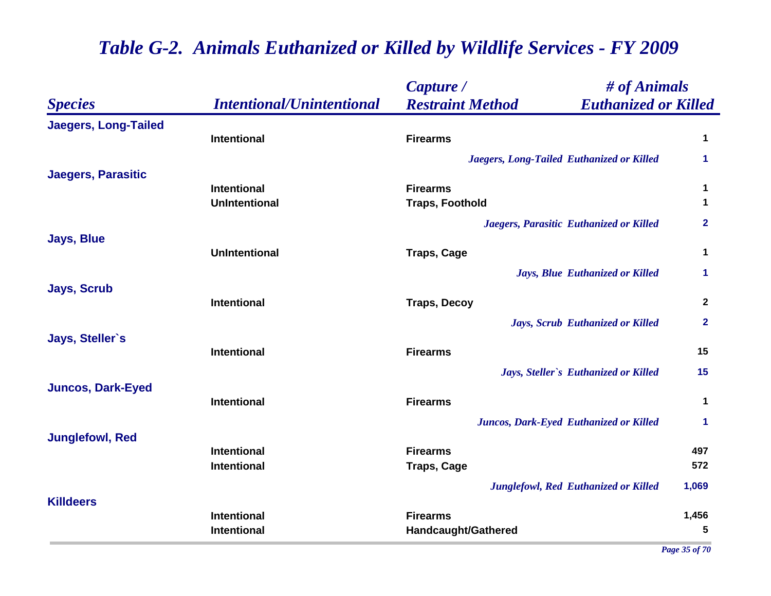# *Table G-2. Animals Euthanized or Killed by Wildlife Services - FY 2009*

| *Species* | *Intentional/Unintentional* | *Capture / Restraint Method* | *# of Animals Euthanized or Killed* |
|---|---|---|---|
| **Jaegers, Long-Tailed** | | | |
| | Intentional | Firearms | 1 |
| | | *Jaegers, Long-Tailed Euthanized or Killed* | 1 |
| **Jaegers, Parasitic** | | | |
| | Intentional | Firearms | 1 |
| | UnIntentional | Traps, Foothold | 1 |
| | | *Jaegers, Parasitic Euthanized or Killed* | 2 |
| **Jays, Blue** | | | |
| | UnIntentional | Traps, Cage | 1 |
| | | *Jays, Blue Euthanized or Killed* | 1 |
| **Jays, Scrub** | | | |
| | Intentional | Traps, Decoy | 2 |
| | | *Jays, Scrub Euthanized or Killed* | 2 |
| **Jays, Steller`s** | | | |
| | Intentional | Firearms | 15 |
| | | *Jays, Steller`s Euthanized or Killed* | 15 |
| **Juncos, Dark-Eyed** | | | |
| | Intentional | Firearms | 1 |
| | | *Juncos, Dark-Eyed Euthanized or Killed* | 1 |
| **Junglefowl, Red** | | | |
| | Intentional | Firearms | 497 |
| | Intentional | Traps, Cage | 572 |
| | | *Junglefowl, Red Euthanized or Killed* | 1,069 |
| **Killdeers** | | | |
| | Intentional | Firearms | 1,456 |
| | Intentional | Handcaught/Gathered | 5 |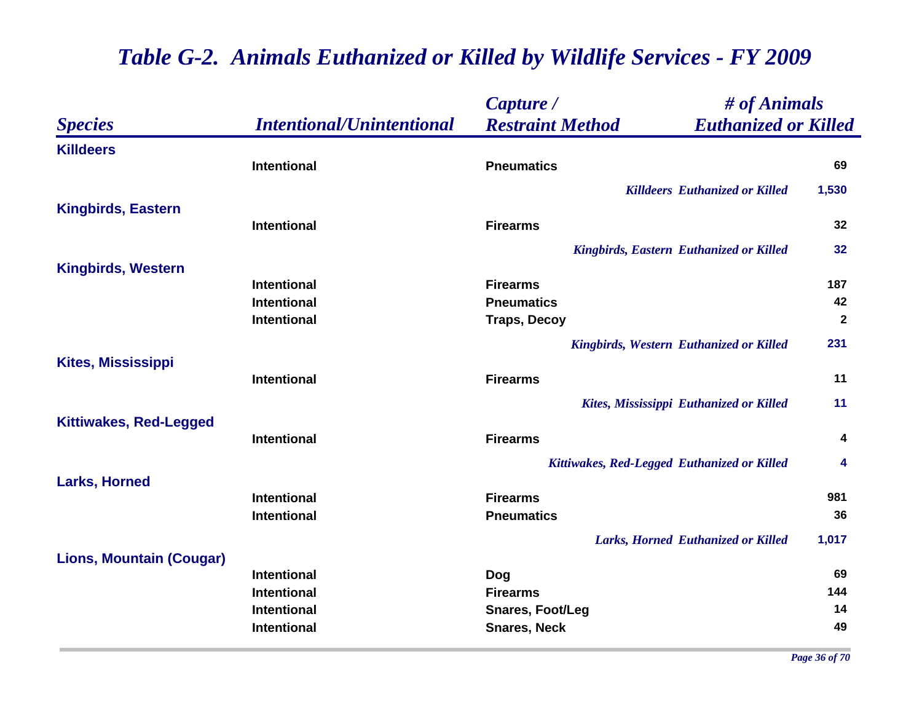# *Table G-2. Animals Euthanized or Killed by Wildlife Services - FY 2009*

| *Species* | *Intentional/Unintentional* | *Capture / Restraint Method* | *# of Animals Euthanized or Killed* |
|---|---|---|---|
| **Killdeers** | | | |
| | Intentional | Pneumatics | 69 |
| | | *Killdeers Euthanized or Killed* | 1,530 |
| **Kingbirds, Eastern** | | | |
| | Intentional | Firearms | 32 |
| | | *Kingbirds, Eastern Euthanized or Killed* | 32 |
| **Kingbirds, Western** | | | |
| | Intentional | Firearms | 187 |
| | Intentional | Pneumatics | 42 |
| | Intentional | Traps, Decoy | 2 |
| | | *Kingbirds, Western Euthanized or Killed* | 231 |
| **Kites, Mississippi** | | | |
| | Intentional | Firearms | 11 |
| | | *Kites, Mississippi Euthanized or Killed* | 11 |
| **Kittiwakes, Red-Legged** | | | |
| | Intentional | Firearms | 4 |
| | | *Kittiwakes, Red-Legged Euthanized or Killed* | 4 |
| **Larks, Horned** | | | |
| | Intentional | Firearms | 981 |
| | Intentional | Pneumatics | 36 |
| | | *Larks, Horned Euthanized or Killed* | 1,017 |
| **Lions, Mountain (Cougar)** | | | |
| | Intentional | Dog | 69 |
| | Intentional | Firearms | 144 |
| | Intentional | Snares, Foot/Leg | 14 |
| | Intentional | Snares, Neck | 49 |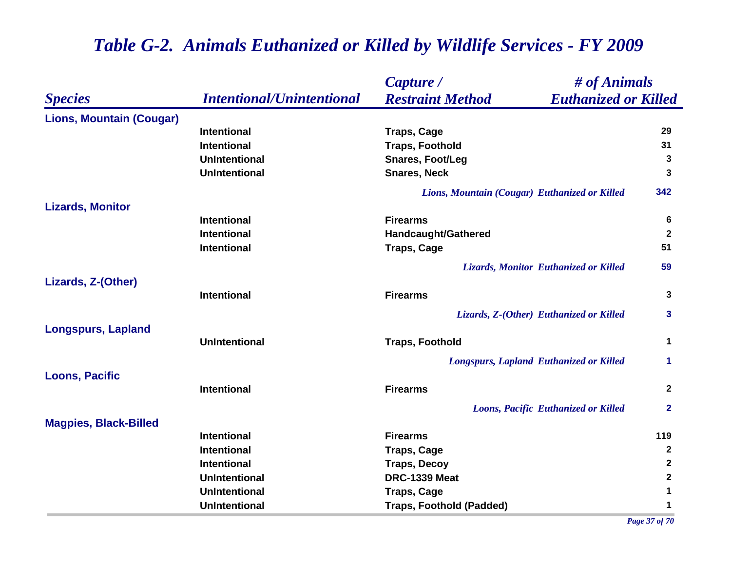# *Table G-2. Animals Euthanized or Killed by Wildlife Services - FY 2009*

| *Species* | *Intentional/Unintentional* | *Capture / Restraint Method* | *# of Animals Euthanized or Killed* |
|---|---|---|---|
| **Lions, Mountain (Cougar)** | | | |
| | Intentional | Traps, Cage | 29 |
| | Intentional | Traps, Foothold | 31 |
| | UnIntentional | Snares, Foot/Leg | 3 |
| | UnIntentional | Snares, Neck | 3 |
| | | *Lions, Mountain (Cougar) Euthanized or Killed* | **342** |
| **Lizards, Monitor** | | | |
| | Intentional | Firearms | 6 |
| | Intentional | Handcaught/Gathered | 2 |
| | Intentional | Traps, Cage | 51 |
| | | *Lizards, Monitor Euthanized or Killed* | **59** |
| **Lizards, Z-(Other)** | | | |
| | Intentional | Firearms | 3 |
| | | *Lizards, Z-(Other) Euthanized or Killed* | **3** |
| **Longspurs, Lapland** | | | |
| | UnIntentional | Traps, Foothold | 1 |
| | | *Longspurs, Lapland Euthanized or Killed* | **1** |
| **Loons, Pacific** | | | |
| | Intentional | Firearms | 2 |
| | | *Loons, Pacific Euthanized or Killed* | **2** |
| **Magpies, Black-Billed** | | | |
| | Intentional | Firearms | 119 |
| | Intentional | Traps, Cage | 2 |
| | Intentional | Traps, Decoy | 2 |
| | UnIntentional | DRC-1339 Meat | 2 |
| | UnIntentional | Traps, Cage | 1 |
| | UnIntentional | Traps, Foothold (Padded) | 1 |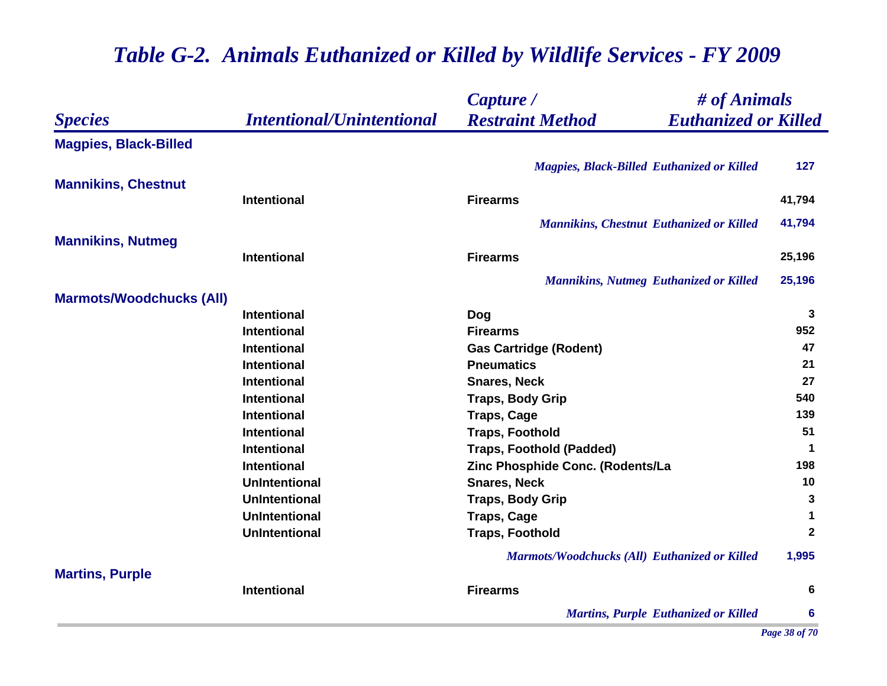# Table G-2. Animals Euthanized or Killed by Wildlife Services - FY 2009

| Species | Intentional/Unintentional | Capture / Restraint Method | # of Animals Euthanized or Killed |
|---|---|---|---|
| **Magpies, Black-Billed** | | | |
| | | *Magpies, Black-Billed Euthanized or Killed* | 127 |
| **Mannikins, Chestnut** | | | |
| | Intentional | Firearms | 41,794 |
| | | *Mannikins, Chestnut Euthanized or Killed* | 41,794 |
| **Mannikins, Nutmeg** | | | |
| | Intentional | Firearms | 25,196 |
| | | *Mannikins, Nutmeg Euthanized or Killed* | 25,196 |
| **Marmots/Woodchucks (All)** | | | |
| | Intentional | Dog | 3 |
| | Intentional | Firearms | 952 |
| | Intentional | Gas Cartridge (Rodent) | 47 |
| | Intentional | Pneumatics | 21 |
| | Intentional | Snares, Neck | 27 |
| | Intentional | Traps, Body Grip | 540 |
| | Intentional | Traps, Cage | 139 |
| | Intentional | Traps, Foothold | 51 |
| | Intentional | Traps, Foothold (Padded) | 1 |
| | Intentional | Zinc Phosphide Conc. (Rodents/La | 198 |
| | UnIntentional | Snares, Neck | 10 |
| | UnIntentional | Traps, Body Grip | 3 |
| | UnIntentional | Traps, Cage | 1 |
| | UnIntentional | Traps, Foothold | 2 |
| | | *Marmots/Woodchucks (All) Euthanized or Killed* | 1,995 |
| **Martins, Purple** | | | |
| | Intentional | Firearms | 6 |
| | | *Martins, Purple Euthanized or Killed* | 6 |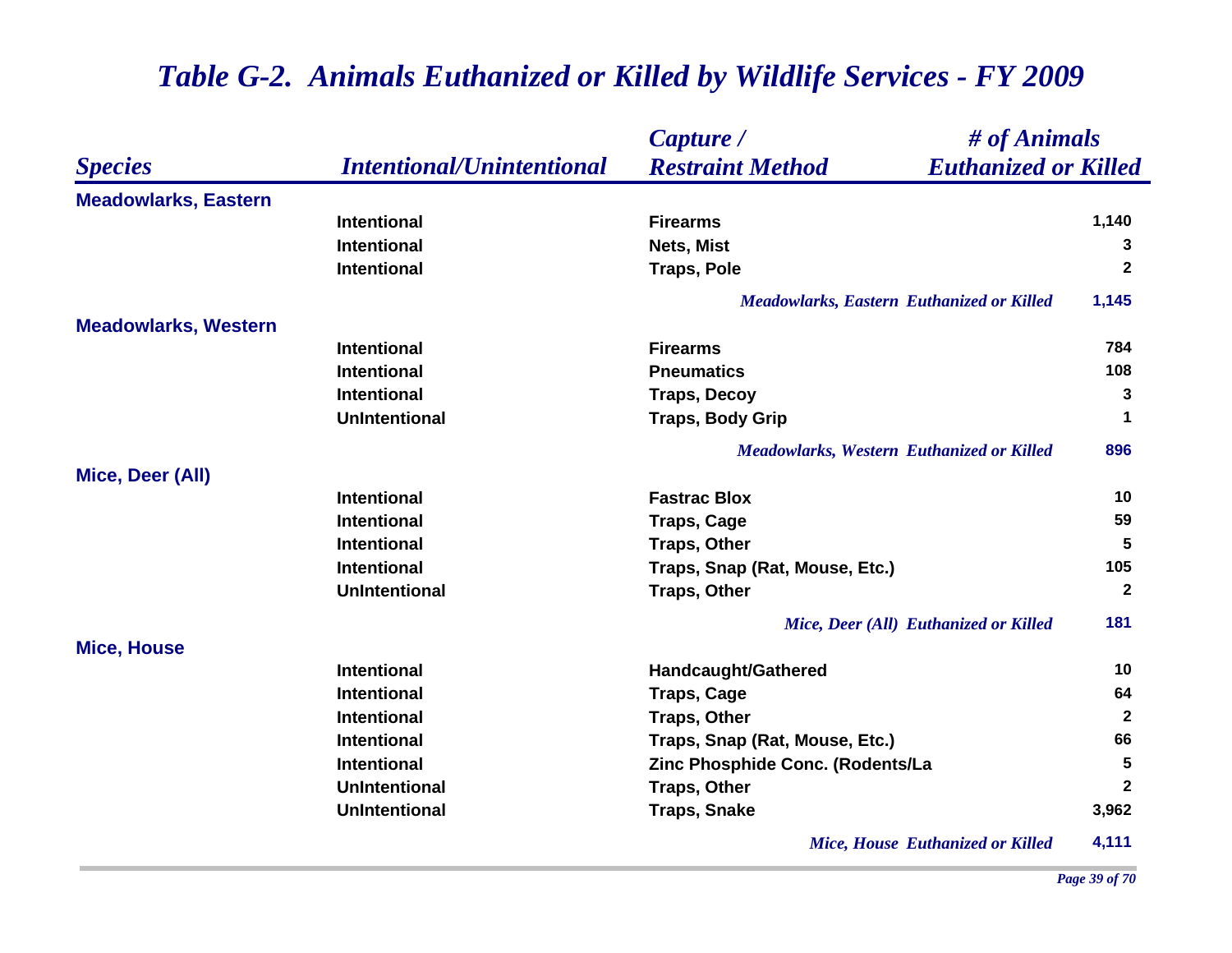# *Table G-2. Animals Euthanized or Killed by Wildlife Services - FY 2009*

| *Species* | *Intentional/Unintentional* | *Capture / Restraint Method* | *# of Animals Euthanized or Killed* |
|---|---|---|---|
| **Meadowlarks, Eastern** | | | |
| | Intentional | Firearms | 1,140 |
| | Intentional | Nets, Mist | 3 |
| | Intentional | Traps, Pole | 2 |
| | | *Meadowlarks, Eastern Euthanized or Killed* | 1,145 |
| **Meadowlarks, Western** | | | |
| | Intentional | Firearms | 784 |
| | Intentional | Pneumatics | 108 |
| | Intentional | Traps, Decoy | 3 |
| | UnIntentional | Traps, Body Grip | 1 |
| | | *Meadowlarks, Western Euthanized or Killed* | 896 |
| **Mice, Deer (All)** | | | |
| | Intentional | Fastrac Blox | 10 |
| | Intentional | Traps, Cage | 59 |
| | Intentional | Traps, Other | 5 |
| | Intentional | Traps, Snap (Rat, Mouse, Etc.) | 105 |
| | UnIntentional | Traps, Other | 2 |
| | | *Mice, Deer (All) Euthanized or Killed* | 181 |
| **Mice, House** | | | |
| | Intentional | Handcaught/Gathered | 10 |
| | Intentional | Traps, Cage | 64 |
| | Intentional | Traps, Other | 2 |
| | Intentional | Traps, Snap (Rat, Mouse, Etc.) | 66 |
| | Intentional | Zinc Phosphide Conc. (Rodents/La | 5 |
| | UnIntentional | Traps, Other | 2 |
| | UnIntentional | Traps, Snake | 3,962 |
| | | *Mice, House Euthanized or Killed* | 4,111 |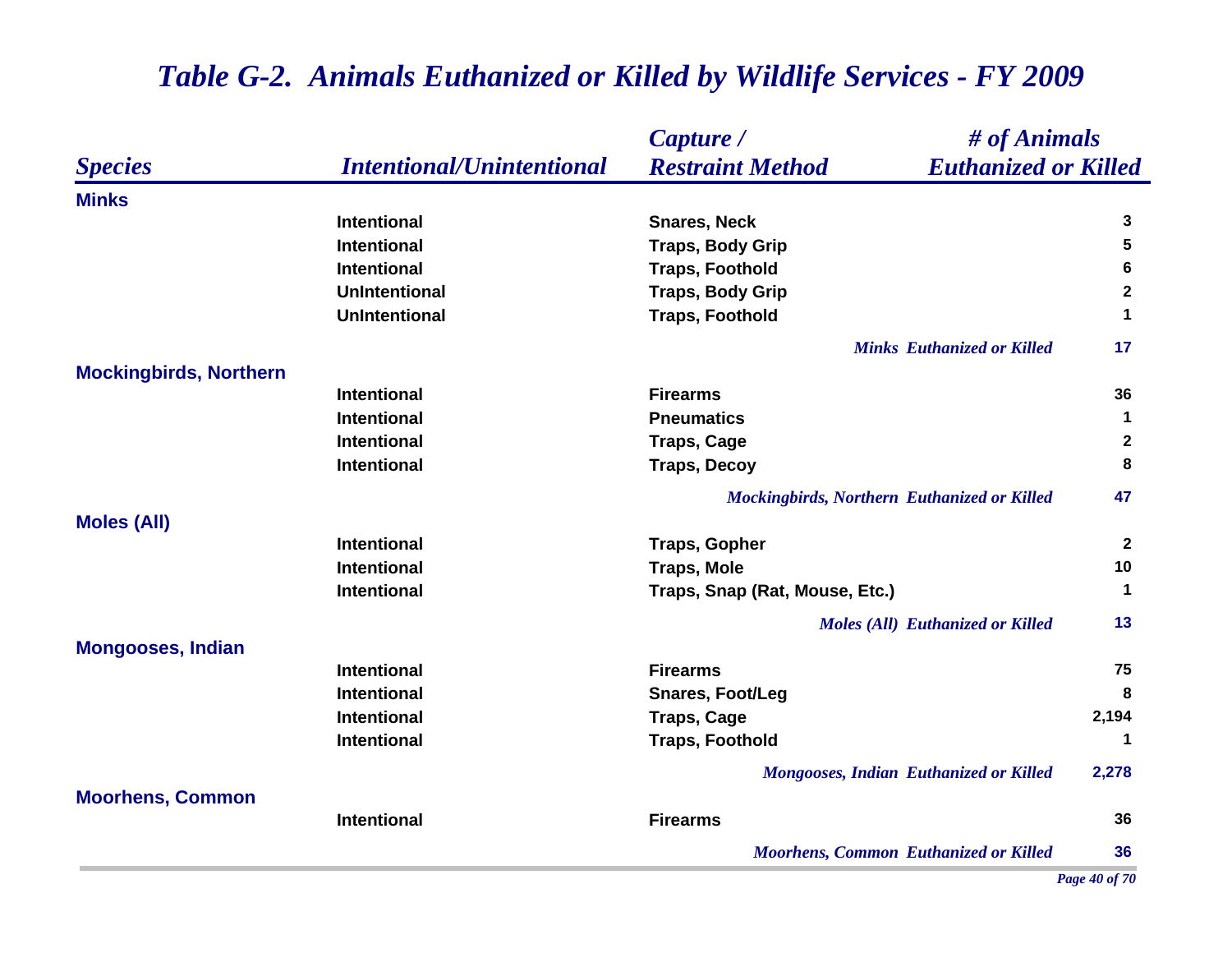# *Table G-2. Animals Euthanized or Killed by Wildlife Services - FY 2009*

| *Species* | *Intentional/Unintentional* | *Capture / Restraint Method* | *# of Animals Euthanized or Killed* |
|---|---|---|---|
| **Minks** | | | |
| | Intentional | Snares, Neck | 3 |
| | Intentional | Traps, Body Grip | 5 |
| | Intentional | Traps, Foothold | 6 |
| | UnIntentional | Traps, Body Grip | 2 |
| | UnIntentional | Traps, Foothold | 1 |
| | | *Minks Euthanized or Killed* | 17 |
| **Mockingbirds, Northern** | | | |
| | Intentional | Firearms | 36 |
| | Intentional | Pneumatics | 1 |
| | Intentional | Traps, Cage | 2 |
| | Intentional | Traps, Decoy | 8 |
| | | *Mockingbirds, Northern Euthanized or Killed* | 47 |
| **Moles (All)** | | | |
| | Intentional | Traps, Gopher | 2 |
| | Intentional | Traps, Mole | 10 |
| | Intentional | Traps, Snap (Rat, Mouse, Etc.) | 1 |
| | | *Moles (All) Euthanized or Killed* | 13 |
| **Mongooses, Indian** | | | |
| | Intentional | Firearms | 75 |
| | Intentional | Snares, Foot/Leg | 8 |
| | Intentional | Traps, Cage | 2,194 |
| | Intentional | Traps, Foothold | 1 |
| | | *Mongooses, Indian Euthanized or Killed* | 2,278 |
| **Moorhens, Common** | | | |
| | Intentional | Firearms | 36 |
| | | *Moorhens, Common Euthanized or Killed* | 36 |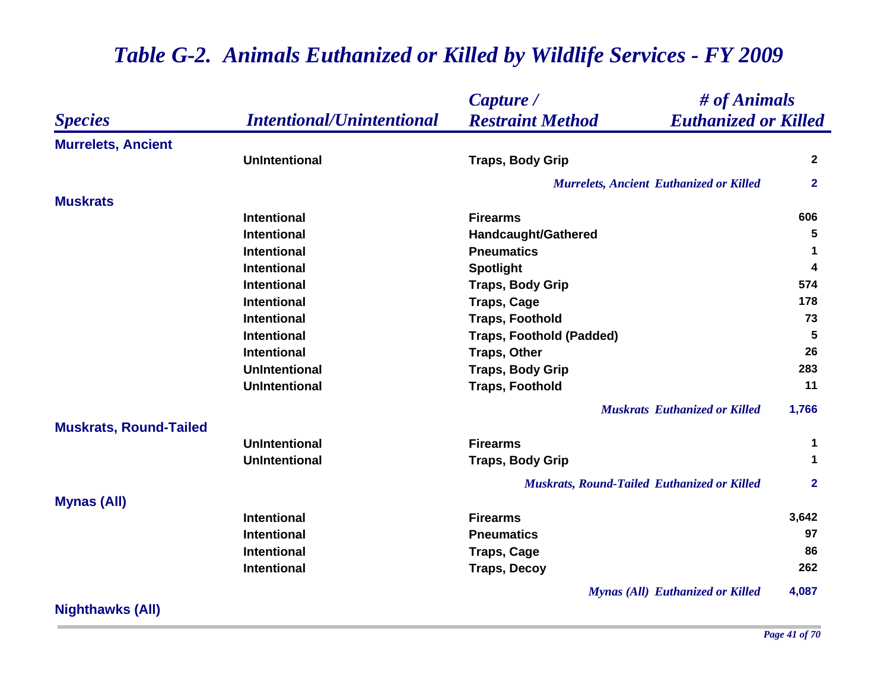## *Table G-2. Animals Euthanized or Killed by Wildlife Services - FY 2009*

| *Species* | *Intentional/Unintentional* | *Capture / Restraint Method* | *# of Animals Euthanized or Killed* |
|---|---|---|---|
| **Murrelets, Ancient** | | | |
| | UnIntentional | Traps, Body Grip | 2 |
| | | *Murrelets, Ancient Euthanized or Killed* | **2** |
| **Muskrats** | | | |
| | Intentional | Firearms | 606 |
| | Intentional | Handcaught/Gathered | 5 |
| | Intentional | Pneumatics | 1 |
| | Intentional | Spotlight | 4 |
| | Intentional | Traps, Body Grip | 574 |
| | Intentional | Traps, Cage | 178 |
| | Intentional | Traps, Foothold | 73 |
| | Intentional | Traps, Foothold (Padded) | 5 |
| | Intentional | Traps, Other | 26 |
| | UnIntentional | Traps, Body Grip | 283 |
| | UnIntentional | Traps, Foothold | 11 |
| | | *Muskrats Euthanized or Killed* | **1,766** |
| **Muskrats, Round-Tailed** | | | |
| | UnIntentional | Firearms | 1 |
| | UnIntentional | Traps, Body Grip | 1 |
| | | *Muskrats, Round-Tailed Euthanized or Killed* | **2** |
| **Mynas (All)** | | | |
| | Intentional | Firearms | 3,642 |
| | Intentional | Pneumatics | 97 |
| | Intentional | Traps, Cage | 86 |
| | Intentional | Traps, Decoy | 262 |
| | | *Mynas (All) Euthanized or Killed* | **4,087** |
| **Nighthawks (All)** | | | |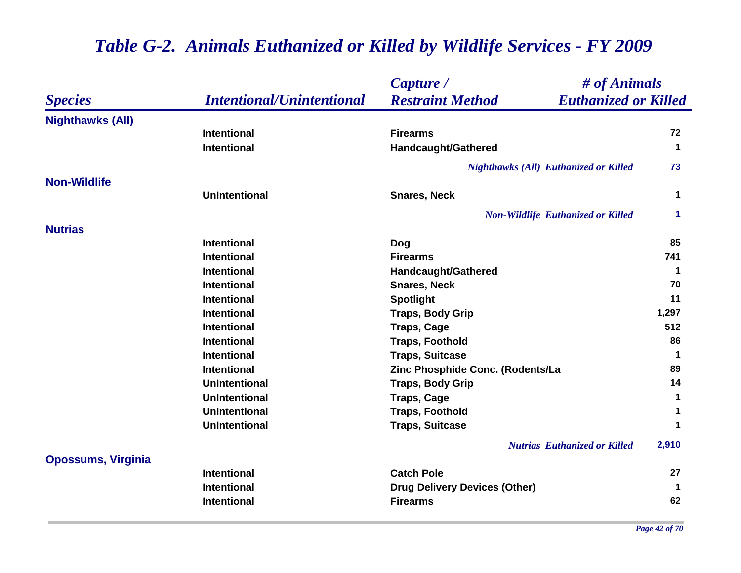# *Table G-2. Animals Euthanized or Killed by Wildlife Services - FY 2009*

| *Species* | *Intentional/Unintentional* | *Capture / Restraint Method* | *# of Animals Euthanized or Killed* |
|---|---|---|---|
| **Nighthawks (All)** | | | |
| | Intentional | Firearms | 72 |
| | Intentional | Handcaught/Gathered | 1 |
| | | *Nighthawks (All) Euthanized or Killed* | 73 |
| **Non-Wildlife** | | | |
| | UnIntentional | Snares, Neck | 1 |
| | | *Non-Wildlife Euthanized or Killed* | 1 |
| **Nutrias** | | | |
| | Intentional | Dog | 85 |
| | Intentional | Firearms | 741 |
| | Intentional | Handcaught/Gathered | 1 |
| | Intentional | Snares, Neck | 70 |
| | Intentional | Spotlight | 11 |
| | Intentional | Traps, Body Grip | 1,297 |
| | Intentional | Traps, Cage | 512 |
| | Intentional | Traps, Foothold | 86 |
| | Intentional | Traps, Suitcase | 1 |
| | Intentional | Zinc Phosphide Conc. (Rodents/La | 89 |
| | UnIntentional | Traps, Body Grip | 14 |
| | UnIntentional | Traps, Cage | 1 |
| | UnIntentional | Traps, Foothold | 1 |
| | UnIntentional | Traps, Suitcase | 1 |
| | | *Nutrias Euthanized or Killed* | 2,910 |
| **Opossums, Virginia** | | | |
| | Intentional | Catch Pole | 27 |
| | Intentional | Drug Delivery Devices (Other) | 1 |
| | Intentional | Firearms | 62 |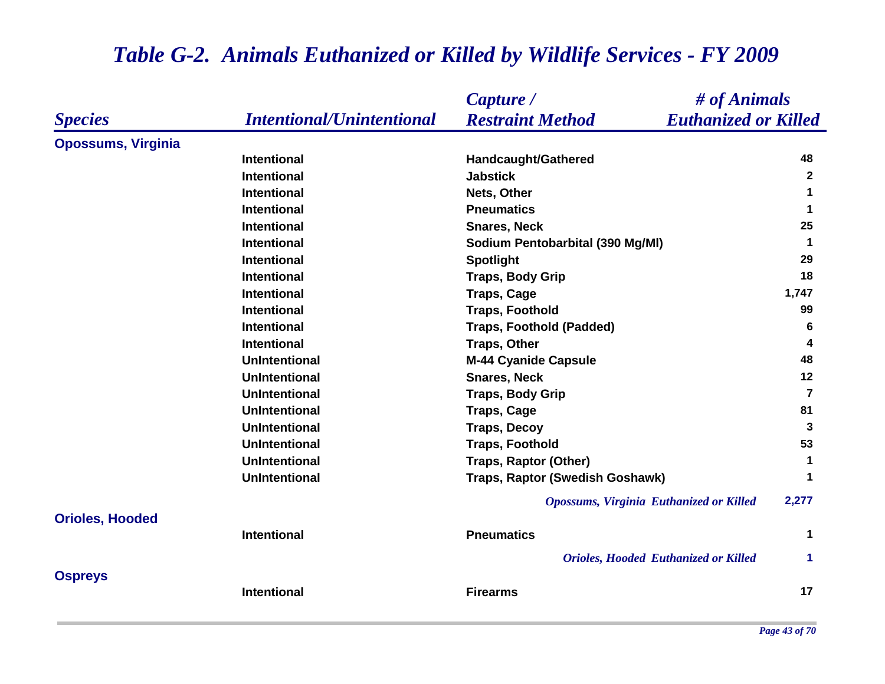# *Table G-2. Animals Euthanized or Killed by Wildlife Services - FY 2009*

| *Species* | *Intentional/Unintentional* | *Capture / Restraint Method* | *# of Animals Euthanized or Killed* |
|---|---|---|---|
| **Opossums, Virginia** | | | |
| | Intentional | Handcaught/Gathered | 48 |
| | Intentional | Jabstick | 2 |
| | Intentional | Nets, Other | 1 |
| | Intentional | Pneumatics | 1 |
| | Intentional | Snares, Neck | 25 |
| | Intentional | Sodium Pentobarbital (390 Mg/Ml) | 1 |
| | Intentional | Spotlight | 29 |
| | Intentional | Traps, Body Grip | 18 |
| | Intentional | Traps, Cage | 1,747 |
| | Intentional | Traps, Foothold | 99 |
| | Intentional | Traps, Foothold (Padded) | 6 |
| | Intentional | Traps, Other | 4 |
| | UnIntentional | M-44 Cyanide Capsule | 48 |
| | UnIntentional | Snares, Neck | 12 |
| | UnIntentional | Traps, Body Grip | 7 |
| | UnIntentional | Traps, Cage | 81 |
| | UnIntentional | Traps, Decoy | 3 |
| | UnIntentional | Traps, Foothold | 53 |
| | UnIntentional | Traps, Raptor (Other) | 1 |
| | UnIntentional | Traps, Raptor (Swedish Goshawk) | 1 |
| | | *Opossums, Virginia Euthanized or Killed* | 2,277 |
| **Orioles, Hooded** | | | |
| | Intentional | Pneumatics | 1 |
| | | *Orioles, Hooded Euthanized or Killed* | 1 |
| **Ospreys** | | | |
| | Intentional | Firearms | 17 |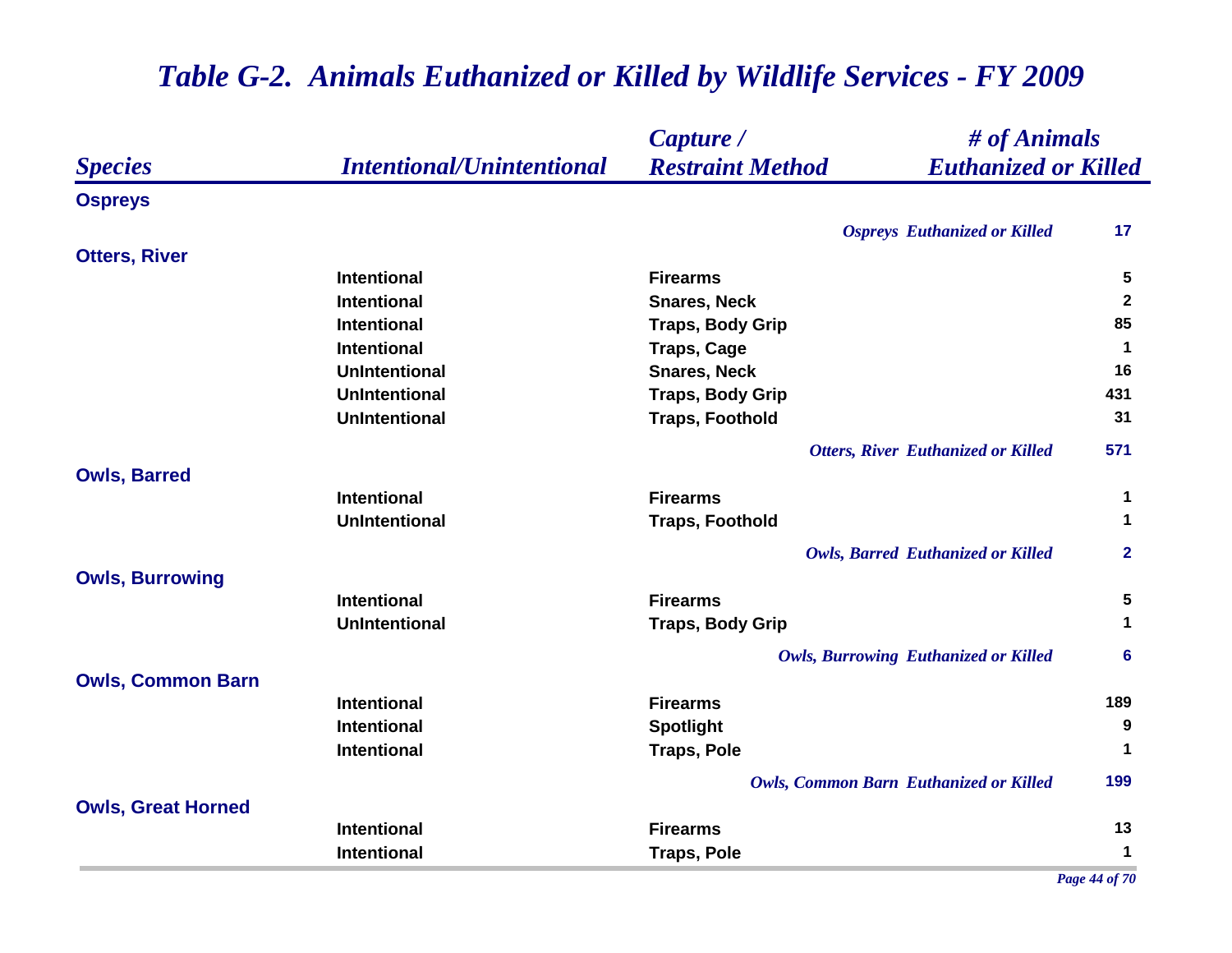# *Table G-2. Animals Euthanized or Killed by Wildlife Services - FY 2009*

| *Species* | *Intentional/Unintentional* | *Capture / Restraint Method* | *# of Animals Euthanized or Killed* |
|---|---|---|---|
| **Ospreys** | | | |
| | | *Ospreys Euthanized or Killed* | **17** |
| **Otters, River** | | | |
| | Intentional | Firearms | 5 |
| | Intentional | Snares, Neck | 2 |
| | Intentional | Traps, Body Grip | 85 |
| | Intentional | Traps, Cage | 1 |
| | UnIntentional | Snares, Neck | 16 |
| | UnIntentional | Traps, Body Grip | 431 |
| | UnIntentional | Traps, Foothold | 31 |
| | | *Otters, River Euthanized or Killed* | **571** |
| **Owls, Barred** | | | |
| | Intentional | Firearms | 1 |
| | UnIntentional | Traps, Foothold | 1 |
| | | *Owls, Barred Euthanized or Killed* | **2** |
| **Owls, Burrowing** | | | |
| | Intentional | Firearms | 5 |
| | UnIntentional | Traps, Body Grip | 1 |
| | | *Owls, Burrowing Euthanized or Killed* | **6** |
| **Owls, Common Barn** | | | |
| | Intentional | Firearms | 189 |
| | Intentional | Spotlight | 9 |
| | Intentional | Traps, Pole | 1 |
| | | *Owls, Common Barn Euthanized or Killed* | **199** |
| **Owls, Great Horned** | | | |
| | Intentional | Firearms | 13 |
| | Intentional | Traps, Pole | 1 |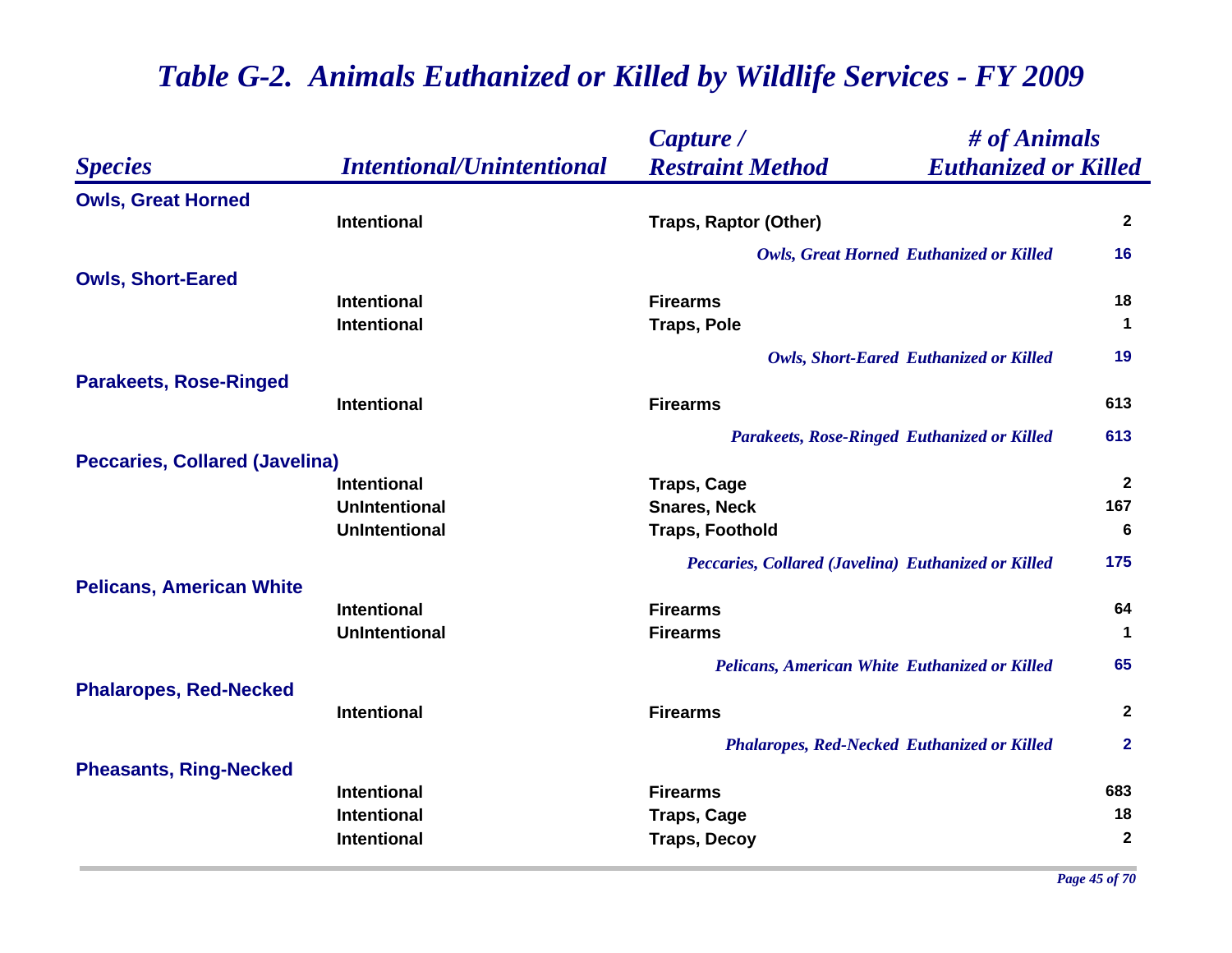# *Table G-2. Animals Euthanized or Killed by Wildlife Services - FY 2009*

| *Species* | *Intentional/Unintentional* | *Capture / Restraint Method* | *# of Animals Euthanized or Killed* |
|---|---|---|---|
| **Owls, Great Horned** | | | |
| | Intentional | Traps, Raptor (Other) | 2 |
| | | *Owls, Great Horned Euthanized or Killed* | 16 |
| **Owls, Short-Eared** | | | |
| | Intentional | Firearms | 18 |
| | Intentional | Traps, Pole | 1 |
| | | *Owls, Short-Eared Euthanized or Killed* | 19 |
| **Parakeets, Rose-Ringed** | | | |
| | Intentional | Firearms | 613 |
| | | *Parakeets, Rose-Ringed Euthanized or Killed* | 613 |
| **Peccaries, Collared (Javelina)** | | | |
| | Intentional | Traps, Cage | 2 |
| | UnIntentional | Snares, Neck | 167 |
| | UnIntentional | Traps, Foothold | 6 |
| | | *Peccaries, Collared (Javelina) Euthanized or Killed* | 175 |
| **Pelicans, American White** | | | |
| | Intentional | Firearms | 64 |
| | UnIntentional | Firearms | 1 |
| | | *Pelicans, American White Euthanized or Killed* | 65 |
| **Phalaropes, Red-Necked** | | | |
| | Intentional | Firearms | 2 |
| | | *Phalaropes, Red-Necked Euthanized or Killed* | 2 |
| **Pheasants, Ring-Necked** | | | |
| | Intentional | Firearms | 683 |
| | Intentional | Traps, Cage | 18 |
| | Intentional | Traps, Decoy | 2 |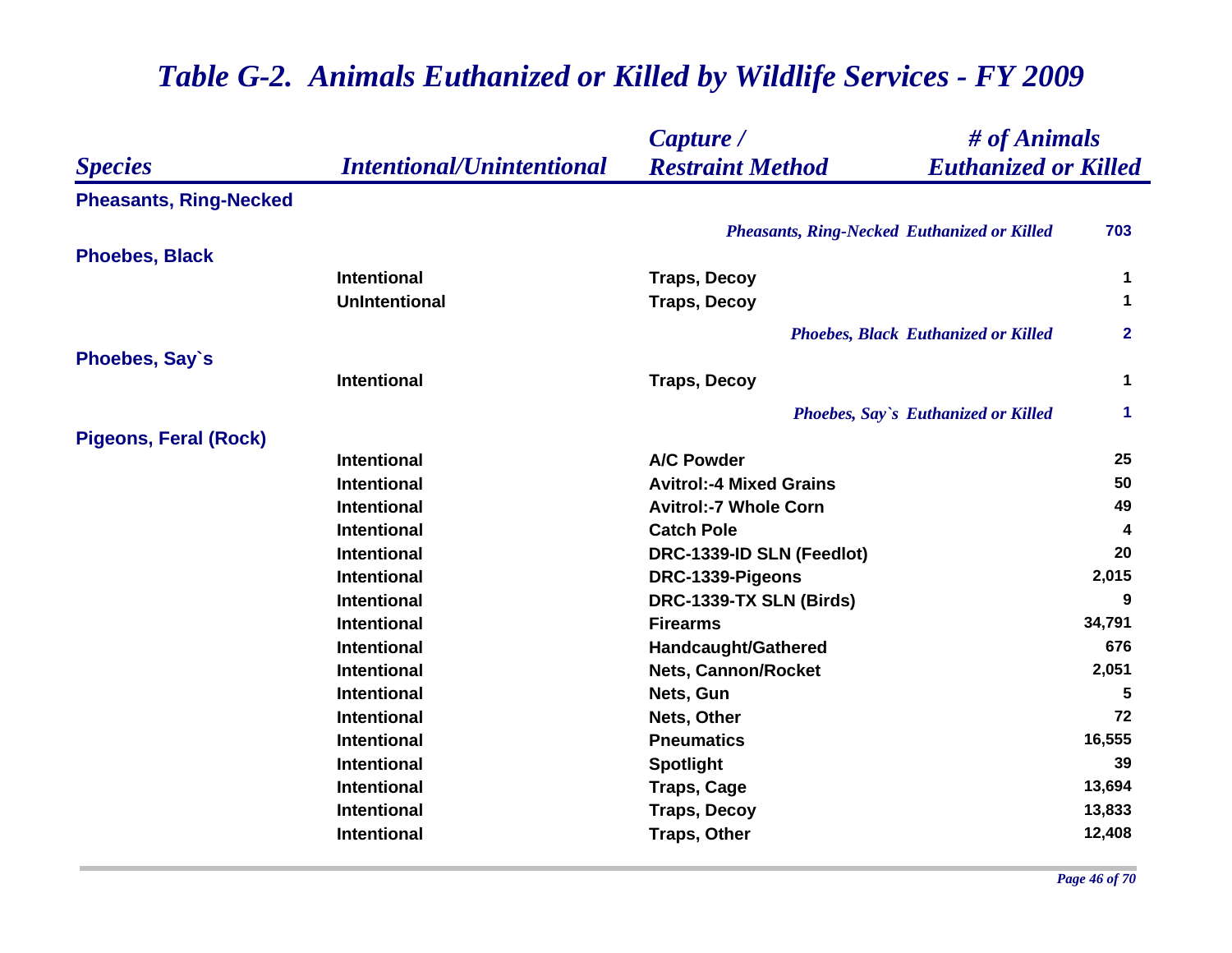## Table G-2. Animals Euthanized or Killed by Wildlife Services - FY 2009

| Species | Intentional/Unintentional | Capture / Restraint Method | # of Animals Euthanized or Killed |
|---|---|---|---|
| **Pheasants, Ring-Necked** | | | |
| | | *Pheasants, Ring-Necked Euthanized or Killed* | 703 |
| **Phoebes, Black** | | | |
| | Intentional | Traps, Decoy | 1 |
| | UnIntentional | Traps, Decoy | 1 |
| | | *Phoebes, Black Euthanized or Killed* | 2 |
| **Phoebes, Say`s** | | | |
| | Intentional | Traps, Decoy | 1 |
| | | *Phoebes, Say`s Euthanized or Killed* | 1 |
| **Pigeons, Feral (Rock)** | | | |
| | Intentional | A/C Powder | 25 |
| | Intentional | Avitrol:-4 Mixed Grains | 50 |
| | Intentional | Avitrol:-7 Whole Corn | 49 |
| | Intentional | Catch Pole | 4 |
| | Intentional | DRC-1339-ID SLN (Feedlot) | 20 |
| | Intentional | DRC-1339-Pigeons | 2,015 |
| | Intentional | DRC-1339-TX SLN (Birds) | 9 |
| | Intentional | Firearms | 34,791 |
| | Intentional | Handcaught/Gathered | 676 |
| | Intentional | Nets, Cannon/Rocket | 2,051 |
| | Intentional | Nets, Gun | 5 |
| | Intentional | Nets, Other | 72 |
| | Intentional | Pneumatics | 16,555 |
| | Intentional | Spotlight | 39 |
| | Intentional | Traps, Cage | 13,694 |
| | Intentional | Traps, Decoy | 13,833 |
| | Intentional | Traps, Other | 12,408 |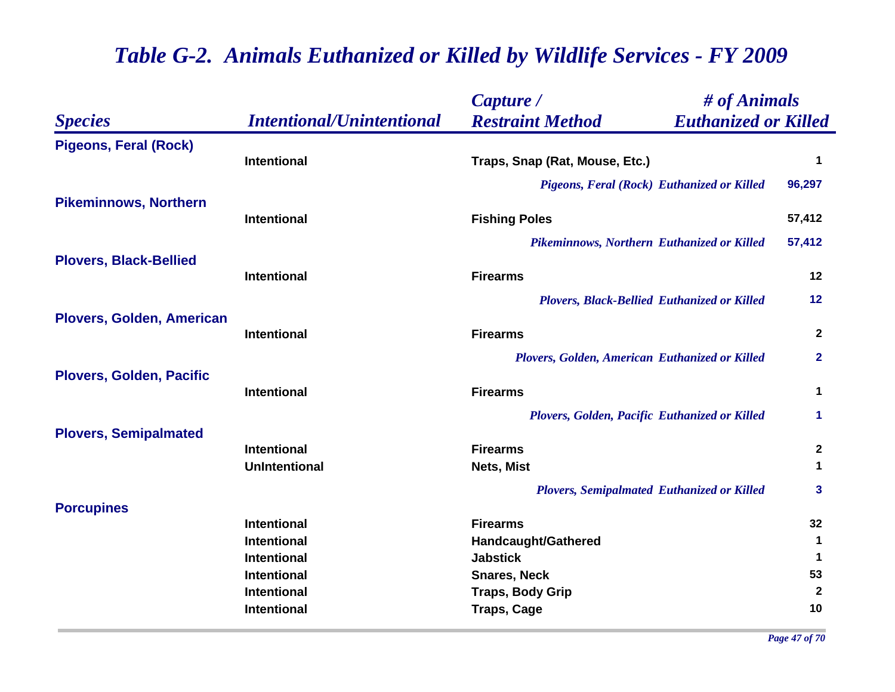# *Table G-2. Animals Euthanized or Killed by Wildlife Services - FY 2009*

| *Species* | *Intentional/Unintentional* | *Capture / Restraint Method* | *# of Animals Euthanized or Killed* |
|---|---|---|---|
| **Pigeons, Feral (Rock)** | | | |
| | Intentional | Traps, Snap (Rat, Mouse, Etc.) | 1 |
| | | *Pigeons, Feral (Rock) Euthanized or Killed* | 96,297 |
| **Pikeminnows, Northern** | | | |
| | Intentional | Fishing Poles | 57,412 |
| | | *Pikeminnows, Northern Euthanized or Killed* | 57,412 |
| **Plovers, Black-Bellied** | | | |
| | Intentional | Firearms | 12 |
| | | *Plovers, Black-Bellied Euthanized or Killed* | 12 |
| **Plovers, Golden, American** | | | |
| | Intentional | Firearms | 2 |
| | | *Plovers, Golden, American Euthanized or Killed* | 2 |
| **Plovers, Golden, Pacific** | | | |
| | Intentional | Firearms | 1 |
| | | *Plovers, Golden, Pacific Euthanized or Killed* | 1 |
| **Plovers, Semipalmated** | | | |
| | Intentional | Firearms | 2 |
| | UnIntentional | Nets, Mist | 1 |
| | | *Plovers, Semipalmated Euthanized or Killed* | 3 |
| **Porcupines** | | | |
| | Intentional | Firearms | 32 |
| | Intentional | Handcaught/Gathered | 1 |
| | Intentional | Jabstick | 1 |
| | Intentional | Snares, Neck | 53 |
| | Intentional | Traps, Body Grip | 2 |
| | Intentional | Traps, Cage | 10 |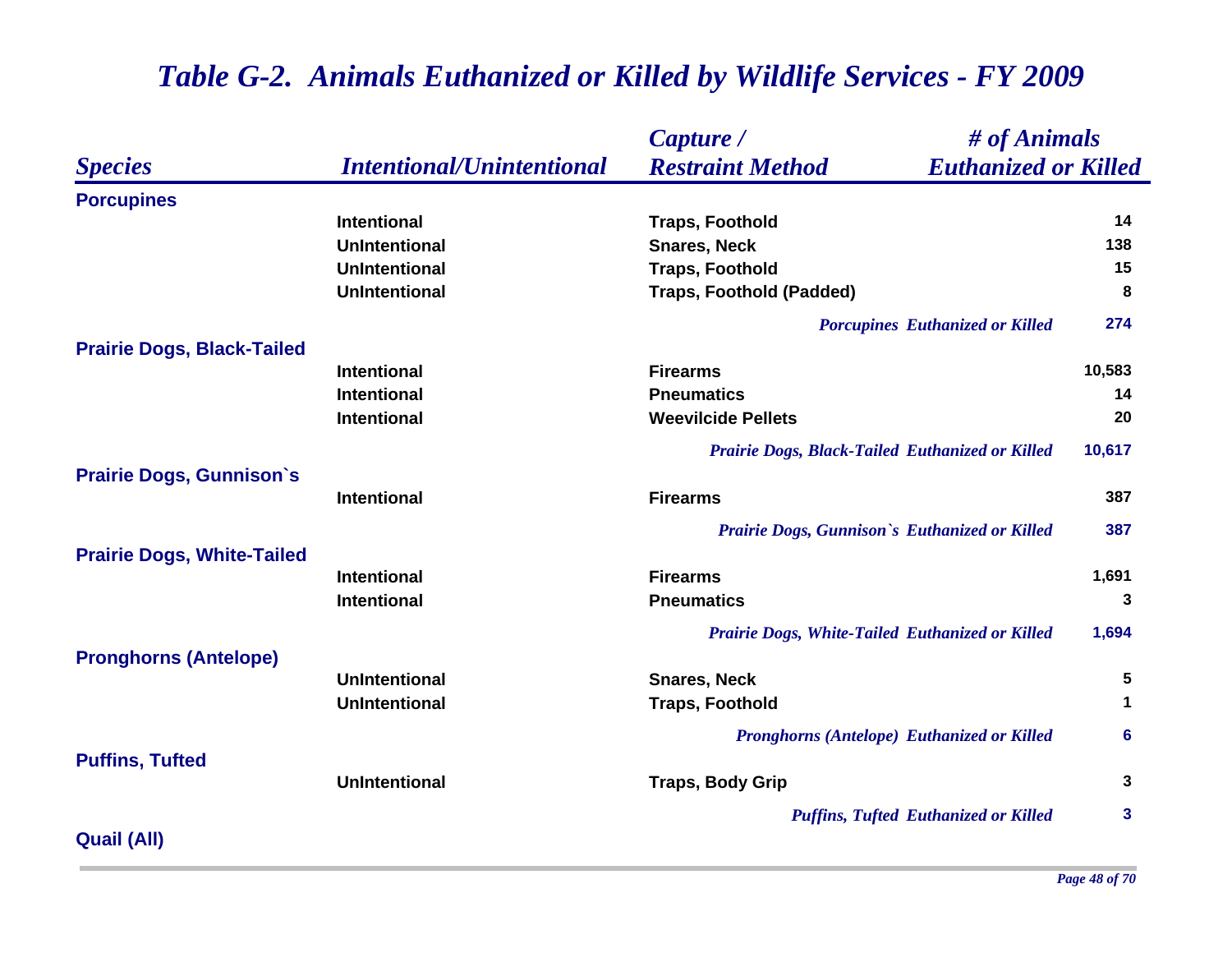## *Table G-2. Animals Euthanized or Killed by Wildlife Services - FY 2009*

| *Species* | *Intentional/Unintentional* | *Capture / Restraint Method* | *# of Animals Euthanized or Killed* |
|---|---|---|---|
| **Porcupines** | | | |
| | Intentional | Traps, Foothold | 14 |
| | UnIntentional | Snares, Neck | 138 |
| | UnIntentional | Traps, Foothold | 15 |
| | UnIntentional | Traps, Foothold (Padded) | 8 |
| | | *Porcupines Euthanized or Killed* | 274 |
| **Prairie Dogs, Black-Tailed** | | | |
| | Intentional | Firearms | 10,583 |
| | Intentional | Pneumatics | 14 |
| | Intentional | Weevilcide Pellets | 20 |
| | | *Prairie Dogs, Black-Tailed Euthanized or Killed* | 10,617 |
| **Prairie Dogs, Gunnison`s** | | | |
| | Intentional | Firearms | 387 |
| | | *Prairie Dogs, Gunnison`s Euthanized or Killed* | 387 |
| **Prairie Dogs, White-Tailed** | | | |
| | Intentional | Firearms | 1,691 |
| | Intentional | Pneumatics | 3 |
| | | *Prairie Dogs, White-Tailed Euthanized or Killed* | 1,694 |
| **Pronghorns (Antelope)** | | | |
| | UnIntentional | Snares, Neck | 5 |
| | UnIntentional | Traps, Foothold | 1 |
| | | *Pronghorns (Antelope) Euthanized or Killed* | 6 |
| **Puffins, Tufted** | | | |
| | UnIntentional | Traps, Body Grip | 3 |
| | | *Puffins, Tufted Euthanized or Killed* | 3 |
| **Quail (All)** | | | |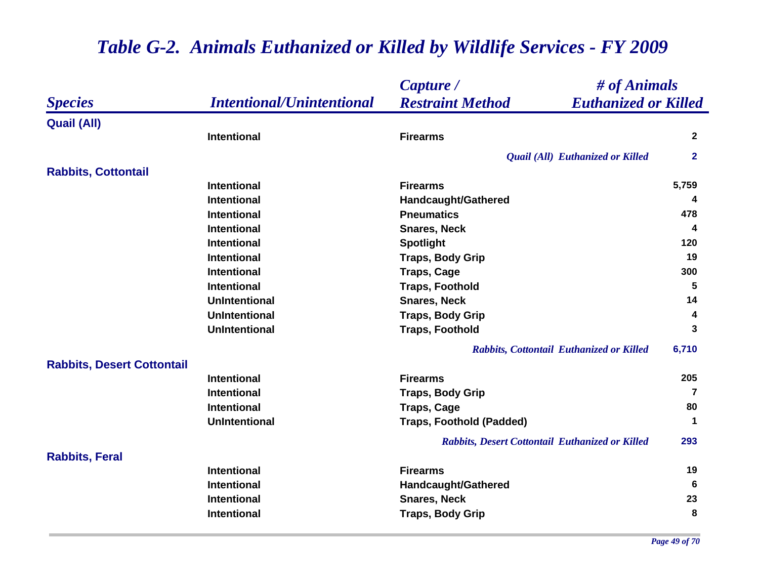# Table G-2. Animals Euthanized or Killed by Wildlife Services - FY 2009

| Species | Intentional/Unintentional | Capture / Restraint Method | # of Animals Euthanized or Killed |
|---|---|---|---|
| **Quail (All)** | | | |
| | Intentional | Firearms | 2 |
| | | *Quail (All) Euthanized or Killed* | 2 |
| **Rabbits, Cottontail** | | | |
| | Intentional | Firearms | 5,759 |
| | Intentional | Handcaught/Gathered | 4 |
| | Intentional | Pneumatics | 478 |
| | Intentional | Snares, Neck | 4 |
| | Intentional | Spotlight | 120 |
| | Intentional | Traps, Body Grip | 19 |
| | Intentional | Traps, Cage | 300 |
| | Intentional | Traps, Foothold | 5 |
| | UnIntentional | Snares, Neck | 14 |
| | UnIntentional | Traps, Body Grip | 4 |
| | UnIntentional | Traps, Foothold | 3 |
| | | *Rabbits, Cottontail Euthanized or Killed* | 6,710 |
| **Rabbits, Desert Cottontail** | | | |
| | Intentional | Firearms | 205 |
| | Intentional | Traps, Body Grip | 7 |
| | Intentional | Traps, Cage | 80 |
| | UnIntentional | Traps, Foothold (Padded) | 1 |
| | | *Rabbits, Desert Cottontail Euthanized or Killed* | 293 |
| **Rabbits, Feral** | | | |
| | Intentional | Firearms | 19 |
| | Intentional | Handcaught/Gathered | 6 |
| | Intentional | Snares, Neck | 23 |
| | Intentional | Traps, Body Grip | 8 |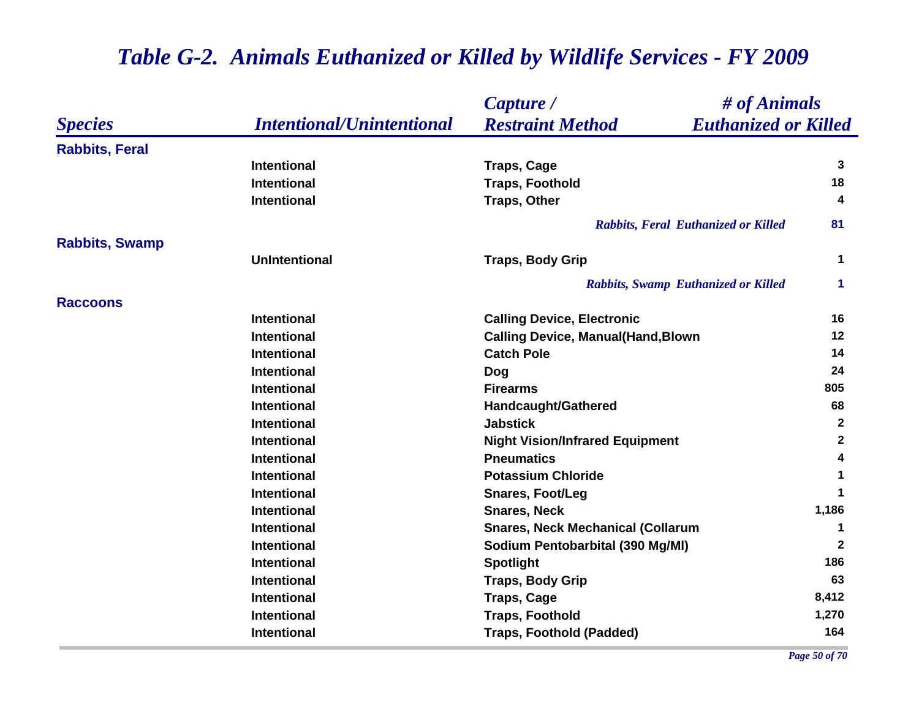# Table G-2. Animals Euthanized or Killed by Wildlife Services - FY 2009

| Species | Intentional/Unintentional | Capture / Restraint Method | # of Animals Euthanized or Killed |
|---|---|---|---|
| **Rabbits, Feral** | | | |
| | Intentional | Traps, Cage | 3 |
| | Intentional | Traps, Foothold | 18 |
| | Intentional | Traps, Other | 4 |
| | | *Rabbits, Feral Euthanized or Killed* | 81 |
| **Rabbits, Swamp** | | | |
| | UnIntentional | Traps, Body Grip | 1 |
| | | *Rabbits, Swamp Euthanized or Killed* | 1 |
| **Raccoons** | | | |
| | Intentional | Calling Device, Electronic | 16 |
| | Intentional | Calling Device, Manual(Hand,Blown | 12 |
| | Intentional | Catch Pole | 14 |
| | Intentional | Dog | 24 |
| | Intentional | Firearms | 805 |
| | Intentional | Handcaught/Gathered | 68 |
| | Intentional | Jabstick | 2 |
| | Intentional | Night Vision/Infrared Equipment | 2 |
| | Intentional | Pneumatics | 4 |
| | Intentional | Potassium Chloride | 1 |
| | Intentional | Snares, Foot/Leg | 1 |
| | Intentional | Snares, Neck | 1,186 |
| | Intentional | Snares, Neck Mechanical (Collarum | 1 |
| | Intentional | Sodium Pentobarbital (390 Mg/Ml) | 2 |
| | Intentional | Spotlight | 186 |
| | Intentional | Traps, Body Grip | 63 |
| | Intentional | Traps, Cage | 8,412 |
| | Intentional | Traps, Foothold | 1,270 |
| | Intentional | Traps, Foothold (Padded) | 164 |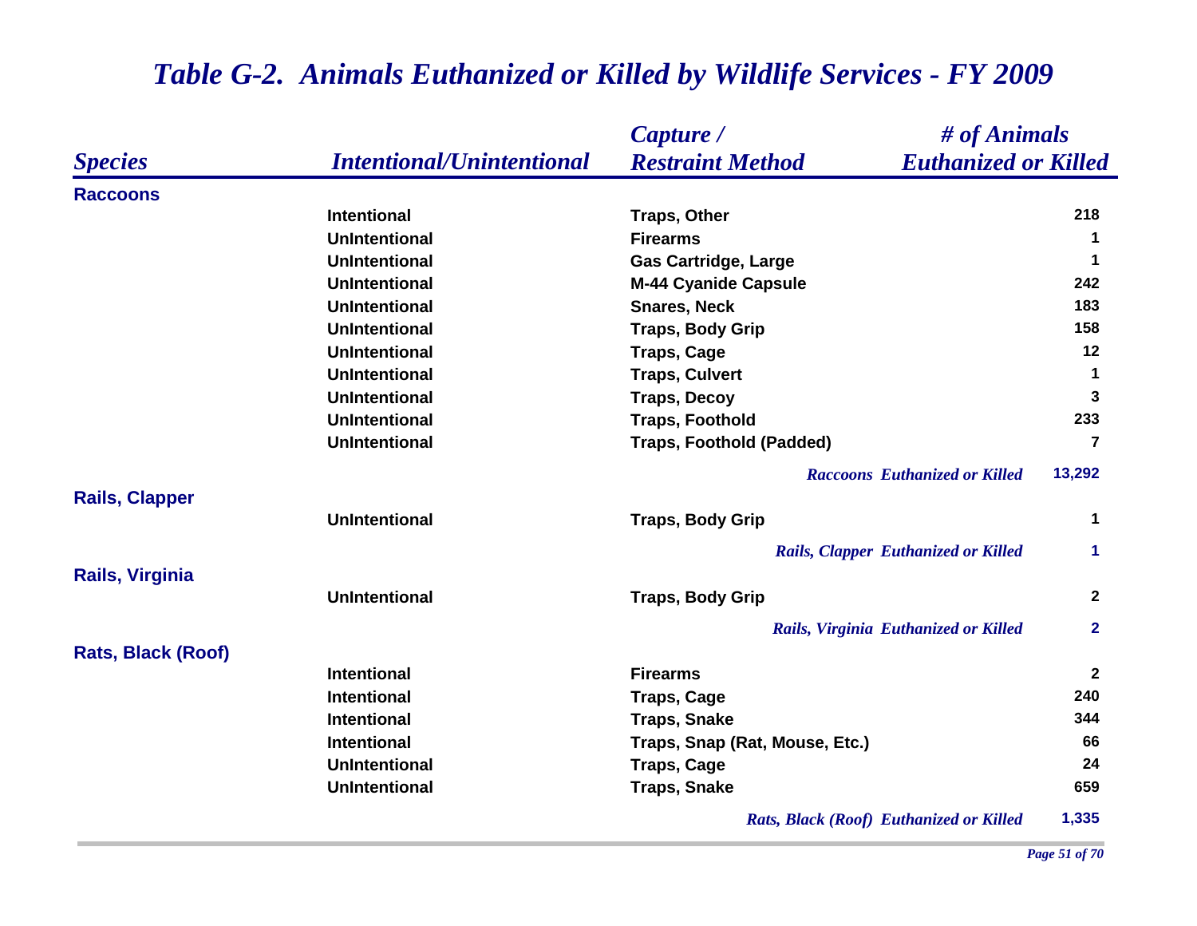# Table G-2. Animals Euthanized or Killed by Wildlife Services - FY 2009

| Species | Intentional/Unintentional | Capture / Restraint Method | # of Animals Euthanized or Killed |
|---|---|---|---|
| **Raccoons** | | | |
| | Intentional | Traps, Other | 218 |
| | UnIntentional | Firearms | 1 |
| | UnIntentional | Gas Cartridge, Large | 1 |
| | UnIntentional | M-44 Cyanide Capsule | 242 |
| | UnIntentional | Snares, Neck | 183 |
| | UnIntentional | Traps, Body Grip | 158 |
| | UnIntentional | Traps, Cage | 12 |
| | UnIntentional | Traps, Culvert | 1 |
| | UnIntentional | Traps, Decoy | 3 |
| | UnIntentional | Traps, Foothold | 233 |
| | UnIntentional | Traps, Foothold (Padded) | 7 |
| | | *Raccoons Euthanized or Killed* | 13,292 |
| **Rails, Clapper** | | | |
| | UnIntentional | Traps, Body Grip | 1 |
| | | *Rails, Clapper Euthanized or Killed* | 1 |
| **Rails, Virginia** | | | |
| | UnIntentional | Traps, Body Grip | 2 |
| | | *Rails, Virginia Euthanized or Killed* | 2 |
| **Rats, Black (Roof)** | | | |
| | Intentional | Firearms | 2 |
| | Intentional | Traps, Cage | 240 |
| | Intentional | Traps, Snake | 344 |
| | Intentional | Traps, Snap (Rat, Mouse, Etc.) | 66 |
| | UnIntentional | Traps, Cage | 24 |
| | UnIntentional | Traps, Snake | 659 |
| | | *Rats, Black (Roof) Euthanized or Killed* | 1,335 |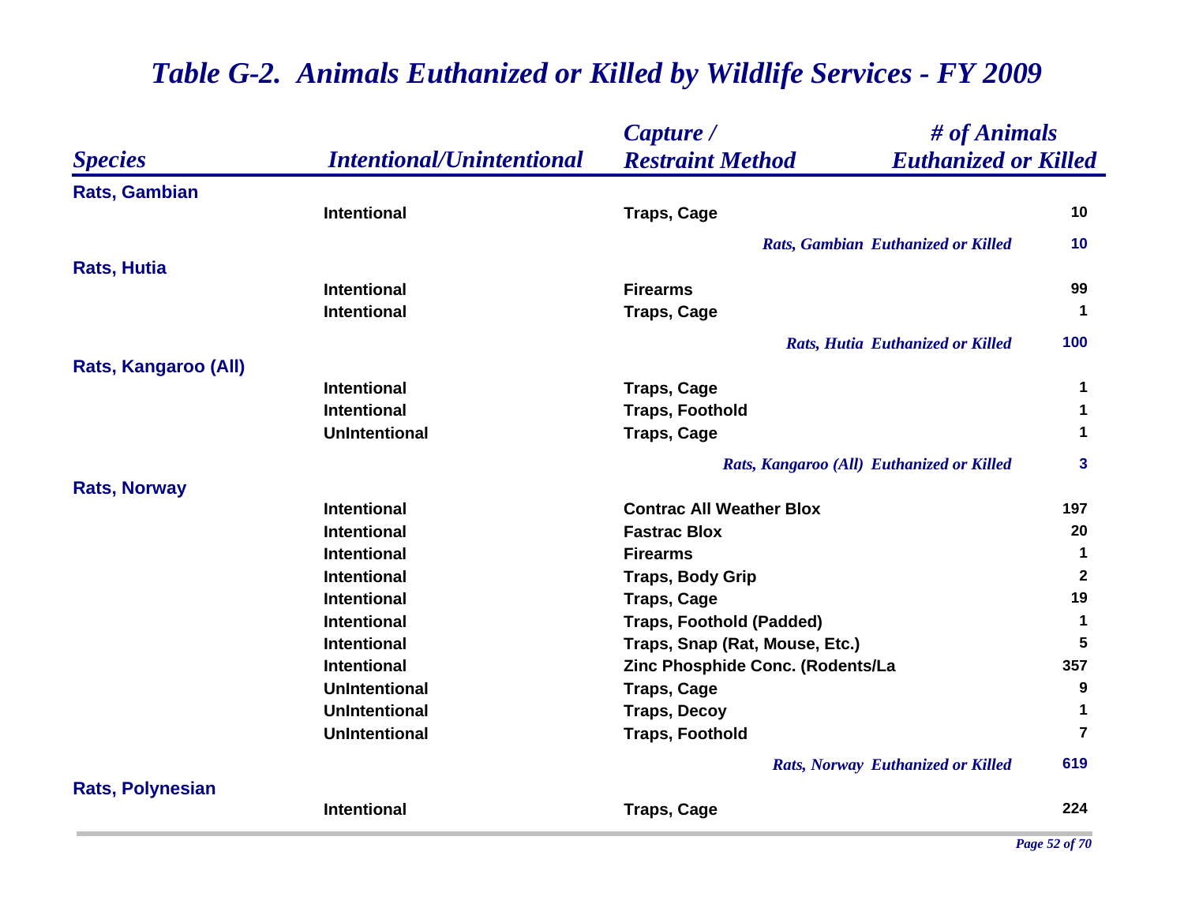# *Table G-2. Animals Euthanized or Killed by Wildlife Services - FY 2009*

| *Species* | *Intentional/Unintentional* | *Capture / Restraint Method* | *# of Animals Euthanized or Killed* |
|---|---|---|---|
| **Rats, Gambian** | | | |
| | Intentional | Traps, Cage | 10 |
| | | *Rats, Gambian Euthanized or Killed* | **10** |
| **Rats, Hutia** | | | |
| | Intentional | Firearms | 99 |
| | Intentional | Traps, Cage | 1 |
| | | *Rats, Hutia Euthanized or Killed* | **100** |
| **Rats, Kangaroo (All)** | | | |
| | Intentional | Traps, Cage | 1 |
| | Intentional | Traps, Foothold | 1 |
| | UnIntentional | Traps, Cage | 1 |
| | | *Rats, Kangaroo (All) Euthanized or Killed* | **3** |
| **Rats, Norway** | | | |
| | Intentional | Contrac All Weather Blox | 197 |
| | Intentional | Fastrac Blox | 20 |
| | Intentional | Firearms | 1 |
| | Intentional | Traps, Body Grip | 2 |
| | Intentional | Traps, Cage | 19 |
| | Intentional | Traps, Foothold (Padded) | 1 |
| | Intentional | Traps, Snap (Rat, Mouse, Etc.) | 5 |
| | Intentional | Zinc Phosphide Conc. (Rodents/La | 357 |
| | UnIntentional | Traps, Cage | 9 |
| | UnIntentional | Traps, Decoy | 1 |
| | UnIntentional | Traps, Foothold | 7 |
| | | *Rats, Norway Euthanized or Killed* | **619** |
| **Rats, Polynesian** | | | |
| | Intentional | Traps, Cage | 224 |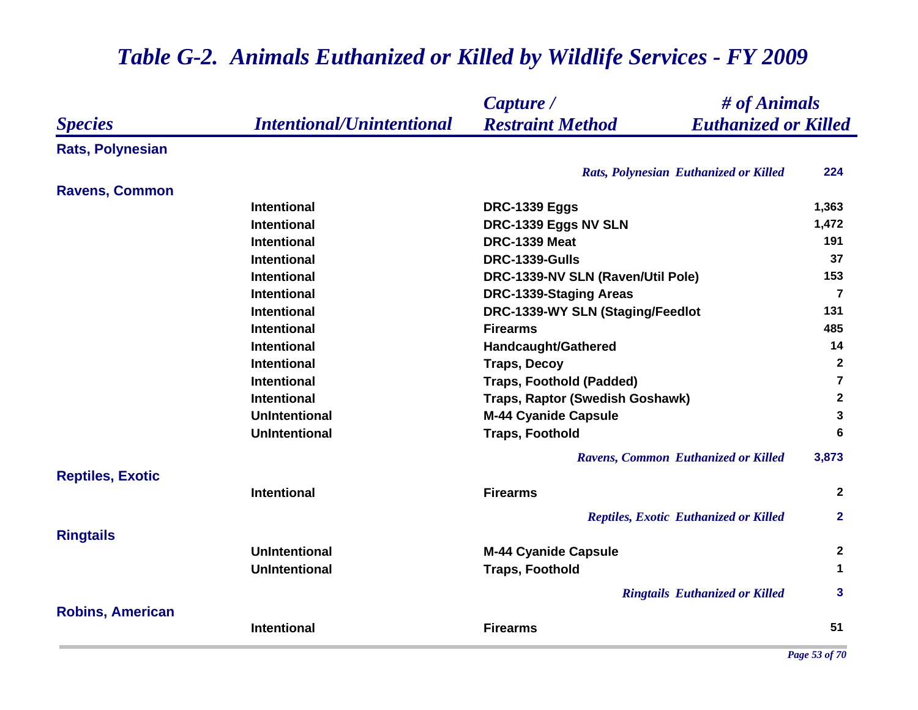# *Table G-2. Animals Euthanized or Killed by Wildlife Services - FY 2009*

| *Species* | *Intentional/Unintentional* | *Capture / Restraint Method* | *# of Animals Euthanized or Killed* |
|---|---|---|---|
| **Rats, Polynesian** | | | |
| | | *Rats, Polynesian Euthanized or Killed* | **224** |
| **Ravens, Common** | | | |
| | Intentional | DRC-1339 Eggs | 1,363 |
| | Intentional | DRC-1339 Eggs NV SLN | 1,472 |
| | Intentional | DRC-1339 Meat | 191 |
| | Intentional | DRC-1339-Gulls | 37 |
| | Intentional | DRC-1339-NV SLN (Raven/Util Pole) | 153 |
| | Intentional | DRC-1339-Staging Areas | 7 |
| | Intentional | DRC-1339-WY SLN (Staging/Feedlot | 131 |
| | Intentional | Firearms | 485 |
| | Intentional | Handcaught/Gathered | 14 |
| | Intentional | Traps, Decoy | 2 |
| | Intentional | Traps, Foothold (Padded) | 7 |
| | Intentional | Traps, Raptor (Swedish Goshawk) | 2 |
| | UnIntentional | M-44 Cyanide Capsule | 3 |
| | UnIntentional | Traps, Foothold | 6 |
| | | *Ravens, Common Euthanized or Killed* | **3,873** |
| **Reptiles, Exotic** | | | |
| | Intentional | Firearms | 2 |
| | | *Reptiles, Exotic Euthanized or Killed* | **2** |
| **Ringtails** | | | |
| | UnIntentional | M-44 Cyanide Capsule | 2 |
| | UnIntentional | Traps, Foothold | 1 |
| | | *Ringtails Euthanized or Killed* | **3** |
| **Robins, American** | | | |
| | Intentional | Firearms | 51 |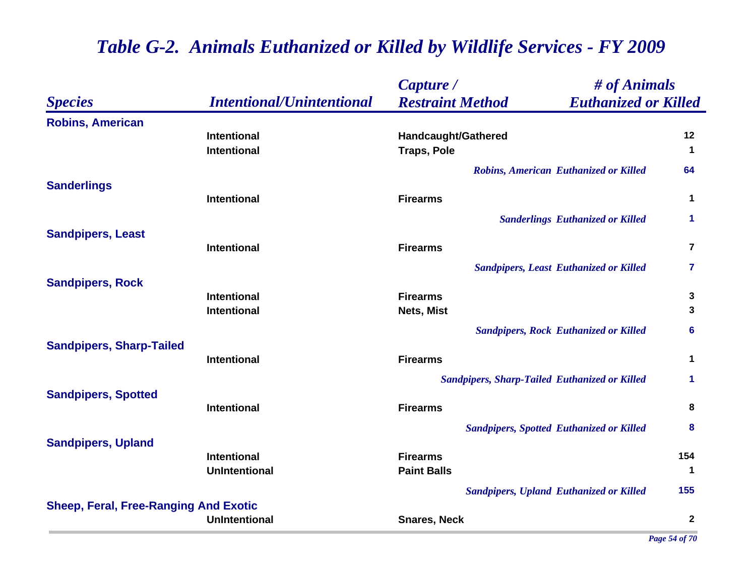# Table G-2. Animals Euthanized or Killed by Wildlife Services - FY 2009

| Species | Intentional/Unintentional | Capture / Restraint Method | # of Animals Euthanized or Killed |
|---|---|---|---|
| **Robins, American** | | | |
| | Intentional | Handcaught/Gathered | 12 |
| | Intentional | Traps, Pole | 1 |
| | | *Robins, American Euthanized or Killed* | 64 |
| **Sanderlings** | | | |
| | Intentional | Firearms | 1 |
| | | *Sanderlings Euthanized or Killed* | 1 |
| **Sandpipers, Least** | | | |
| | Intentional | Firearms | 7 |
| | | *Sandpipers, Least Euthanized or Killed* | 7 |
| **Sandpipers, Rock** | | | |
| | Intentional | Firearms | 3 |
| | Intentional | Nets, Mist | 3 |
| | | *Sandpipers, Rock Euthanized or Killed* | 6 |
| **Sandpipers, Sharp-Tailed** | | | |
| | Intentional | Firearms | 1 |
| | | *Sandpipers, Sharp-Tailed Euthanized or Killed* | 1 |
| **Sandpipers, Spotted** | | | |
| | Intentional | Firearms | 8 |
| | | *Sandpipers, Spotted Euthanized or Killed* | 8 |
| **Sandpipers, Upland** | | | |
| | Intentional | Firearms | 154 |
| | UnIntentional | Paint Balls | 1 |
| | | *Sandpipers, Upland Euthanized or Killed* | 155 |
| **Sheep, Feral, Free-Ranging And Exotic** | | | |
| | UnIntentional | Snares, Neck | 2 |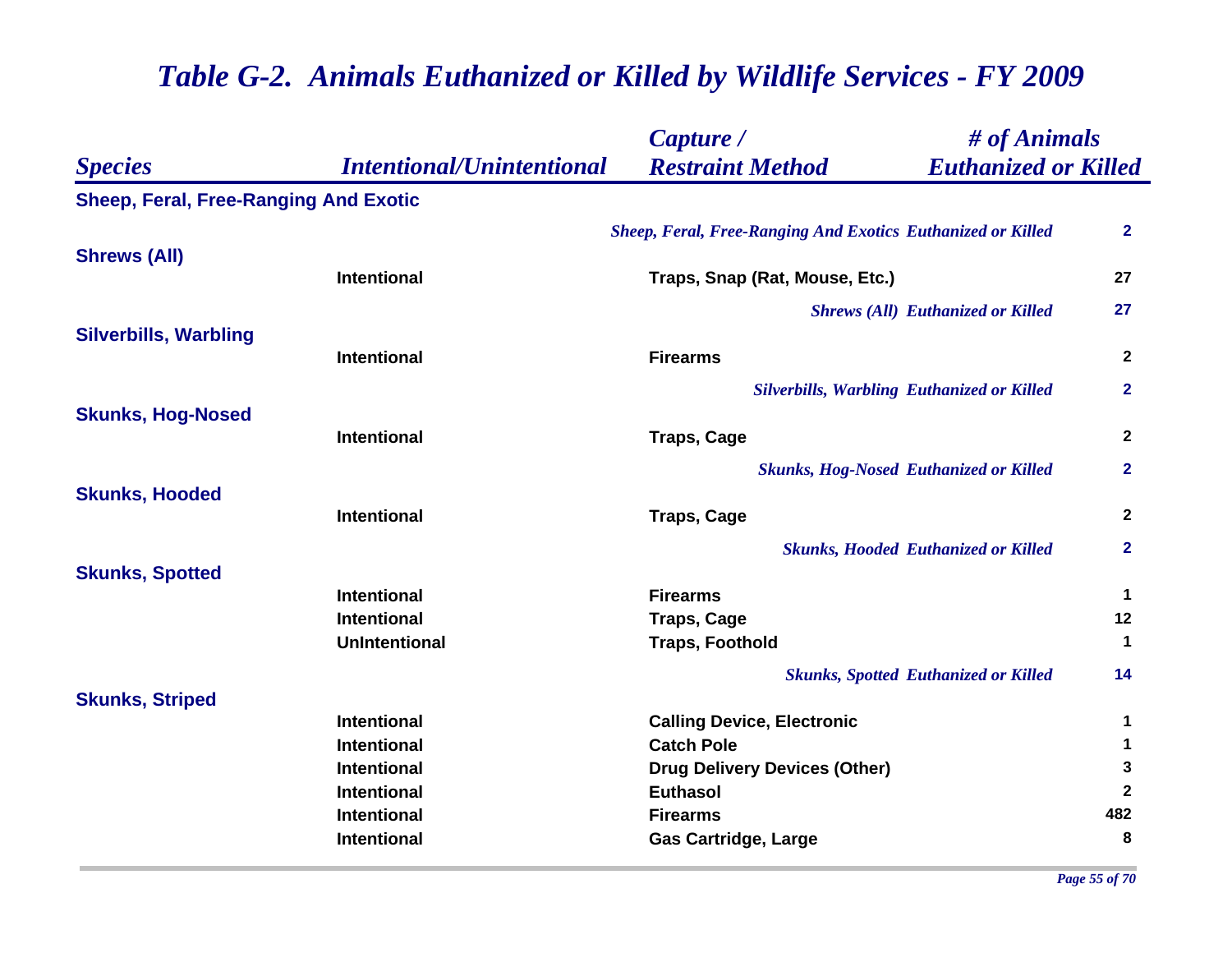# *Table G-2. Animals Euthanized or Killed by Wildlife Services - FY 2009*

| *Species* | *Intentional/Unintentional* | *Capture / Restraint Method* | *# of Animals Euthanized or Killed* |
|---|---|---|---|
| **Sheep, Feral, Free-Ranging And Exotic** | | | |
| | | ***Sheep, Feral, Free-Ranging And Exotics Euthanized or Killed*** | **2** |
| **Shrews (All)** | | | |
| | Intentional | Traps, Snap (Rat, Mouse, Etc.) | 27 |
| | | ***Shrews (All) Euthanized or Killed*** | **27** |
| **Silverbills, Warbling** | | | |
| | Intentional | Firearms | 2 |
| | | ***Silverbills, Warbling Euthanized or Killed*** | **2** |
| **Skunks, Hog-Nosed** | | | |
| | Intentional | Traps, Cage | 2 |
| | | ***Skunks, Hog-Nosed Euthanized or Killed*** | **2** |
| **Skunks, Hooded** | | | |
| | Intentional | Traps, Cage | 2 |
| | | ***Skunks, Hooded Euthanized or Killed*** | **2** |
| **Skunks, Spotted** | | | |
| | Intentional | Firearms | 1 |
| | Intentional | Traps, Cage | 12 |
| | UnIntentional | Traps, Foothold | 1 |
| | | ***Skunks, Spotted Euthanized or Killed*** | **14** |
| **Skunks, Striped** | | | |
| | Intentional | Calling Device, Electronic | 1 |
| | Intentional | Catch Pole | 1 |
| | Intentional | Drug Delivery Devices (Other) | 3 |
| | Intentional | Euthasol | 2 |
| | Intentional | Firearms | 482 |
| | Intentional | Gas Cartridge, Large | 8 |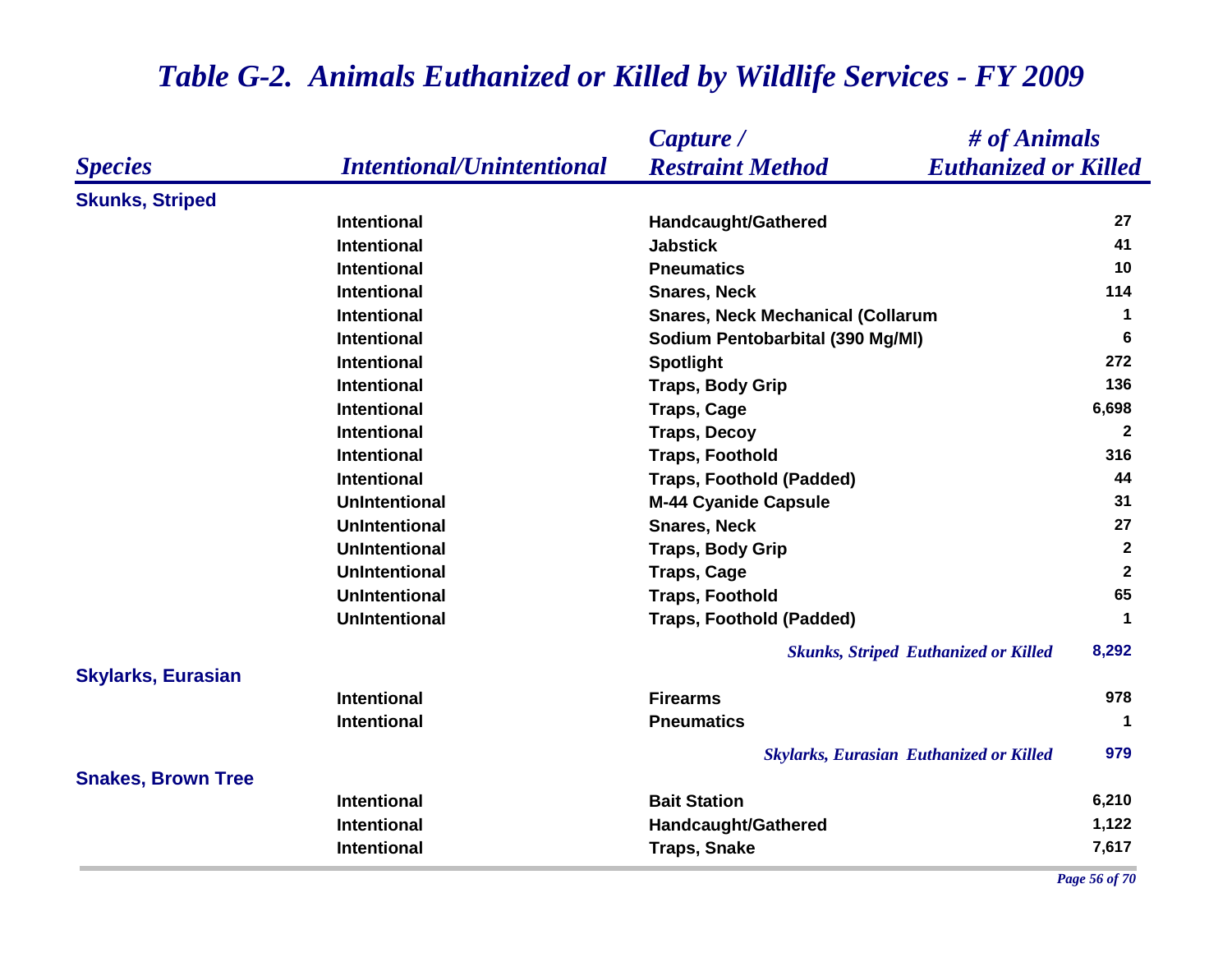## *Table G-2. Animals Euthanized or Killed by Wildlife Services - FY 2009*

| *Species* | *Intentional/Unintentional* | *Capture / Restraint Method* | *# of Animals Euthanized or Killed* |
|---|---|---|---|
| **Skunks, Striped** | | | |
| | Intentional | Handcaught/Gathered | 27 |
| | Intentional | Jabstick | 41 |
| | Intentional | Pneumatics | 10 |
| | Intentional | Snares, Neck | 114 |
| | Intentional | Snares, Neck Mechanical (Collarum | 1 |
| | Intentional | Sodium Pentobarbital (390 Mg/Ml) | 6 |
| | Intentional | Spotlight | 272 |
| | Intentional | Traps, Body Grip | 136 |
| | Intentional | Traps, Cage | 6,698 |
| | Intentional | Traps, Decoy | 2 |
| | Intentional | Traps, Foothold | 316 |
| | Intentional | Traps, Foothold (Padded) | 44 |
| | UnIntentional | M-44 Cyanide Capsule | 31 |
| | UnIntentional | Snares, Neck | 27 |
| | UnIntentional | Traps, Body Grip | 2 |
| | UnIntentional | Traps, Cage | 2 |
| | UnIntentional | Traps, Foothold | 65 |
| | UnIntentional | Traps, Foothold (Padded) | 1 |
| | | *Skunks, Striped Euthanized or Killed* | 8,292 |
| **Skylarks, Eurasian** | | | |
| | Intentional | Firearms | 978 |
| | Intentional | Pneumatics | 1 |
| | | *Skylarks, Eurasian Euthanized or Killed* | 979 |
| **Snakes, Brown Tree** | | | |
| | Intentional | Bait Station | 6,210 |
| | Intentional | Handcaught/Gathered | 1,122 |
| | Intentional | Traps, Snake | 7,617 |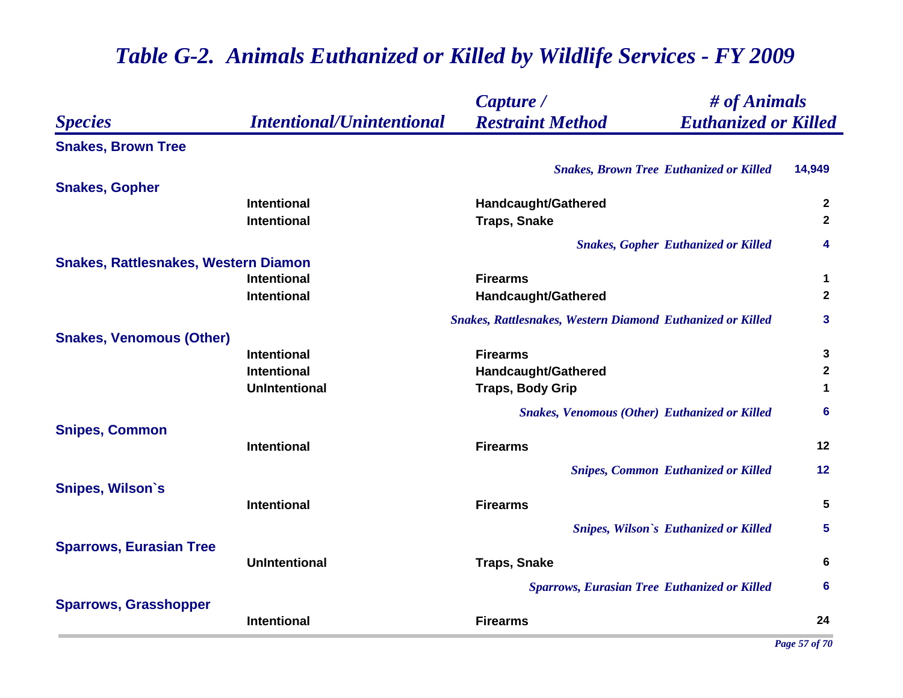# *Table G-2. Animals Euthanized or Killed by Wildlife Services - FY 2009*

| *Species* | *Intentional/Unintentional* | *Capture / Restraint Method* | *# of Animals Euthanized or Killed* |
|---|---|---|---|
| **Snakes, Brown Tree** | | | |
| | | ***Snakes, Brown Tree Euthanized or Killed*** | **14,949** |
| **Snakes, Gopher** | | | |
| | Intentional | Handcaught/Gathered | 2 |
| | Intentional | Traps, Snake | 2 |
| | | ***Snakes, Gopher Euthanized or Killed*** | **4** |
| **Snakes, Rattlesnakes, Western Diamon** | | | |
| | Intentional | Firearms | 1 |
| | Intentional | Handcaught/Gathered | 2 |
| | | ***Snakes, Rattlesnakes, Western Diamond Euthanized or Killed*** | **3** |
| **Snakes, Venomous (Other)** | | | |
| | Intentional | Firearms | 3 |
| | Intentional | Handcaught/Gathered | 2 |
| | UnIntentional | Traps, Body Grip | 1 |
| | | ***Snakes, Venomous (Other) Euthanized or Killed*** | **6** |
| **Snipes, Common** | | | |
| | Intentional | Firearms | 12 |
| | | ***Snipes, Common Euthanized or Killed*** | **12** |
| **Snipes, Wilson`s** | | | |
| | Intentional | Firearms | 5 |
| | | ***Snipes, Wilson`s Euthanized or Killed*** | **5** |
| **Sparrows, Eurasian Tree** | | | |
| | UnIntentional | Traps, Snake | 6 |
| | | ***Sparrows, Eurasian Tree Euthanized or Killed*** | **6** |
| **Sparrows, Grasshopper** | | | |
| | Intentional | Firearms | 24 |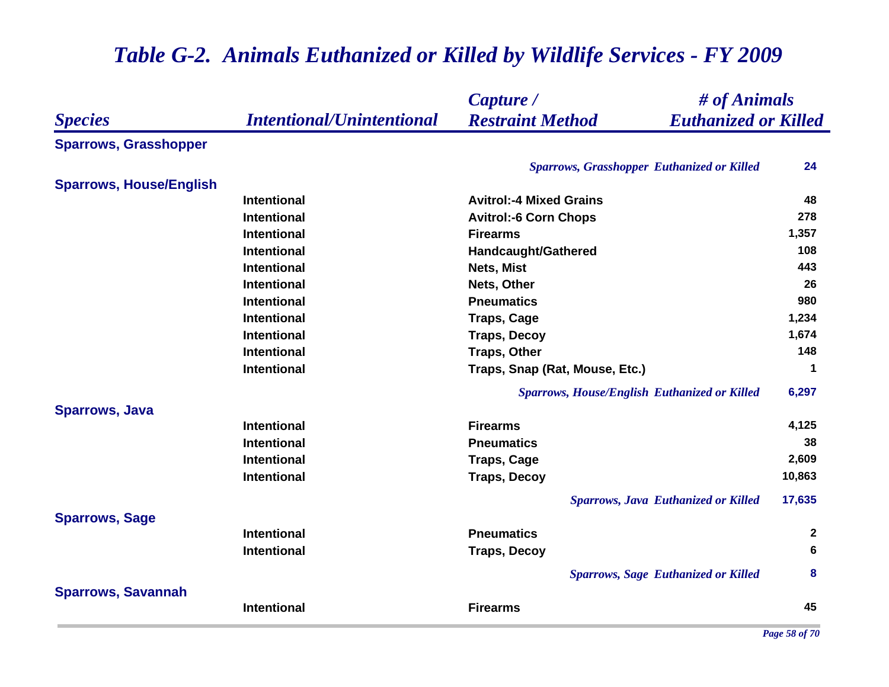# Table G-2. Animals Euthanized or Killed by Wildlife Services - FY 2009

| Species | Intentional/Unintentional | Capture / Restraint Method | # of Animals Euthanized or Killed |
|---|---|---|---|
| **Sparrows, Grasshopper** | | | |
| | | *Sparrows, Grasshopper Euthanized or Killed* | 24 |
| **Sparrows, House/English** | | | |
| | Intentional | Avitrol:-4 Mixed Grains | 48 |
| | Intentional | Avitrol:-6 Corn Chops | 278 |
| | Intentional | Firearms | 1,357 |
| | Intentional | Handcaught/Gathered | 108 |
| | Intentional | Nets, Mist | 443 |
| | Intentional | Nets, Other | 26 |
| | Intentional | Pneumatics | 980 |
| | Intentional | Traps, Cage | 1,234 |
| | Intentional | Traps, Decoy | 1,674 |
| | Intentional | Traps, Other | 148 |
| | Intentional | Traps, Snap (Rat, Mouse, Etc.) | 1 |
| | | *Sparrows, House/English Euthanized or Killed* | 6,297 |
| **Sparrows, Java** | | | |
| | Intentional | Firearms | 4,125 |
| | Intentional | Pneumatics | 38 |
| | Intentional | Traps, Cage | 2,609 |
| | Intentional | Traps, Decoy | 10,863 |
| | | *Sparrows, Java Euthanized or Killed* | 17,635 |
| **Sparrows, Sage** | | | |
| | Intentional | Pneumatics | 2 |
| | Intentional | Traps, Decoy | 6 |
| | | *Sparrows, Sage Euthanized or Killed* | 8 |
| **Sparrows, Savannah** | | | |
| | Intentional | Firearms | 45 |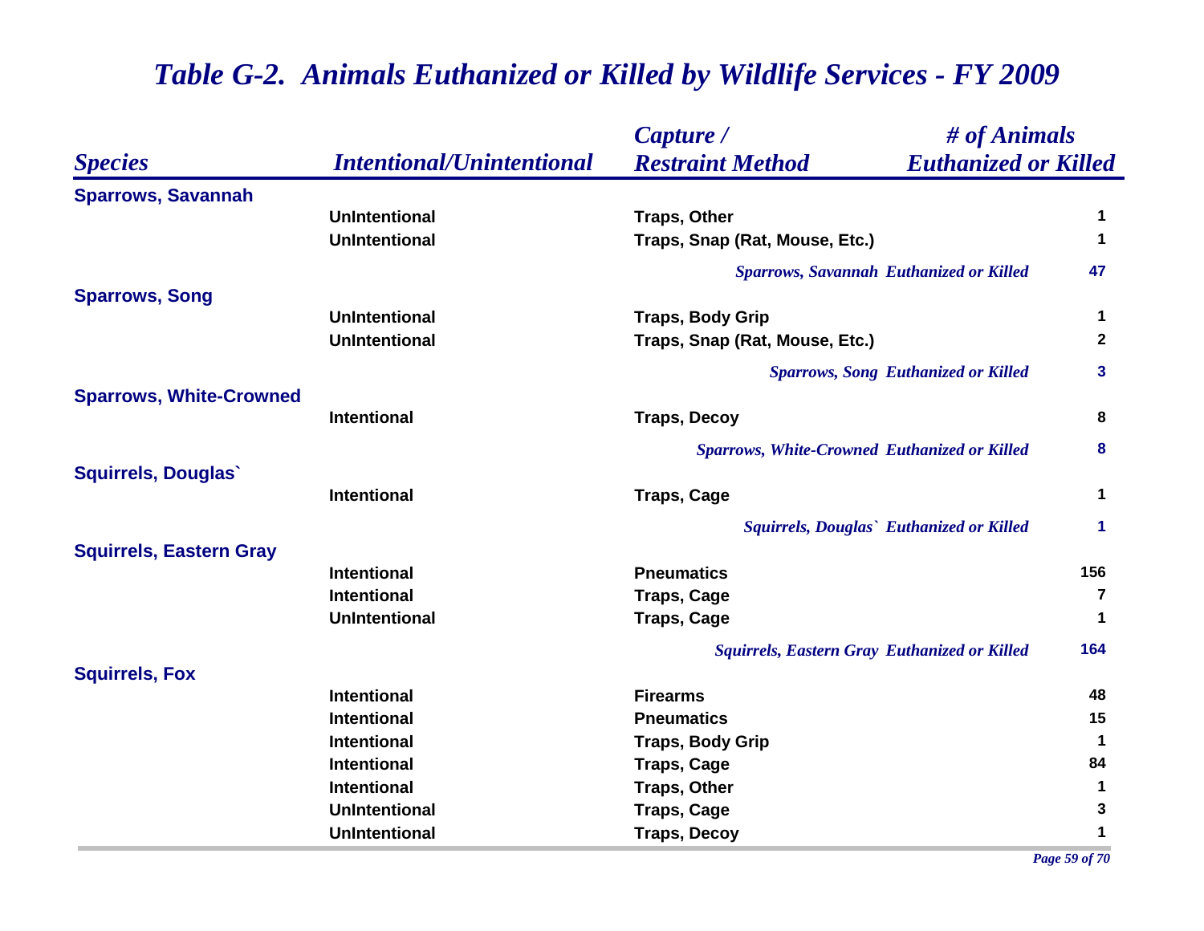# *Table G-2. Animals Euthanized or Killed by Wildlife Services - FY 2009*

| *Species* | *Intentional/Unintentional* | *Capture / Restraint Method* | *# of Animals Euthanized or Killed* |
|---|---|---|---|
| **Sparrows, Savannah** | | | |
| | UnIntentional | Traps, Other | 1 |
| | UnIntentional | Traps, Snap (Rat, Mouse, Etc.) | 1 |
| | | *Sparrows, Savannah Euthanized or Killed* | **47** |
| **Sparrows, Song** | | | |
| | UnIntentional | Traps, Body Grip | 1 |
| | UnIntentional | Traps, Snap (Rat, Mouse, Etc.) | 2 |
| | | *Sparrows, Song Euthanized or Killed* | **3** |
| **Sparrows, White-Crowned** | | | |
| | Intentional | Traps, Decoy | 8 |
| | | *Sparrows, White-Crowned Euthanized or Killed* | **8** |
| **Squirrels, Douglas`** | | | |
| | Intentional | Traps, Cage | 1 |
| | | *Squirrels, Douglas` Euthanized or Killed* | **1** |
| **Squirrels, Eastern Gray** | | | |
| | Intentional | Pneumatics | 156 |
| | Intentional | Traps, Cage | 7 |
| | UnIntentional | Traps, Cage | 1 |
| | | *Squirrels, Eastern Gray Euthanized or Killed* | **164** |
| **Squirrels, Fox** | | | |
| | Intentional | Firearms | 48 |
| | Intentional | Pneumatics | 15 |
| | Intentional | Traps, Body Grip | 1 |
| | Intentional | Traps, Cage | 84 |
| | Intentional | Traps, Other | 1 |
| | UnIntentional | Traps, Cage | 3 |
| | UnIntentional | Traps, Decoy | 1 |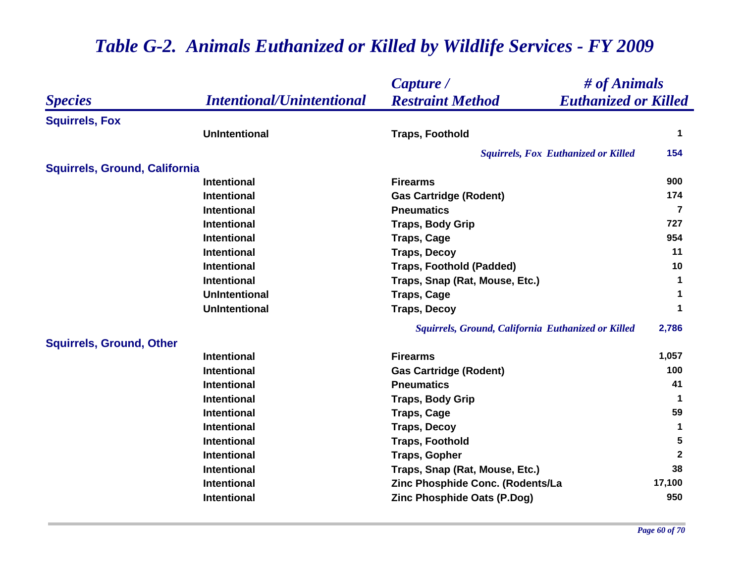# Table G-2. Animals Euthanized or Killed by Wildlife Services - FY 2009

| Species | Intentional/Unintentional | Capture / Restraint Method | # of Animals Euthanized or Killed |
|---|---|---|---|
| **Squirrels, Fox** | | | |
| | UnIntentional | Traps, Foothold | 1 |
| | | *Squirrels, Fox Euthanized or Killed* | 154 |
| **Squirrels, Ground, California** | | | |
| | Intentional | Firearms | 900 |
| | Intentional | Gas Cartridge (Rodent) | 174 |
| | Intentional | Pneumatics | 7 |
| | Intentional | Traps, Body Grip | 727 |
| | Intentional | Traps, Cage | 954 |
| | Intentional | Traps, Decoy | 11 |
| | Intentional | Traps, Foothold (Padded) | 10 |
| | Intentional | Traps, Snap (Rat, Mouse, Etc.) | 1 |
| | UnIntentional | Traps, Cage | 1 |
| | UnIntentional | Traps, Decoy | 1 |
| | | *Squirrels, Ground, California Euthanized or Killed* | 2,786 |
| **Squirrels, Ground, Other** | | | |
| | Intentional | Firearms | 1,057 |
| | Intentional | Gas Cartridge (Rodent) | 100 |
| | Intentional | Pneumatics | 41 |
| | Intentional | Traps, Body Grip | 1 |
| | Intentional | Traps, Cage | 59 |
| | Intentional | Traps, Decoy | 1 |
| | Intentional | Traps, Foothold | 5 |
| | Intentional | Traps, Gopher | 2 |
| | Intentional | Traps, Snap (Rat, Mouse, Etc.) | 38 |
| | Intentional | Zinc Phosphide Conc. (Rodents/La | 17,100 |
| | Intentional | Zinc Phosphide Oats (P.Dog) | 950 |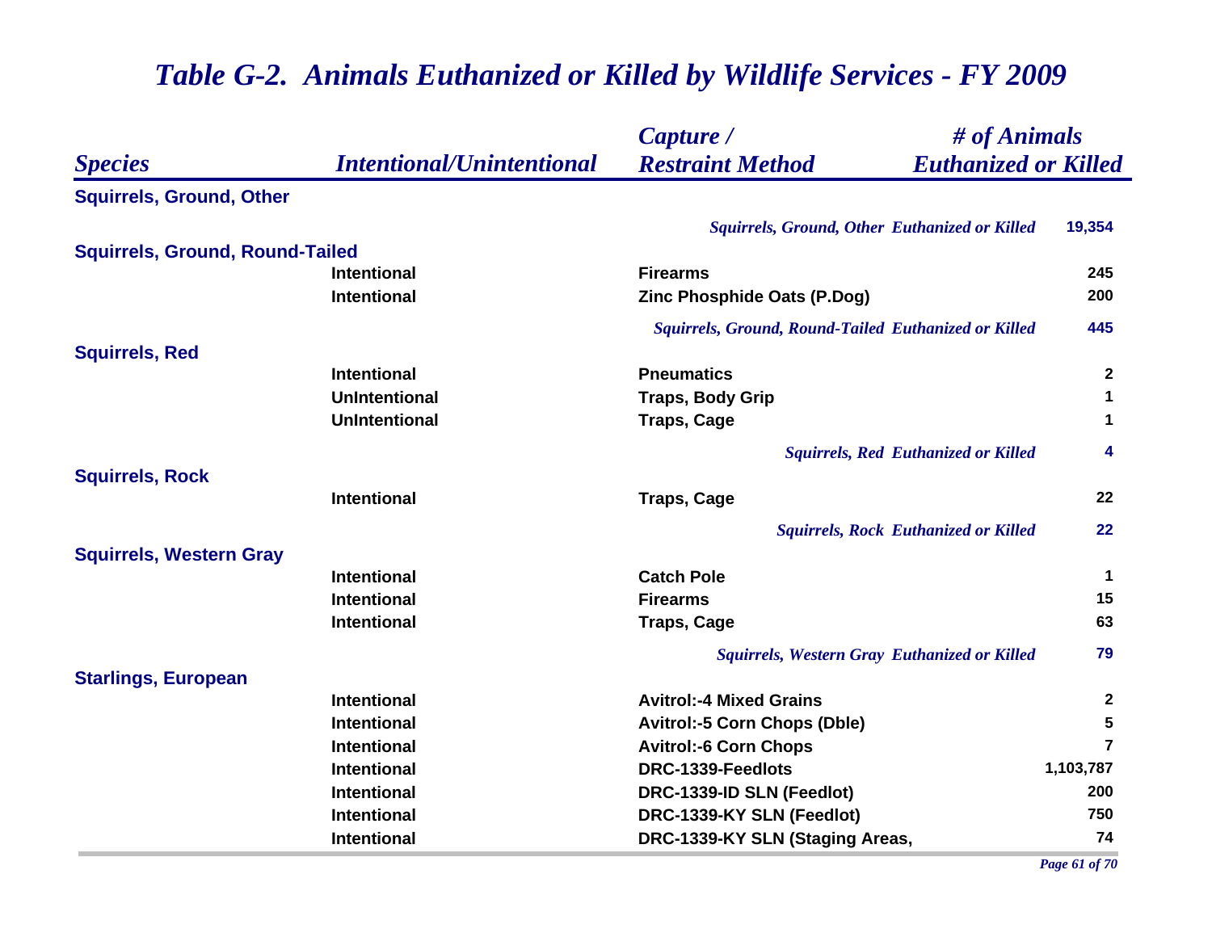# Table G-2. Animals Euthanized or Killed by Wildlife Services - FY 2009

| Species | Intentional/Unintentional | Capture / Restraint Method | # of Animals Euthanized or Killed |
|---|---|---|---|
| **Squirrels, Ground, Other** | | | |
| | | *Squirrels, Ground, Other Euthanized or Killed* | **19,354** |
| **Squirrels, Ground, Round-Tailed** | | | |
| | Intentional | Firearms | 245 |
| | Intentional | Zinc Phosphide Oats (P.Dog) | 200 |
| | | *Squirrels, Ground, Round-Tailed Euthanized or Killed* | **445** |
| **Squirrels, Red** | | | |
| | Intentional | Pneumatics | 2 |
| | UnIntentional | Traps, Body Grip | 1 |
| | UnIntentional | Traps, Cage | 1 |
| | | *Squirrels, Red Euthanized or Killed* | **4** |
| **Squirrels, Rock** | | | |
| | Intentional | Traps, Cage | 22 |
| | | *Squirrels, Rock Euthanized or Killed* | **22** |
| **Squirrels, Western Gray** | | | |
| | Intentional | Catch Pole | 1 |
| | Intentional | Firearms | 15 |
| | Intentional | Traps, Cage | 63 |
| | | *Squirrels, Western Gray Euthanized or Killed* | **79** |
| **Starlings, European** | | | |
| | Intentional | Avitrol:-4 Mixed Grains | 2 |
| | Intentional | Avitrol:-5 Corn Chops (Dble) | 5 |
| | Intentional | Avitrol:-6 Corn Chops | 7 |
| | Intentional | DRC-1339-Feedlots | 1,103,787 |
| | Intentional | DRC-1339-ID SLN (Feedlot) | 200 |
| | Intentional | DRC-1339-KY SLN (Feedlot) | 750 |
| | Intentional | DRC-1339-KY SLN (Staging Areas, | 74 |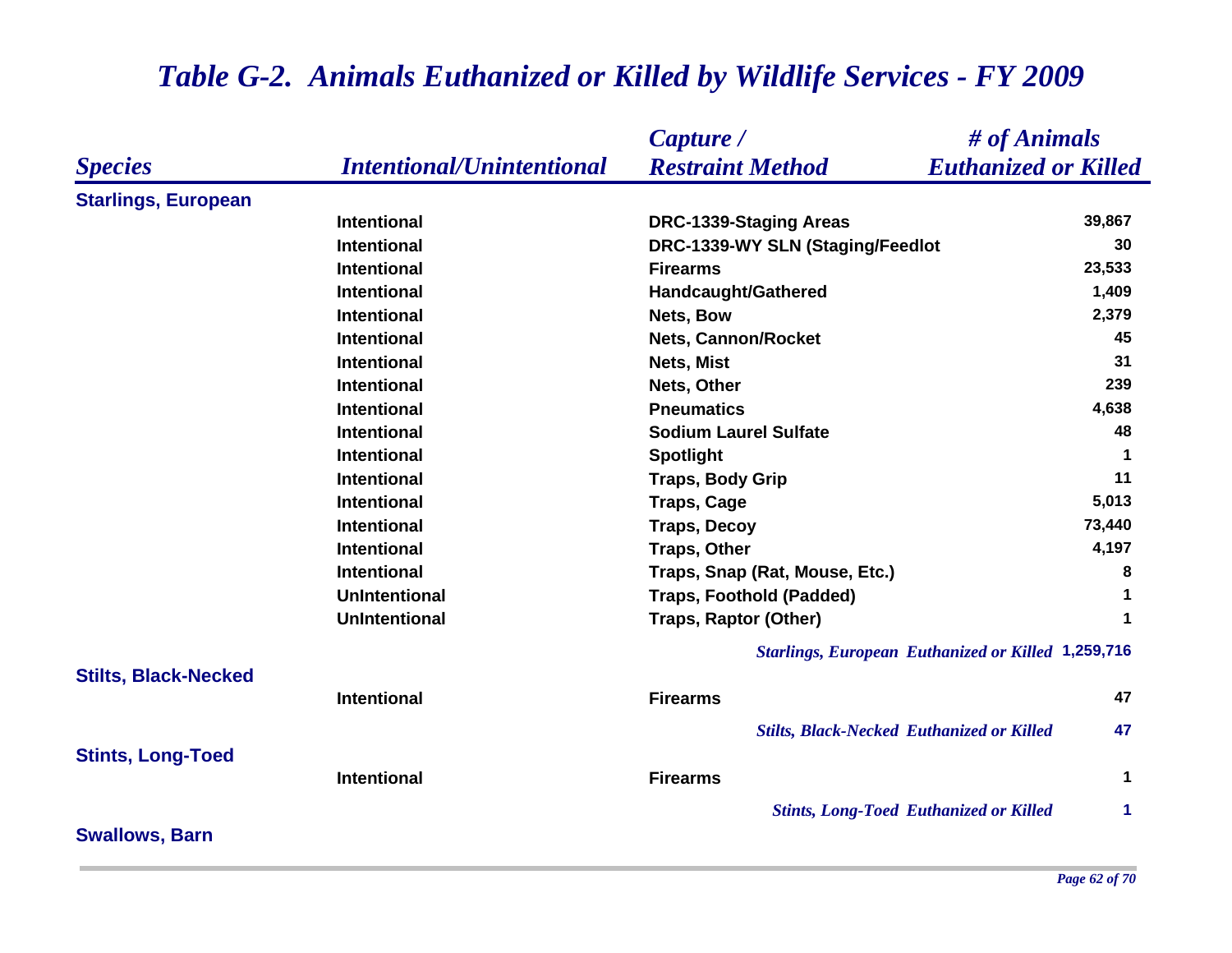# *Table G-2. Animals Euthanized or Killed by Wildlife Services - FY 2009*

| *Species* | *Intentional/Unintentional* | *Capture / Restraint Method* | *# of Animals Euthanized or Killed* |
|---|---|---|---|
| **Starlings, European** | | | |
| | Intentional | DRC-1339-Staging Areas | 39,867 |
| | Intentional | DRC-1339-WY SLN (Staging/Feedlot | 30 |
| | Intentional | Firearms | 23,533 |
| | Intentional | Handcaught/Gathered | 1,409 |
| | Intentional | Nets, Bow | 2,379 |
| | Intentional | Nets, Cannon/Rocket | 45 |
| | Intentional | Nets, Mist | 31 |
| | Intentional | Nets, Other | 239 |
| | Intentional | Pneumatics | 4,638 |
| | Intentional | Sodium Laurel Sulfate | 48 |
| | Intentional | Spotlight | 1 |
| | Intentional | Traps, Body Grip | 11 |
| | Intentional | Traps, Cage | 5,013 |
| | Intentional | Traps, Decoy | 73,440 |
| | Intentional | Traps, Other | 4,197 |
| | Intentional | Traps, Snap (Rat, Mouse, Etc.) | 8 |
| | UnIntentional | Traps, Foothold (Padded) | 1 |
| | UnIntentional | Traps, Raptor (Other) | 1 |
| | | *Starlings, European Euthanized or Killed* | 1,259,716 |
| **Stilts, Black-Necked** | | | |
| | Intentional | Firearms | 47 |
| | | *Stilts, Black-Necked Euthanized or Killed* | 47 |
| **Stints, Long-Toed** | | | |
| | Intentional | Firearms | 1 |
| | | *Stints, Long-Toed Euthanized or Killed* | 1 |
| **Swallows, Barn** | | | |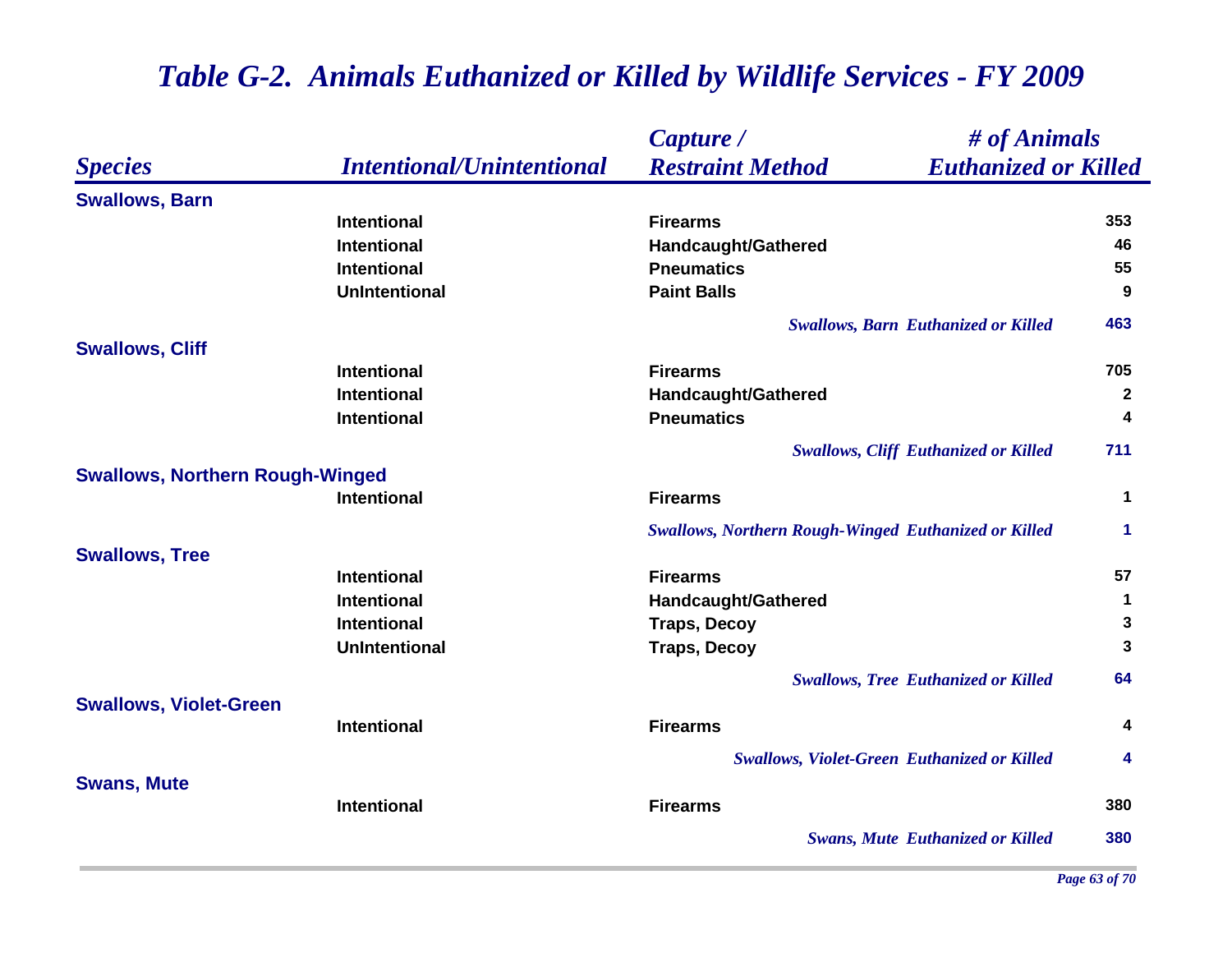# *Table G-2. Animals Euthanized or Killed by Wildlife Services - FY 2009*

| *Species* | *Intentional/Unintentional* | *Capture / Restraint Method* | *# of Animals Euthanized or Killed* |
|---|---|---|---|
| **Swallows, Barn** | | | |
| | Intentional | Firearms | 353 |
| | Intentional | Handcaught/Gathered | 46 |
| | Intentional | Pneumatics | 55 |
| | UnIntentional | Paint Balls | 9 |
| | | *Swallows, Barn Euthanized or Killed* | 463 |
| **Swallows, Cliff** | | | |
| | Intentional | Firearms | 705 |
| | Intentional | Handcaught/Gathered | 2 |
| | Intentional | Pneumatics | 4 |
| | | *Swallows, Cliff Euthanized or Killed* | 711 |
| **Swallows, Northern Rough-Winged** | | | |
| | Intentional | Firearms | 1 |
| | | *Swallows, Northern Rough-Winged Euthanized or Killed* | 1 |
| **Swallows, Tree** | | | |
| | Intentional | Firearms | 57 |
| | Intentional | Handcaught/Gathered | 1 |
| | Intentional | Traps, Decoy | 3 |
| | UnIntentional | Traps, Decoy | 3 |
| | | *Swallows, Tree Euthanized or Killed* | 64 |
| **Swallows, Violet-Green** | | | |
| | Intentional | Firearms | 4 |
| | | *Swallows, Violet-Green Euthanized or Killed* | 4 |
| **Swans, Mute** | | | |
| | Intentional | Firearms | 380 |
| | | *Swans, Mute Euthanized or Killed* | 380 |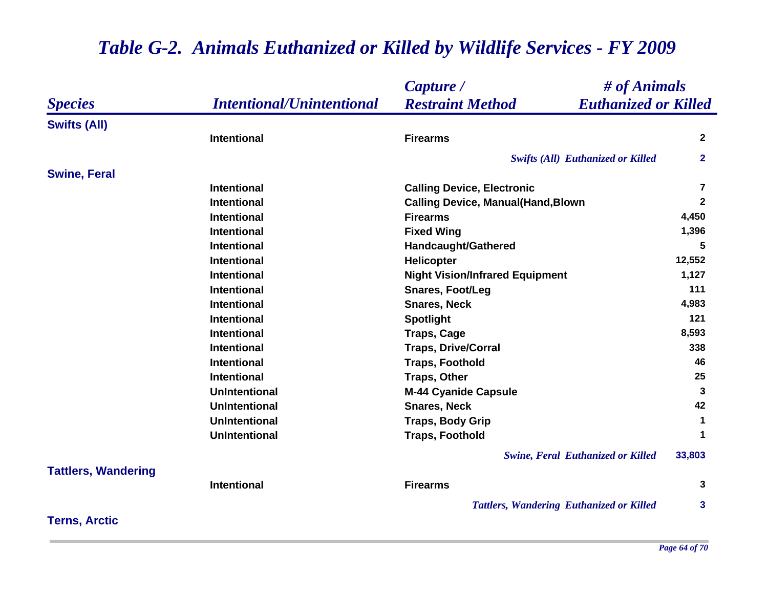# Table G-2. Animals Euthanized or Killed by Wildlife Services - FY 2009

| Species | Intentional/Unintentional | Capture / Restraint Method | # of Animals Euthanized or Killed |
|---|---|---|---|
| **Swifts (All)** | | | |
| | Intentional | Firearms | 2 |
| | | *Swifts (All) Euthanized or Killed* | 2 |
| **Swine, Feral** | | | |
| | Intentional | Calling Device, Electronic | 7 |
| | Intentional | Calling Device, Manual(Hand,Blown | 2 |
| | Intentional | Firearms | 4,450 |
| | Intentional | Fixed Wing | 1,396 |
| | Intentional | Handcaught/Gathered | 5 |
| | Intentional | Helicopter | 12,552 |
| | Intentional | Night Vision/Infrared Equipment | 1,127 |
| | Intentional | Snares, Foot/Leg | 111 |
| | Intentional | Snares, Neck | 4,983 |
| | Intentional | Spotlight | 121 |
| | Intentional | Traps, Cage | 8,593 |
| | Intentional | Traps, Drive/Corral | 338 |
| | Intentional | Traps, Foothold | 46 |
| | Intentional | Traps, Other | 25 |
| | UnIntentional | M-44 Cyanide Capsule | 3 |
| | UnIntentional | Snares, Neck | 42 |
| | UnIntentional | Traps, Body Grip | 1 |
| | UnIntentional | Traps, Foothold | 1 |
| | | *Swine, Feral Euthanized or Killed* | 33,803 |
| **Tattlers, Wandering** | | | |
| | Intentional | Firearms | 3 |
| | | *Tattlers, Wandering Euthanized or Killed* | 3 |
| **Terns, Arctic** | | | |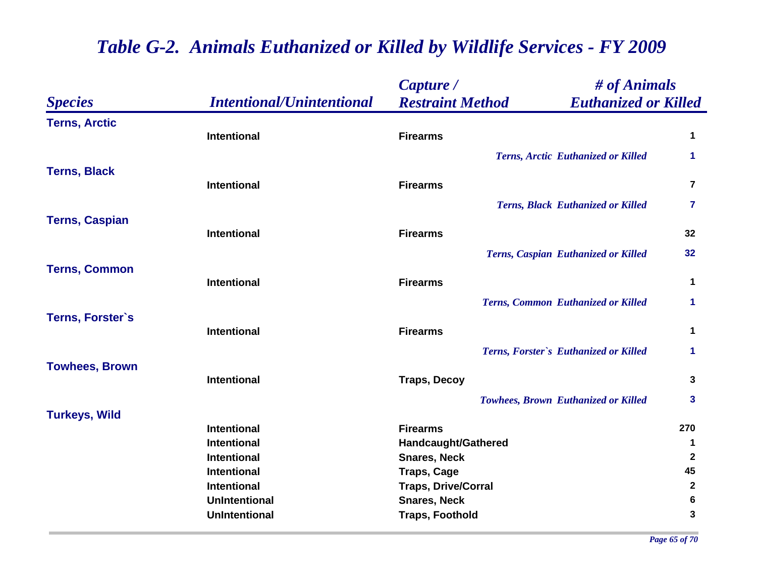# *Table G-2. Animals Euthanized or Killed by Wildlife Services - FY 2009*

| *Species* | *Intentional/Unintentional* | *Capture / Restraint Method* | *# of Animals Euthanized or Killed* |
|---|---|---|---|
| **Terns, Arctic** | | | |
| | Intentional | Firearms | 1 |
| | | *Terns, Arctic Euthanized or Killed* | 1 |
| **Terns, Black** | | | |
| | Intentional | Firearms | 7 |
| | | *Terns, Black Euthanized or Killed* | 7 |
| **Terns, Caspian** | | | |
| | Intentional | Firearms | 32 |
| | | *Terns, Caspian Euthanized or Killed* | 32 |
| **Terns, Common** | | | |
| | Intentional | Firearms | 1 |
| | | *Terns, Common Euthanized or Killed* | 1 |
| **Terns, Forster`s** | | | |
| | Intentional | Firearms | 1 |
| | | *Terns, Forster`s Euthanized or Killed* | 1 |
| **Towhees, Brown** | | | |
| | Intentional | Traps, Decoy | 3 |
| | | *Towhees, Brown Euthanized or Killed* | 3 |
| **Turkeys, Wild** | | | |
| | Intentional | Firearms | 270 |
| | Intentional | Handcaught/Gathered | 1 |
| | Intentional | Snares, Neck | 2 |
| | Intentional | Traps, Cage | 45 |
| | Intentional | Traps, Drive/Corral | 2 |
| | UnIntentional | Snares, Neck | 6 |
| | UnIntentional | Traps, Foothold | 3 |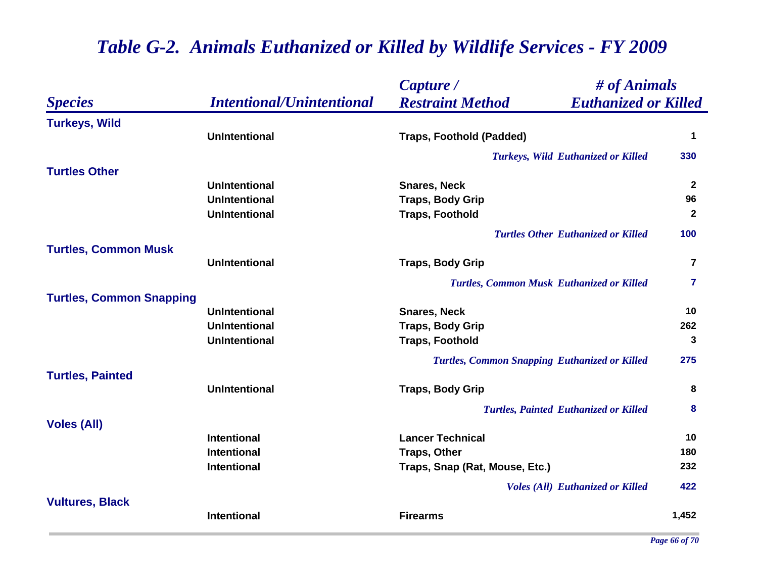# Table G-2. Animals Euthanized or Killed by Wildlife Services - FY 2009

| Species | Intentional/Unintentional | Capture / Restraint Method | # of Animals Euthanized or Killed |
|---|---|---|---|
| **Turkeys, Wild** | | | |
| | UnIntentional | Traps, Foothold (Padded) | 1 |
| | | *Turkeys, Wild Euthanized or Killed* | 330 |
| **Turtles Other** | | | |
| | UnIntentional | Snares, Neck | 2 |
| | UnIntentional | Traps, Body Grip | 96 |
| | UnIntentional | Traps, Foothold | 2 |
| | | *Turtles Other Euthanized or Killed* | 100 |
| **Turtles, Common Musk** | | | |
| | UnIntentional | Traps, Body Grip | 7 |
| | | *Turtles, Common Musk Euthanized or Killed* | 7 |
| **Turtles, Common Snapping** | | | |
| | UnIntentional | Snares, Neck | 10 |
| | UnIntentional | Traps, Body Grip | 262 |
| | UnIntentional | Traps, Foothold | 3 |
| | | *Turtles, Common Snapping Euthanized or Killed* | 275 |
| **Turtles, Painted** | | | |
| | UnIntentional | Traps, Body Grip | 8 |
| | | *Turtles, Painted Euthanized or Killed* | 8 |
| **Voles (All)** | | | |
| | Intentional | Lancer Technical | 10 |
| | Intentional | Traps, Other | 180 |
| | Intentional | Traps, Snap (Rat, Mouse, Etc.) | 232 |
| | | *Voles (All) Euthanized or Killed* | 422 |
| **Vultures, Black** | | | |
| | Intentional | Firearms | 1,452 |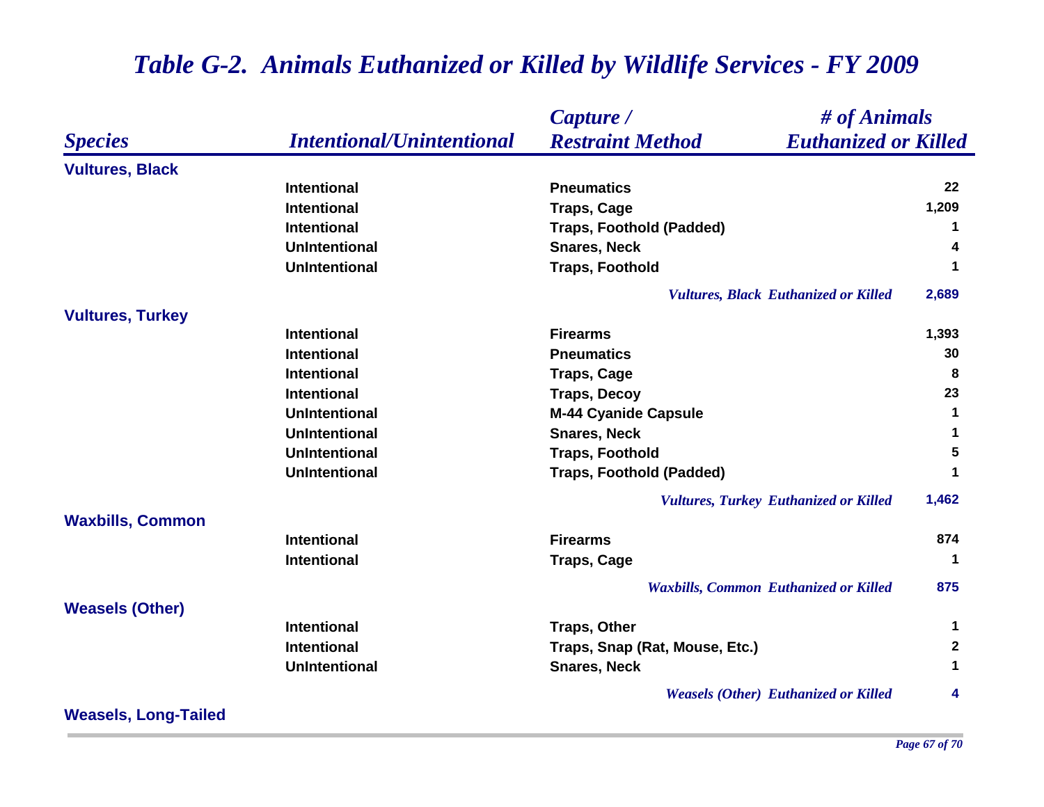# Table G-2. Animals Euthanized or Killed by Wildlife Services - FY 2009

| Species | Intentional/Unintentional | Capture / Restraint Method | # of Animals Euthanized or Killed |
|---|---|---|---|
| **Vultures, Black** | | | |
| | Intentional | Pneumatics | 22 |
| | Intentional | Traps, Cage | 1,209 |
| | Intentional | Traps, Foothold (Padded) | 1 |
| | UnIntentional | Snares, Neck | 4 |
| | UnIntentional | Traps, Foothold | 1 |
| | | *Vultures, Black Euthanized or Killed* | 2,689 |
| **Vultures, Turkey** | | | |
| | Intentional | Firearms | 1,393 |
| | Intentional | Pneumatics | 30 |
| | Intentional | Traps, Cage | 8 |
| | Intentional | Traps, Decoy | 23 |
| | UnIntentional | M-44 Cyanide Capsule | 1 |
| | UnIntentional | Snares, Neck | 1 |
| | UnIntentional | Traps, Foothold | 5 |
| | UnIntentional | Traps, Foothold (Padded) | 1 |
| | | *Vultures, Turkey Euthanized or Killed* | 1,462 |
| **Waxbills, Common** | | | |
| | Intentional | Firearms | 874 |
| | Intentional | Traps, Cage | 1 |
| | | *Waxbills, Common Euthanized or Killed* | 875 |
| **Weasels (Other)** | | | |
| | Intentional | Traps, Other | 1 |
| | Intentional | Traps, Snap (Rat, Mouse, Etc.) | 2 |
| | UnIntentional | Snares, Neck | 1 |
| | | *Weasels (Other) Euthanized or Killed* | 4 |
| **Weasels, Long-Tailed** | | | |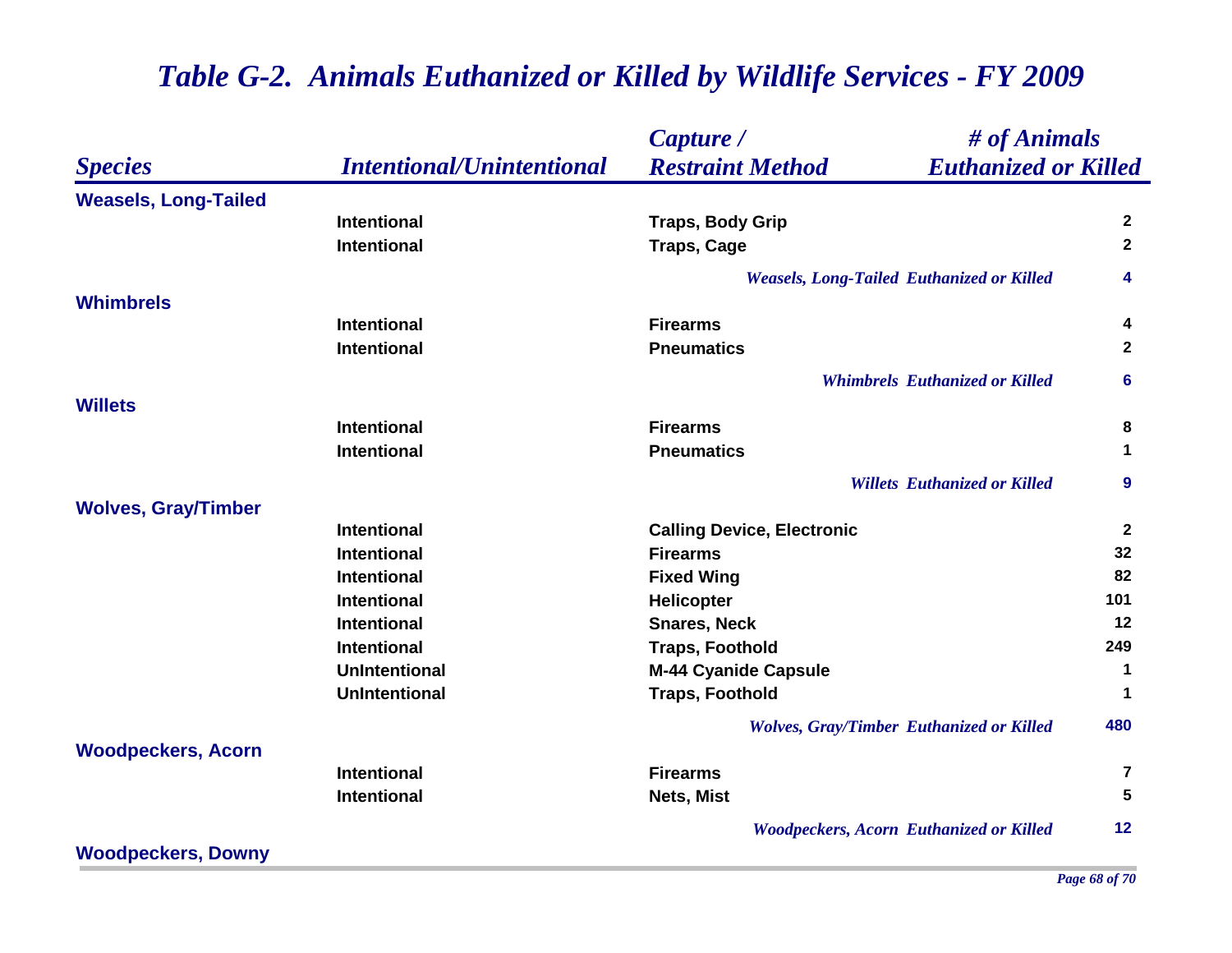# *Table G-2. Animals Euthanized or Killed by Wildlife Services - FY 2009*

| *Species* | *Intentional/Unintentional* | *Capture / Restraint Method* | *# of Animals Euthanized or Killed* |
|---|---|---|---|
| **Weasels, Long-Tailed** | | | |
| | Intentional | Traps, Body Grip | 2 |
| | Intentional | Traps, Cage | 2 |
| | | *Weasels, Long-Tailed Euthanized or Killed* | 4 |
| **Whimbrels** | | | |
| | Intentional | Firearms | 4 |
| | Intentional | Pneumatics | 2 |
| | | *Whimbrels Euthanized or Killed* | 6 |
| **Willets** | | | |
| | Intentional | Firearms | 8 |
| | Intentional | Pneumatics | 1 |
| | | *Willets Euthanized or Killed* | 9 |
| **Wolves, Gray/Timber** | | | |
| | Intentional | Calling Device, Electronic | 2 |
| | Intentional | Firearms | 32 |
| | Intentional | Fixed Wing | 82 |
| | Intentional | Helicopter | 101 |
| | Intentional | Snares, Neck | 12 |
| | Intentional | Traps, Foothold | 249 |
| | UnIntentional | M-44 Cyanide Capsule | 1 |
| | UnIntentional | Traps, Foothold | 1 |
| | | *Wolves, Gray/Timber Euthanized or Killed* | 480 |
| **Woodpeckers, Acorn** | | | |
| | Intentional | Firearms | 7 |
| | Intentional | Nets, Mist | 5 |
| | | *Woodpeckers, Acorn Euthanized or Killed* | 12 |
| **Woodpeckers, Downy** | | | |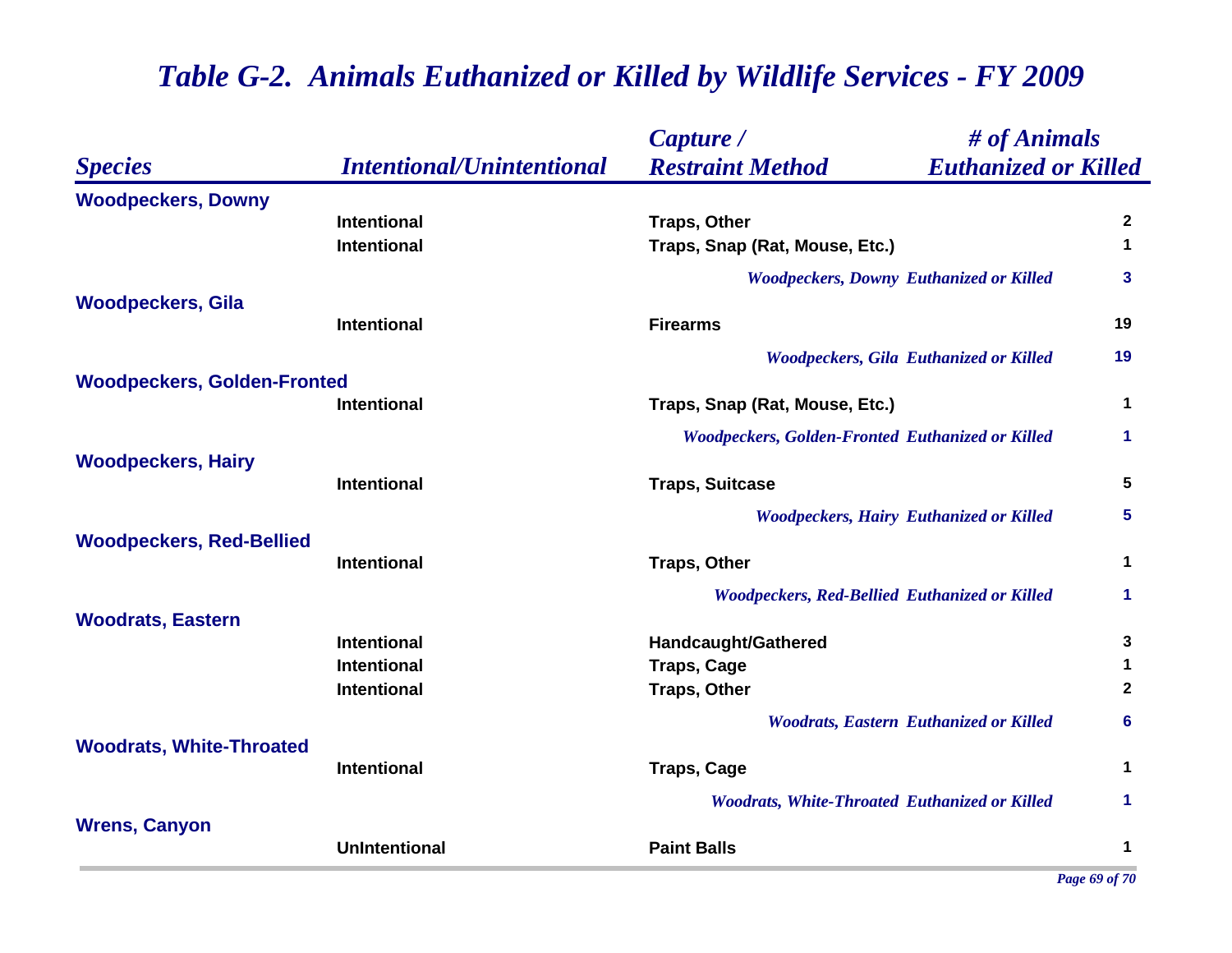# *Table G-2. Animals Euthanized or Killed by Wildlife Services - FY 2009*

| *Species* | *Intentional/Unintentional* | *Capture / Restraint Method* | *# of Animals Euthanized or Killed* |
|---|---|---|---|
| **Woodpeckers, Downy** | | | |
| | Intentional | Traps, Other | 2 |
| | Intentional | Traps, Snap (Rat, Mouse, Etc.) | 1 |
| | | *Woodpeckers, Downy Euthanized or Killed* | **3** |
| **Woodpeckers, Gila** | | | |
| | Intentional | Firearms | 19 |
| | | *Woodpeckers, Gila Euthanized or Killed* | **19** |
| **Woodpeckers, Golden-Fronted** | | | |
| | Intentional | Traps, Snap (Rat, Mouse, Etc.) | 1 |
| | | *Woodpeckers, Golden-Fronted Euthanized or Killed* | **1** |
| **Woodpeckers, Hairy** | | | |
| | Intentional | Traps, Suitcase | 5 |
| | | *Woodpeckers, Hairy Euthanized or Killed* | **5** |
| **Woodpeckers, Red-Bellied** | | | |
| | Intentional | Traps, Other | 1 |
| | | *Woodpeckers, Red-Bellied Euthanized or Killed* | **1** |
| **Woodrats, Eastern** | | | |
| | Intentional | Handcaught/Gathered | 3 |
| | Intentional | Traps, Cage | 1 |
| | Intentional | Traps, Other | 2 |
| | | *Woodrats, Eastern Euthanized or Killed* | **6** |
| **Woodrats, White-Throated** | | | |
| | Intentional | Traps, Cage | 1 |
| | | *Woodrats, White-Throated Euthanized or Killed* | **1** |
| **Wrens, Canyon** | | | |
| | UnIntentional | Paint Balls | 1 |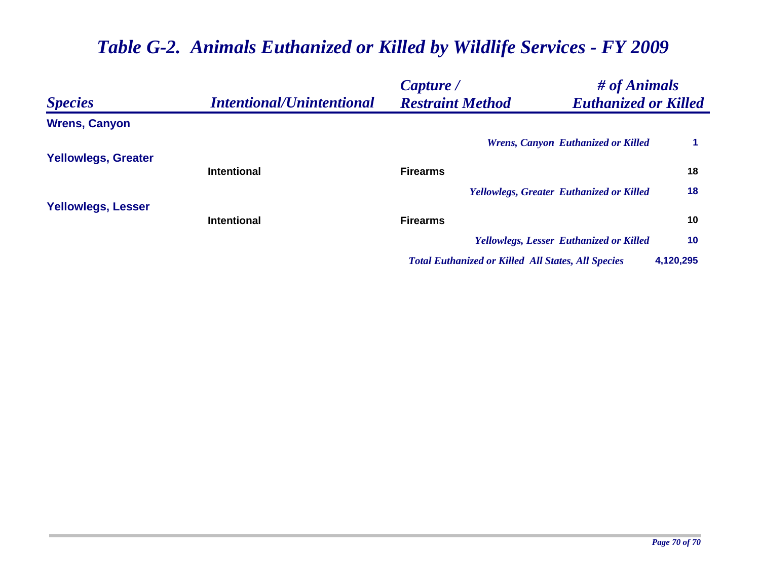# *Table G-2. Animals Euthanized or Killed by Wildlife Services - FY 2009*

| *Species* | *Intentional/Unintentional* | *Capture / Restraint Method* | *# of Animals Euthanized or Killed* |
|---|---|---|---|
| **Wrens, Canyon** | | | |
| | | ***Wrens, Canyon Euthanized or Killed*** | **1** |
| **Yellowlegs, Greater** | | | |
| | **Intentional** | **Firearms** | **18** |
| | | ***Yellowlegs, Greater Euthanized or Killed*** | **18** |
| **Yellowlegs, Lesser** | | | |
| | **Intentional** | **Firearms** | **10** |
| | | ***Yellowlegs, Lesser Euthanized or Killed*** | **10** |
| | | ***Total Euthanized or Killed All States, All Species*** | **4,120,295** |